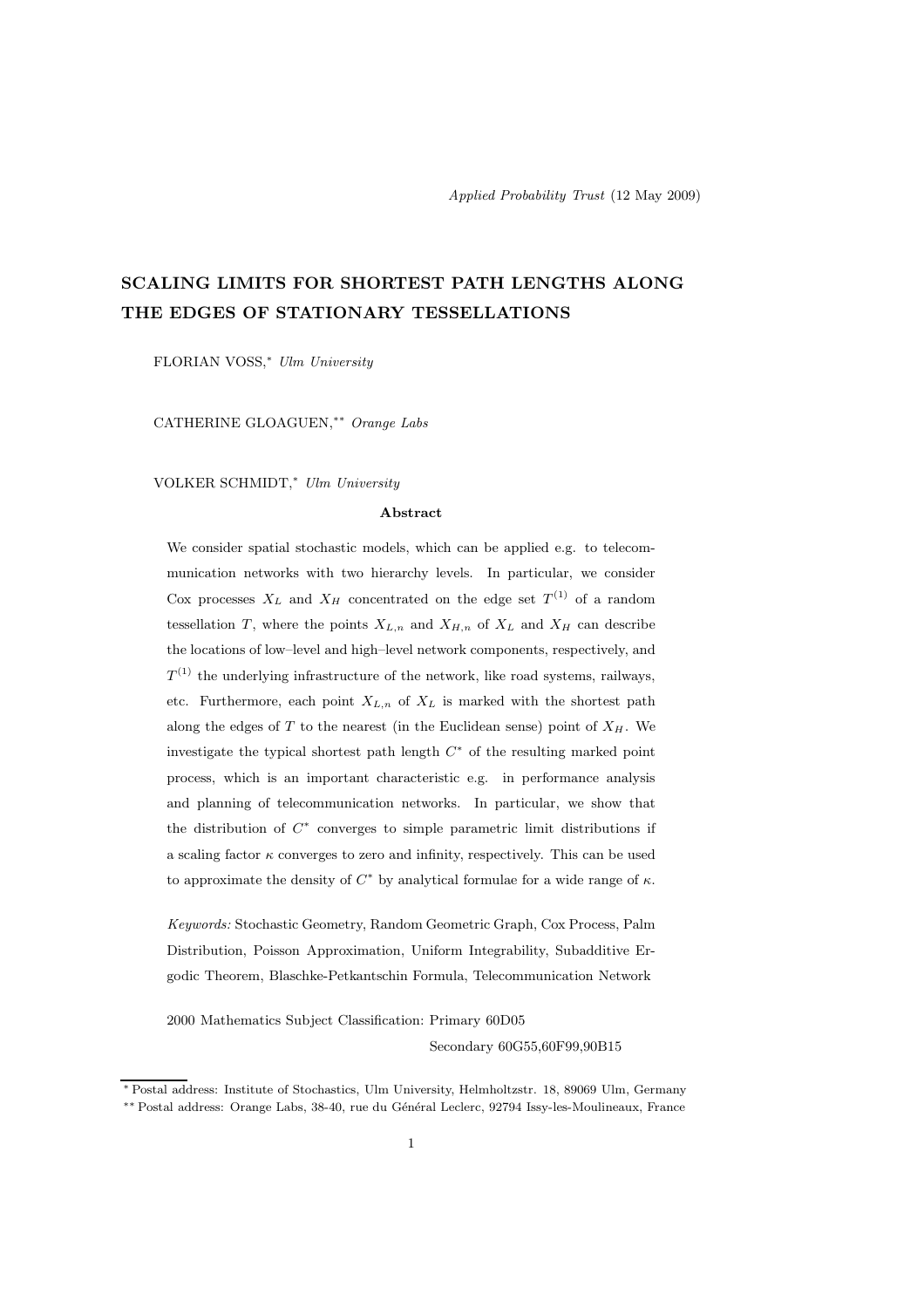Applied Probability Trust (12 May 2009)

# SCALING LIMITS FOR SHORTEST PATH LENGTHS ALONG THE EDGES OF STATIONARY TESSELLATIONS

FLORIAN VOSS,* *Ulm University*

CATHERINE GLOAGUEN,** *Orange Labs*

VOLKER SCHMIDT,* *Ulm University*

### Abstract

We consider spatial stochastic models, which can be applied e.g. to telecommunication networks with two hierarchy levels. In particular, we consider Cox processes $X_L$ and $X_H$ concentrated on the edge set $T^{(1)}$ of a random tessellation $T$, where the points $X_{L,n}$ and $X_{H,n}$ of $X_L$ and $X_H$ can describe the locations of low–level and high–level network components, respectively, and $T^{(1)}$ the underlying infrastructure of the network, like road systems, railways, etc. Furthermore, each point $X_{L,n}$ of $X_L$ is marked with the shortest path along the edges of $T$ to the nearest (in the Euclidean sense) point of $X_H$. We investigate the typical shortest path length $C^*$ of the resulting marked point process, which is an important characteristic e.g. in performance analysis and planning of telecommunication networks. In particular, we show that the distribution of $C^*$ converges to simple parametric limit distributions if a scaling factor $\kappa$ converges to zero and infinity, respectively. This can be used to approximate the density of $C^*$ by analytical formulae for a wide range of $\kappa$.

*Keywords:* Stochastic Geometry, Random Geometric Graph, Cox Process, Palm Distribution, Poisson Approximation, Uniform Integrability, Subadditive Ergodic Theorem, Blaschke-Petkantschin Formula, Telecommunication Network

2000 Mathematics Subject Classification: Primary 60D05

Secondary 60G55,60F99,90B15

---

* Postal address: Institute of Stochastics, Ulm University, Helmholtzstr. 18, 89069 Ulm, Germany

** Postal address: Orange Labs, 38-40, rue du Général Leclerc, 92794 Issy-les-Moulineaux, France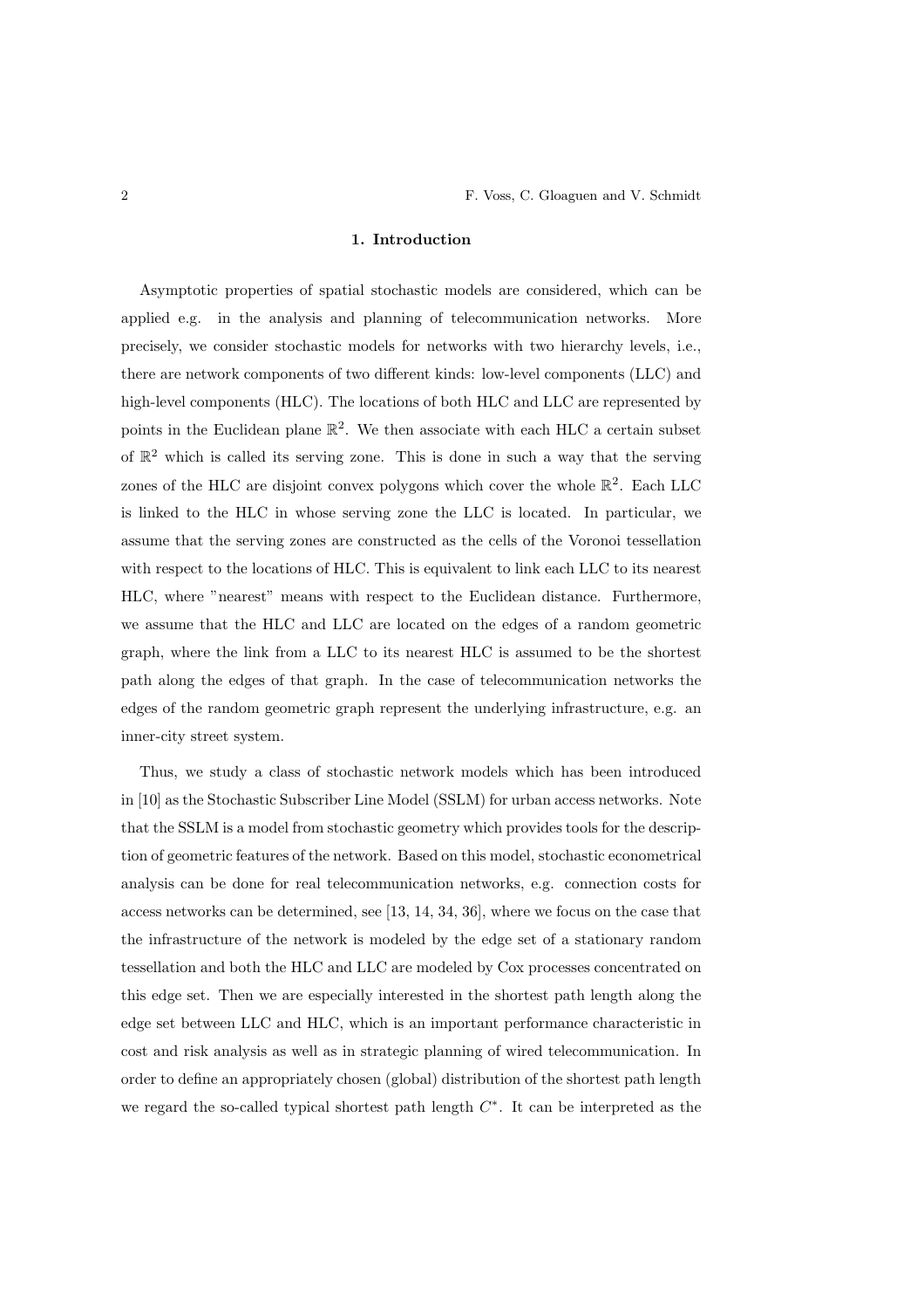## 1. Introduction

Asymptotic properties of spatial stochastic models are considered, which can be applied e.g. in the analysis and planning of telecommunication networks. More precisely, we consider stochastic models for networks with two hierarchy levels, i.e., there are network components of two different kinds: low-level components (LLC) and high-level components (HLC). The locations of both HLC and LLC are represented by points in the Euclidean plane $\mathbb{R}^2$. We then associate with each HLC a certain subset of $\mathbb{R}^2$ which is called its serving zone. This is done in such a way that the serving zones of the HLC are disjoint convex polygons which cover the whole $\mathbb{R}^2$. Each LLC is linked to the HLC in whose serving zone the LLC is located. In particular, we assume that the serving zones are constructed as the cells of the Voronoi tessellation with respect to the locations of HLC. This is equivalent to link each LLC to its nearest HLC, where "nearest" means with respect to the Euclidean distance. Furthermore, we assume that the HLC and LLC are located on the edges of a random geometric graph, where the link from a LLC to its nearest HLC is assumed to be the shortest path along the edges of that graph. In the case of telecommunication networks the edges of the random geometric graph represent the underlying infrastructure, e.g. an inner-city street system.

Thus, we study a class of stochastic network models which has been introduced in [10] as the Stochastic Subscriber Line Model (SSLM) for urban access networks. Note that the SSLM is a model from stochastic geometry which provides tools for the description of geometric features of the network. Based on this model, stochastic econometrical analysis can be done for real telecommunication networks, e.g. connection costs for access networks can be determined, see [13, 14, 34, 36], where we focus on the case that the infrastructure of the network is modeled by the edge set of a stationary random tessellation and both the HLC and LLC are modeled by Cox processes concentrated on this edge set. Then we are especially interested in the shortest path length along the edge set between LLC and HLC, which is an important performance characteristic in cost and risk analysis as well as in strategic planning of wired telecommunication. In order to define an appropriately chosen (global) distribution of the shortest path length we regard the so-called typical shortest path length $C^*$. It can be interpreted as the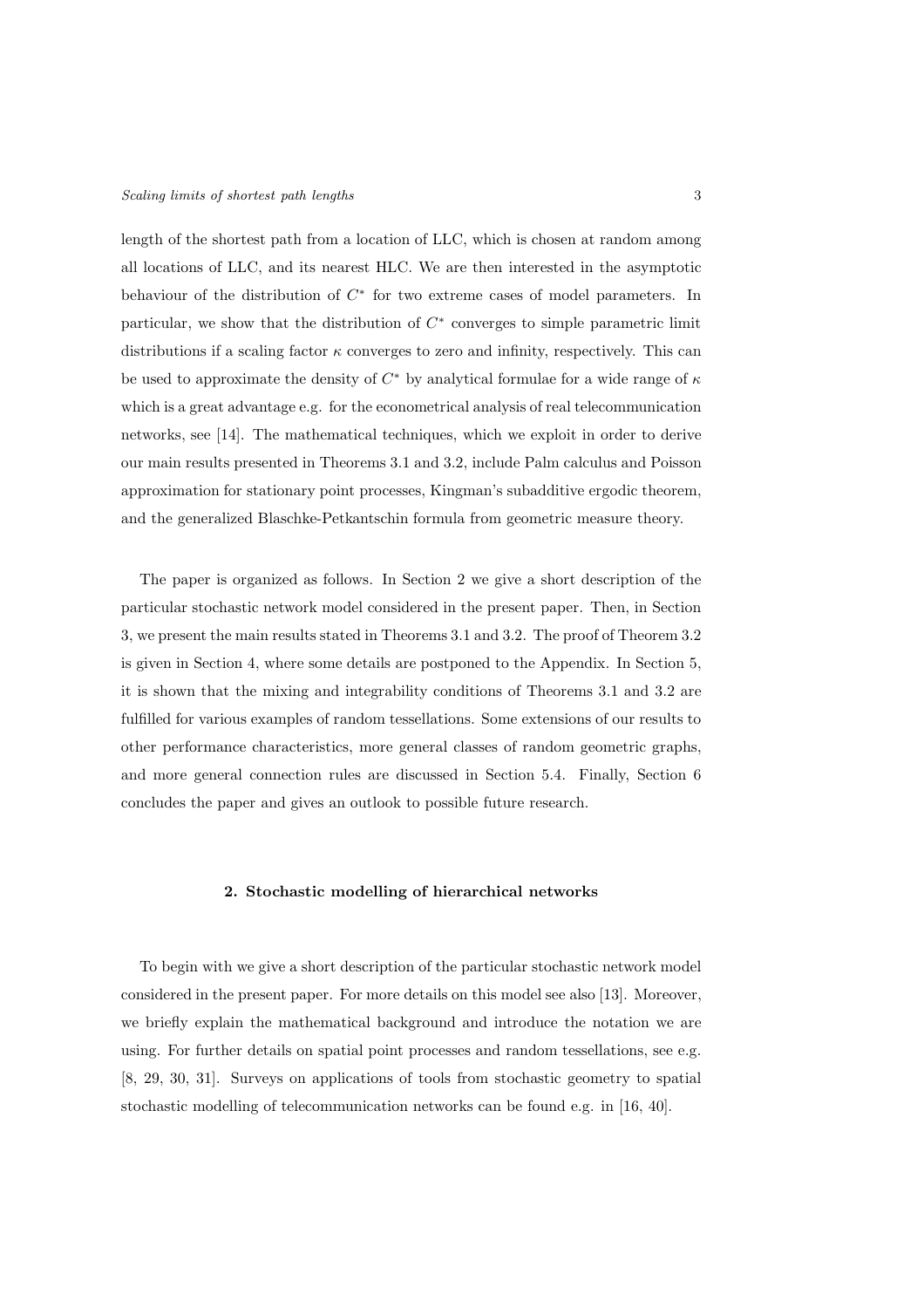length of the shortest path from a location of LLC, which is chosen at random among all locations of LLC, and its nearest HLC. We are then interested in the asymptotic behaviour of the distribution of $C^*$ for two extreme cases of model parameters. In particular, we show that the distribution of $C^*$ converges to simple parametric limit distributions if a scaling factor $\kappa$ converges to zero and infinity, respectively. This can be used to approximate the density of $C^*$ by analytical formulae for a wide range of $\kappa$ which is a great advantage e.g. for the econometrical analysis of real telecommunication networks, see [14]. The mathematical techniques, which we exploit in order to derive our main results presented in Theorems 3.1 and 3.2, include Palm calculus and Poisson approximation for stationary point processes, Kingman's subadditive ergodic theorem, and the generalized Blaschke-Petkantschin formula from geometric measure theory.

The paper is organized as follows. In Section 2 we give a short description of the particular stochastic network model considered in the present paper. Then, in Section 3, we present the main results stated in Theorems 3.1 and 3.2. The proof of Theorem 3.2 is given in Section 4, where some details are postponed to the Appendix. In Section 5, it is shown that the mixing and integrability conditions of Theorems 3.1 and 3.2 are fulfilled for various examples of random tessellations. Some extensions of our results to other performance characteristics, more general classes of random geometric graphs, and more general connection rules are discussed in Section 5.4. Finally, Section 6 concludes the paper and gives an outlook to possible future research.

## 2. Stochastic modelling of hierarchical networks

To begin with we give a short description of the particular stochastic network model considered in the present paper. For more details on this model see also [13]. Moreover, we briefly explain the mathematical background and introduce the notation we are using. For further details on spatial point processes and random tessellations, see e.g. [8, 29, 30, 31]. Surveys on applications of tools from stochastic geometry to spatial stochastic modelling of telecommunication networks can be found e.g. in [16, 40].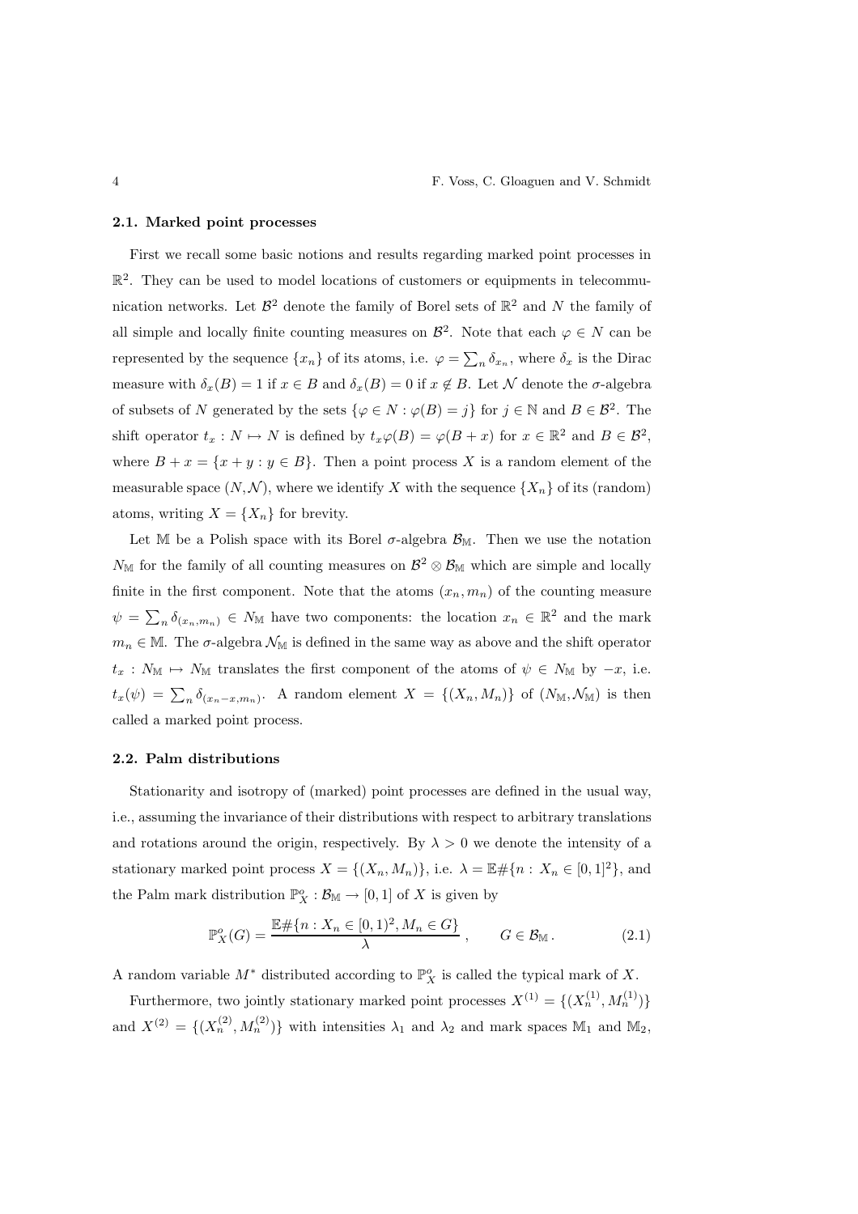### 2.1. Marked point processes

First we recall some basic notions and results regarding marked point processes in $\mathbb{R}^2$. They can be used to model locations of customers or equipments in telecommunication networks. Let $\mathcal{B}^2$ denote the family of Borel sets of $\mathbb{R}^2$ and $N$ the family of all simple and locally finite counting measures on $\mathcal{B}^2$. Note that each $\varphi \in N$ can be represented by the sequence $\{x_n\}$ of its atoms, i.e. $\varphi = \sum_n \delta_{x_n}$, where $\delta_x$ is the Dirac measure with $\delta_x(B) = 1$ if $x \in B$ and $\delta_x(B) = 0$ if $x \notin B$. Let $\mathcal{N}$ denote the $\sigma$-algebra of subsets of $N$ generated by the sets $\{\varphi \in N : \varphi(B) = j\}$ for $j \in \mathbb{N}$ and $B \in \mathcal{B}^2$. The shift operator $t_x : N \mapsto N$ is defined by $t_x\varphi(B) = \varphi(B + x)$ for $x \in \mathbb{R}^2$ and $B \in \mathcal{B}^2$, where $B + x = \{x + y : y \in B\}$. Then a point process $X$ is a random element of the measurable space $(N, \mathcal{N})$, where we identify $X$ with the sequence $\{X_n\}$ of its (random) atoms, writing $X = \{X_n\}$ for brevity.

Let $\mathbb{M}$ be a Polish space with its Borel $\sigma$-algebra $\mathcal{B}_{\mathbb{M}}$. Then we use the notation $N_{\mathbb{M}}$ for the family of all counting measures on $\mathcal{B}^2 \otimes \mathcal{B}_{\mathbb{M}}$ which are simple and locally finite in the first component. Note that the atoms $(x_n, m_n)$ of the counting measure $\psi = \sum_n \delta_{(x_n,m_n)} \in N_{\mathbb{M}}$ have two components: the location $x_n \in \mathbb{R}^2$ and the mark $m_n \in \mathbb{M}$. The $\sigma$-algebra $\mathcal{N}_{\mathbb{M}}$ is defined in the same way as above and the shift operator $t_x : N_{\mathbb{M}} \mapsto N_{\mathbb{M}}$ translates the first component of the atoms of $\psi \in N_{\mathbb{M}}$ by $-x$, i.e. $t_x(\psi) = \sum_n \delta_{(x_n - x, m_n)}$. A random element $X = \{(X_n, M_n)\}$ of $(N_{\mathbb{M}}, \mathcal{N}_{\mathbb{M}})$ is then called a marked point process.

### 2.2. Palm distributions

Stationarity and isotropy of (marked) point processes are defined in the usual way, i.e., assuming the invariance of their distributions with respect to arbitrary translations and rotations around the origin, respectively. By $\lambda > 0$ we denote the intensity of a stationary marked point process $X = \{(X_n, M_n)\}$, i.e. $\lambda = \mathbb{E}\#\{n : X_n \in [0, 1]^2\}$, and the Palm mark distribution $\mathbb{P}^o_X : \mathcal{B}_{\mathbb{M}} \to [0, 1]$ of $X$ is given by

$$\mathbb{P}^o_X(G) = \frac{\mathbb{E}\#\{n : X_n \in [0, 1)^2, M_n \in G\}}{\lambda}\,, \qquad G \in \mathcal{B}_{\mathbb{M}}\,. \tag{2.1}$$

A random variable $M^*$ distributed according to $\mathbb{P}^o_X$ is called the typical mark of $X$.

Furthermore, two jointly stationary marked point processes $X^{(1)} = \{(X^{(1)}_n, M^{(1)}_n)\}$ and $X^{(2)} = \{(X^{(2)}_n, M^{(2)}_n)\}$ with intensities $\lambda_1$ and $\lambda_2$ and mark spaces $\mathbb{M}_1$ and $\mathbb{M}_2$,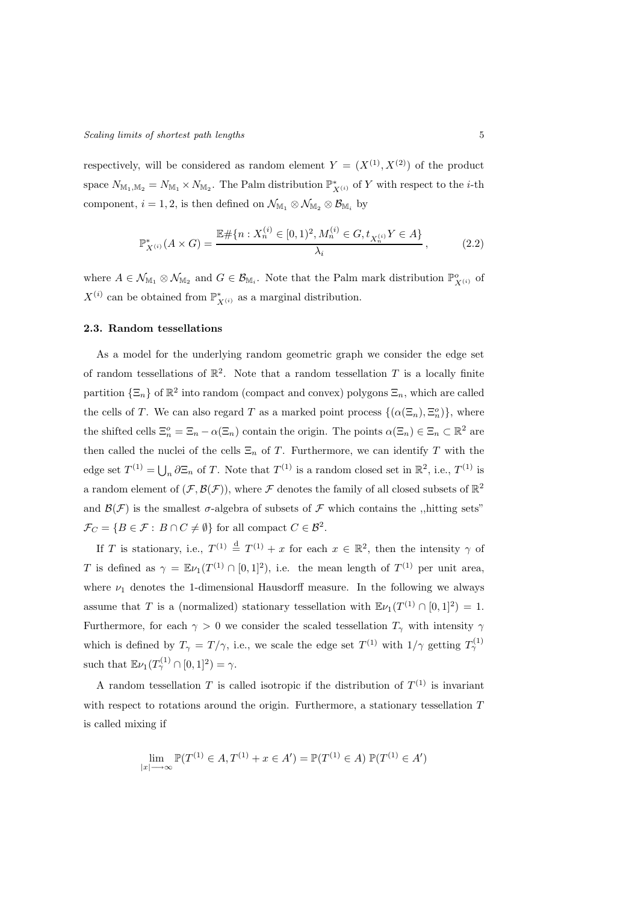respectively, will be considered as random element $Y = (X^{(1)}, X^{(2)})$ of the product space $N_{\mathbb{M}_1,\mathbb{M}_2} = N_{\mathbb{M}_1} \times N_{\mathbb{M}_2}$. The Palm distribution $\mathbb{P}^*_{X^{(i)}}$ of $Y$ with respect to the $i$-th component, $i = 1, 2$, is then defined on $\mathcal{N}_{\mathbb{M}_1} \otimes \mathcal{N}_{\mathbb{M}_2} \otimes \mathcal{B}_{\mathbb{M}_i}$ by

$$\mathbb{P}^*_{X^{(i)}}(A \times G) = \frac{\mathbb{E}\#\{n : X_n^{(i)} \in [0,1)^2, M_n^{(i)} \in G, t_{X_n^{(i)}} Y \in A\}}{\lambda_i}, \tag{2.2}$$

where $A \in \mathcal{N}_{\mathbb{M}_1} \otimes \mathcal{N}_{\mathbb{M}_2}$ and $G \in \mathcal{B}_{\mathbb{M}_i}$. Note that the Palm mark distribution $\mathbb{P}^o_{X^{(i)}}$ of $X^{(i)}$ can be obtained from $\mathbb{P}^*_{X^{(i)}}$ as a marginal distribution.

### 2.3. Random tessellations

As a model for the underlying random geometric graph we consider the edge set of random tessellations of $\mathbb{R}^2$. Note that a random tessellation $T$ is a locally finite partition $\{\Xi_n\}$ of $\mathbb{R}^2$ into random (compact and convex) polygons $\Xi_n$, which are called the cells of $T$. We can also regard $T$ as a marked point process $\{(\alpha(\Xi_n), \Xi_n^o)\}$, where the shifted cells $\Xi_n^o = \Xi_n - \alpha(\Xi_n)$ contain the origin. The points $\alpha(\Xi_n) \in \Xi_n \subset \mathbb{R}^2$ are then called the nuclei of the cells $\Xi_n$ of $T$. Furthermore, we can identify $T$ with the edge set $T^{(1)} = \bigcup_n \partial \Xi_n$ of $T$. Note that $T^{(1)}$ is a random closed set in $\mathbb{R}^2$, i.e., $T^{(1)}$ is a random element of $(\mathcal{F}, \mathcal{B}(\mathcal{F}))$, where $\mathcal{F}$ denotes the family of all closed subsets of $\mathbb{R}^2$ and $\mathcal{B}(\mathcal{F})$ is the smallest $\sigma$-algebra of subsets of $\mathcal{F}$ which contains the „hitting sets" $\mathcal{F}_C = \{B \in \mathcal{F} : B \cap C \neq \emptyset\}$ for all compact $C \in \mathcal{B}^2$.

If $T$ is stationary, i.e., $T^{(1)} \stackrel{\mathrm{d}}{=} T^{(1)} + x$ for each $x \in \mathbb{R}^2$, then the intensity $\gamma$ of $T$ is defined as $\gamma = \mathbb{E}\nu_1(T^{(1)} \cap [0,1]^2)$, i.e. the mean length of $T^{(1)}$ per unit area, where $\nu_1$ denotes the 1-dimensional Hausdorff measure. In the following we always assume that $T$ is a (normalized) stationary tessellation with $\mathbb{E}\nu_1(T^{(1)} \cap [0,1]^2) = 1$. Furthermore, for each $\gamma > 0$ we consider the scaled tessellation $T_\gamma$ with intensity $\gamma$ which is defined by $T_\gamma = T/\gamma$, i.e., we scale the edge set $T^{(1)}$ with $1/\gamma$ getting $T_\gamma^{(1)}$ such that $\mathbb{E}\nu_1(T_\gamma^{(1)} \cap [0,1]^2) = \gamma$.

A random tessellation $T$ is called isotropic if the distribution of $T^{(1)}$ is invariant with respect to rotations around the origin. Furthermore, a stationary tessellation $T$ is called mixing if

$$\lim_{|x| \longrightarrow \infty} \mathbb{P}(T^{(1)} \in A, T^{(1)} + x \in A') = \mathbb{P}(T^{(1)} \in A)\, \mathbb{P}(T^{(1)} \in A')$$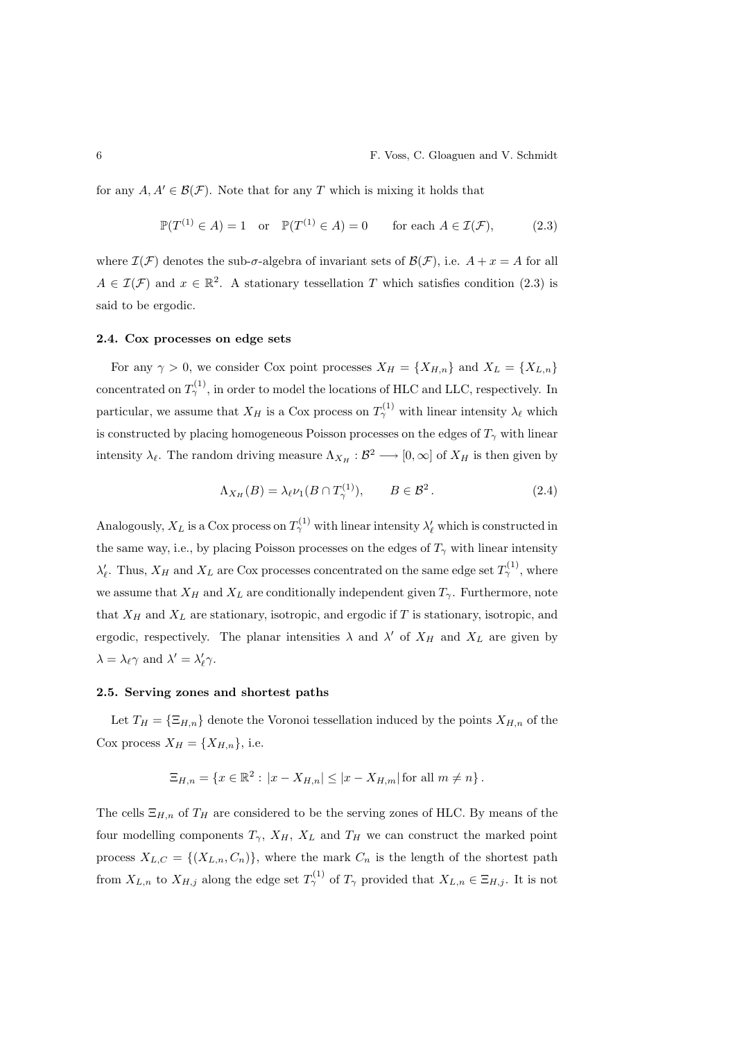for any $A, A' \in \mathcal{B}(\mathcal{F})$. Note that for any $T$ which is mixing it holds that

$$\mathbb{P}(T^{(1)} \in A) = 1 \quad \text{or} \quad \mathbb{P}(T^{(1)} \in A) = 0 \qquad \text{for each } A \in \mathcal{I}(\mathcal{F}), \tag{2.3}$$

where $\mathcal{I}(\mathcal{F})$ denotes the sub-$\sigma$-algebra of invariant sets of $\mathcal{B}(\mathcal{F})$, i.e. $A + x = A$ for all $A \in \mathcal{I}(\mathcal{F})$ and $x \in \mathbb{R}^2$. A stationary tessellation $T$ which satisfies condition (2.3) is said to be ergodic.

### 2.4. Cox processes on edge sets

For any $\gamma > 0$, we consider Cox point processes $X_H = \{X_{H,n}\}$ and $X_L = \{X_{L,n}\}$ concentrated on $T_\gamma^{(1)}$, in order to model the locations of HLC and LLC, respectively. In particular, we assume that $X_H$ is a Cox process on $T_\gamma^{(1)}$ with linear intensity $\lambda_\ell$ which is constructed by placing homogeneous Poisson processes on the edges of $T_\gamma$ with linear intensity $\lambda_\ell$. The random driving measure $\Lambda_{X_H} : \mathcal{B}^2 \longrightarrow [0, \infty]$ of $X_H$ is then given by

$$\Lambda_{X_H}(B) = \lambda_\ell \nu_1(B \cap T_\gamma^{(1)}), \qquad B \in \mathcal{B}^2 . \tag{2.4}$$

Analogously, $X_L$ is a Cox process on $T_\gamma^{(1)}$ with linear intensity $\lambda'_\ell$ which is constructed in the same way, i.e., by placing Poisson processes on the edges of $T_\gamma$ with linear intensity $\lambda'_\ell$. Thus, $X_H$ and $X_L$ are Cox processes concentrated on the same edge set $T_\gamma^{(1)}$, where we assume that $X_H$ and $X_L$ are conditionally independent given $T_\gamma$. Furthermore, note that $X_H$ and $X_L$ are stationary, isotropic, and ergodic if $T$ is stationary, isotropic, and ergodic, respectively. The planar intensities $\lambda$ and $\lambda'$ of $X_H$ and $X_L$ are given by $\lambda = \lambda_\ell \gamma$ and $\lambda' = \lambda'_\ell \gamma$.

### 2.5. Serving zones and shortest paths

Let $T_H = \{\Xi_{H,n}\}$ denote the Voronoi tessellation induced by the points $X_{H,n}$ of the Cox process $X_H = \{X_{H,n}\}$, i.e.

$$\Xi_{H,n} = \{x \in \mathbb{R}^2 : |x - X_{H,n}| \le |x - X_{H,m}| \text{ for all } m \ne n\} .$$

The cells $\Xi_{H,n}$ of $T_H$ are considered to be the serving zones of HLC. By means of the four modelling components $T_\gamma$, $X_H$, $X_L$ and $T_H$ we can construct the marked point process $X_{L,C} = \{(X_{L,n}, C_n)\}$, where the mark $C_n$ is the length of the shortest path from $X_{L,n}$ to $X_{H,j}$ along the edge set $T_\gamma^{(1)}$ of $T_\gamma$ provided that $X_{L,n} \in \Xi_{H,j}$. It is not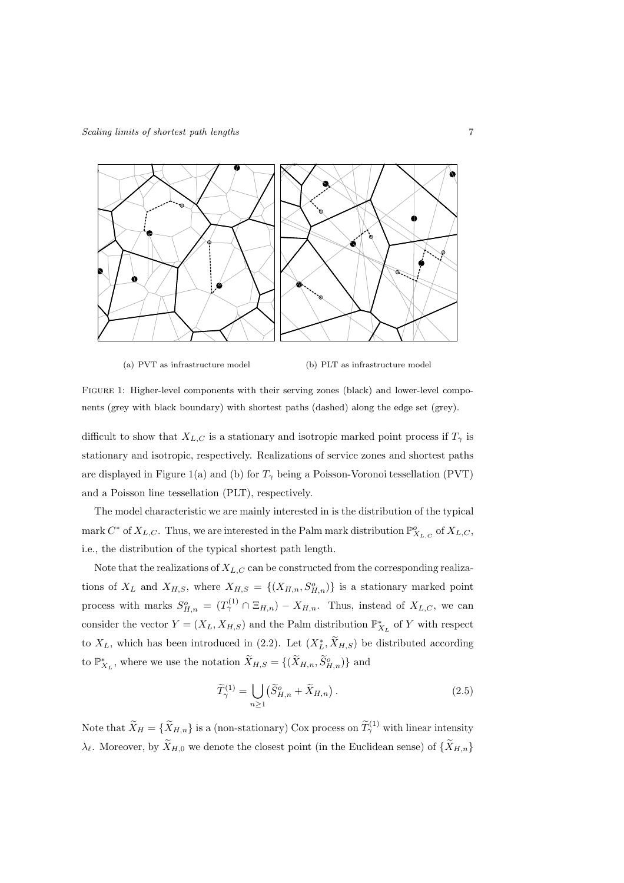(a) PVT as infrastructure model

(b) PLT as infrastructure model

Figure 1: Higher-level components with their serving zones (black) and lower-level components (grey with black boundary) with shortest paths (dashed) along the edge set (grey).

difficult to show that $X_{L,C}$ is a stationary and isotropic marked point process if $T_\gamma$ is stationary and isotropic, respectively. Realizations of service zones and shortest paths are displayed in Figure 1(a) and (b) for $T_\gamma$ being a Poisson-Voronoi tessellation (PVT) and a Poisson line tessellation (PLT), respectively.

The model characteristic we are mainly interested in is the distribution of the typical mark $C^*$ of $X_{L,C}$. Thus, we are interested in the Palm mark distribution $\mathbb{P}^o_{X_{L,C}}$ of $X_{L,C}$, i.e., the distribution of the typical shortest path length.

Note that the realizations of $X_{L,C}$ can be constructed from the corresponding realizations of $X_L$ and $X_{H,S}$, where $X_{H,S} = \{(X_{H,n}, S^o_{H,n})\}$ is a stationary marked point process with marks $S^o_{H,n} = (T^{(1)}_\gamma \cap \Xi_{H,n}) - X_{H,n}$. Thus, instead of $X_{L,C}$, we can consider the vector $Y = (X_L, X_{H,S})$ and the Palm distribution $\mathbb{P}^*_{X_L}$ of $Y$ with respect to $X_L$, which has been introduced in (2.2). Let $(X^*_L, \widetilde{X}_{H,S})$ be distributed according to $\mathbb{P}^*_{X_L}$, where we use the notation $\widetilde{X}_{H,S} = \{(\widetilde{X}_{H,n}, \widetilde{S}^o_{H,n})\}$ and

$$\widetilde{T}^{(1)}_\gamma = \bigcup_{n \geq 1} \left( \widetilde{S}^o_{H,n} + \widetilde{X}_{H,n} \right). \tag{2.5}$$

Note that $\widetilde{X}_H = \{\widetilde{X}_{H,n}\}$ is a (non-stationary) Cox process on $\widetilde{T}^{(1)}_\gamma$ with linear intensity $\lambda_\ell$. Moreover, by $\widetilde{X}_{H,0}$ we denote the closest point (in the Euclidean sense) of $\{\widetilde{X}_{H,n}\}$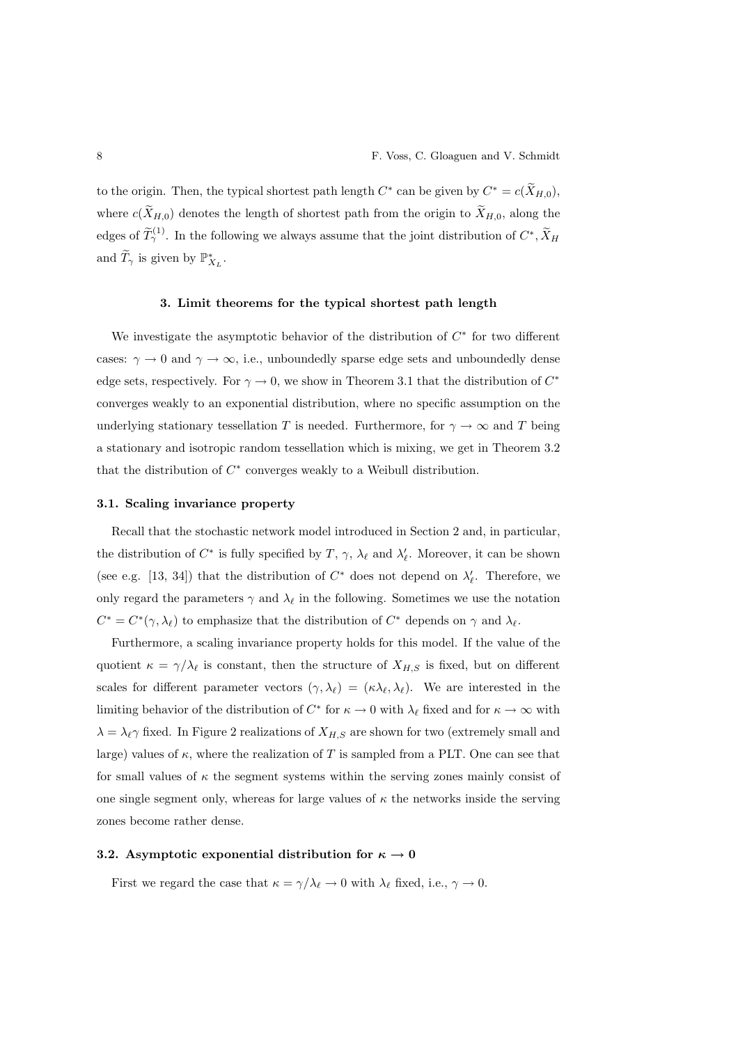to the origin. Then, the typical shortest path length $C^*$ can be given by $C^* = c(\widetilde{X}_{H,0})$, where $c(\widetilde{X}_{H,0})$ denotes the length of shortest path from the origin to $\widetilde{X}_{H,0}$, along the edges of $\widetilde{T}_\gamma^{(1)}$. In the following we always assume that the joint distribution of $C^*, \widetilde{X}_H$ and $\widetilde{T}_\gamma$ is given by $\mathbb{P}^*_{X_L}$.

## 3. Limit theorems for the typical shortest path length

We investigate the asymptotic behavior of the distribution of $C^*$ for two different cases: $\gamma \to 0$ and $\gamma \to \infty$, i.e., unboundedly sparse edge sets and unboundedly dense edge sets, respectively. For $\gamma \to 0$, we show in Theorem 3.1 that the distribution of $C^*$ converges weakly to an exponential distribution, where no specific assumption on the underlying stationary tessellation $T$ is needed. Furthermore, for $\gamma \to \infty$ and $T$ being a stationary and isotropic random tessellation which is mixing, we get in Theorem 3.2 that the distribution of $C^*$ converges weakly to a Weibull distribution.

### 3.1. Scaling invariance property

Recall that the stochastic network model introduced in Section 2 and, in particular, the distribution of $C^*$ is fully specified by $T$, $\gamma$, $\lambda_\ell$ and $\lambda'_\ell$. Moreover, it can be shown (see e.g. [13, 34]) that the distribution of $C^*$ does not depend on $\lambda'_\ell$. Therefore, we only regard the parameters $\gamma$ and $\lambda_\ell$ in the following. Sometimes we use the notation $C^* = C^*(\gamma, \lambda_\ell)$ to emphasize that the distribution of $C^*$ depends on $\gamma$ and $\lambda_\ell$.

Furthermore, a scaling invariance property holds for this model. If the value of the quotient $\kappa = \gamma/\lambda_\ell$ is constant, then the structure of $X_{H,S}$ is fixed, but on different scales for different parameter vectors $(\gamma, \lambda_\ell) = (\kappa\lambda_\ell, \lambda_\ell)$. We are interested in the limiting behavior of the distribution of $C^*$ for $\kappa \to 0$ with $\lambda_\ell$ fixed and for $\kappa \to \infty$ with $\lambda = \lambda_\ell \gamma$ fixed. In Figure 2 realizations of $X_{H,S}$ are shown for two (extremely small and large) values of $\kappa$, where the realization of $T$ is sampled from a PLT. One can see that for small values of $\kappa$ the segment systems within the serving zones mainly consist of one single segment only, whereas for large values of $\kappa$ the networks inside the serving zones become rather dense.

### 3.2. Asymptotic exponential distribution for $\kappa \to 0$

First we regard the case that $\kappa = \gamma/\lambda_\ell \to 0$ with $\lambda_\ell$ fixed, i.e., $\gamma \to 0$.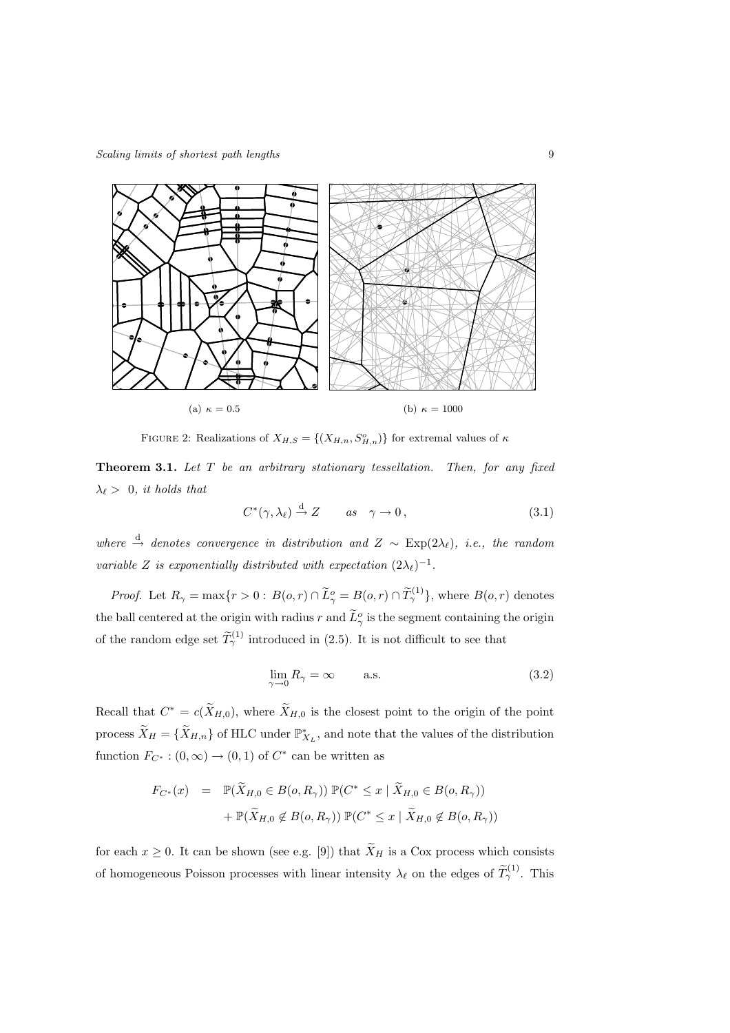(a) $\kappa = 0.5$ (b) $\kappa = 1000$

FIGURE 2: Realizations of $X_{H,S} = \{(X_{H,n}, S^o_{H,n})\}$ for extremal values of $\kappa$

**Theorem 3.1.** *Let $T$ be an arbitrary stationary tessellation. Then, for any fixed $\lambda_\ell > 0$, it holds that*

$$C^*(\gamma, \lambda_\ell) \xrightarrow{\mathrm{d}} Z \qquad as \quad \gamma \to 0\,, \tag{3.1}$$

*where $\xrightarrow{\mathrm{d}}$ denotes convergence in distribution and $Z \sim \mathrm{Exp}(2\lambda_\ell)$, i.e., the random variable $Z$ is exponentially distributed with expectation $(2\lambda_\ell)^{-1}$.*

*Proof.* Let $R_\gamma = \max\{r > 0 : B(o,r) \cap \widetilde{L}^o_\gamma = B(o,r) \cap \widetilde{T}^{(1)}_\gamma\}$, where $B(o,r)$ denotes the ball centered at the origin with radius $r$ and $\widetilde{L}^o_\gamma$ is the segment containing the origin of the random edge set $\widetilde{T}^{(1)}_\gamma$ introduced in (2.5). It is not difficult to see that

$$\lim_{\gamma \to 0} R_\gamma = \infty \qquad \text{a.s.} \tag{3.2}$$

Recall that $C^* = c(\widetilde{X}_{H,0})$, where $\widetilde{X}_{H,0}$ is the closest point to the origin of the point process $\widetilde{X}_H = \{\widetilde{X}_{H,n}\}$ of HLC under $\mathbb{P}^*_{X_L}$, and note that the values of the distribution function $F_{C^*} : (0,\infty) \to (0,1)$ of $C^*$ can be written as

$$\begin{aligned}
F_{C^*}(x) \;&=\; \mathbb{P}(\widetilde{X}_{H,0} \in B(o,R_\gamma))\, \mathbb{P}(C^* \le x \mid \widetilde{X}_{H,0} \in B(o,R_\gamma)) \\
&\quad + \mathbb{P}(\widetilde{X}_{H,0} \notin B(o,R_\gamma))\, \mathbb{P}(C^* \le x \mid \widetilde{X}_{H,0} \notin B(o,R_\gamma))
\end{aligned}$$

for each $x \ge 0$. It can be shown (see e.g. [9]) that $\widetilde{X}_H$ is a Cox process which consists of homogeneous Poisson processes with linear intensity $\lambda_\ell$ on the edges of $\widetilde{T}^{(1)}_\gamma$. This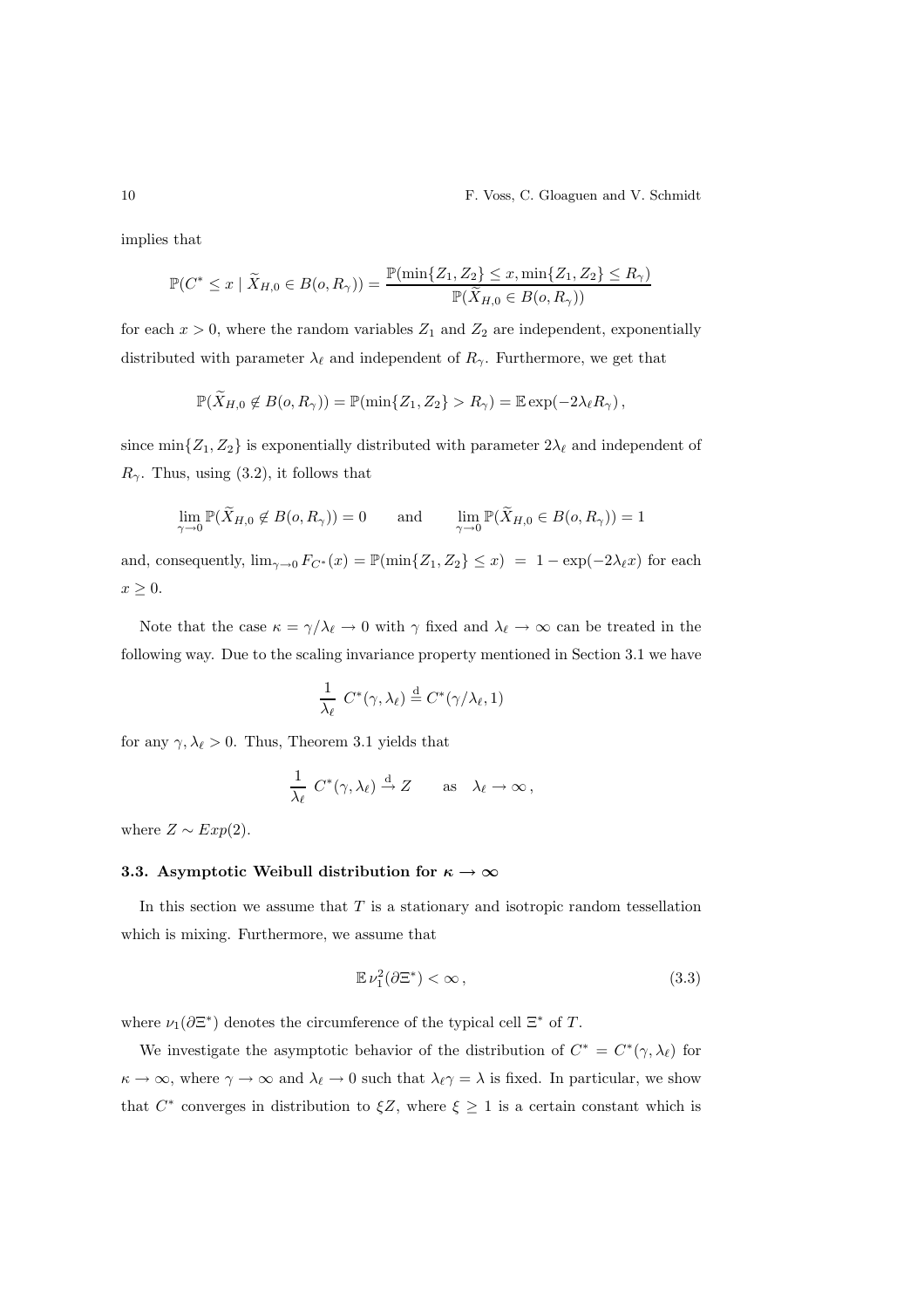implies that

$$\mathbb{P}(C^* \leq x \mid \widetilde{X}_{H,0} \in B(o, R_\gamma)) = \frac{\mathbb{P}(\min\{Z_1, Z_2\} \leq x, \min\{Z_1, Z_2\} \leq R_\gamma)}{\mathbb{P}(\widetilde{X}_{H,0} \in B(o, R_\gamma))}$$

for each $x > 0$, where the random variables $Z_1$ and $Z_2$ are independent, exponentially distributed with parameter $\lambda_\ell$ and independent of $R_\gamma$. Furthermore, we get that

$$\mathbb{P}(\widetilde{X}_{H,0} \notin B(o, R_\gamma)) = \mathbb{P}(\min\{Z_1, Z_2\} > R_\gamma) = \mathbb{E} \exp(-2\lambda_\ell R_\gamma),$$

since $\min\{Z_1, Z_2\}$ is exponentially distributed with parameter $2\lambda_\ell$ and independent of $R_\gamma$. Thus, using (3.2), it follows that

$$\lim_{\gamma \to 0} \mathbb{P}(\widetilde{X}_{H,0} \notin B(o, R_\gamma)) = 0 \qquad \text{and} \qquad \lim_{\gamma \to 0} \mathbb{P}(\widetilde{X}_{H,0} \in B(o, R_\gamma)) = 1$$

and, consequently, $\lim_{\gamma \to 0} F_{C^*}(x) = \mathbb{P}(\min\{Z_1, Z_2\} \leq x) = 1 - \exp(-2\lambda_\ell x)$ for each $x \geq 0$.

Note that the case $\kappa = \gamma/\lambda_\ell \to 0$ with $\gamma$ fixed and $\lambda_\ell \to \infty$ can be treated in the following way. Due to the scaling invariance property mentioned in Section 3.1 we have

$$\frac{1}{\lambda_\ell} \; C^*(\gamma, \lambda_\ell) \stackrel{\mathrm{d}}{=} C^*(\gamma/\lambda_\ell, 1)$$

for any $\gamma, \lambda_\ell > 0$. Thus, Theorem 3.1 yields that

$$\frac{1}{\lambda_\ell} \; C^*(\gamma, \lambda_\ell) \xrightarrow{\mathrm{d}} Z \qquad \text{as} \quad \lambda_\ell \to \infty,$$

where $Z \sim Exp(2)$.

### 3.3. Asymptotic Weibull distribution for $\kappa \to \infty$

In this section we assume that $T$ is a stationary and isotropic random tessellation which is mixing. Furthermore, we assume that

$$\mathbb{E}\, \nu_1^2(\partial \Xi^*) < \infty, \tag{3.3}$$

where $\nu_1(\partial \Xi^*)$ denotes the circumference of the typical cell $\Xi^*$ of $T$.

We investigate the asymptotic behavior of the distribution of $C^* = C^*(\gamma, \lambda_\ell)$ for $\kappa \to \infty$, where $\gamma \to \infty$ and $\lambda_\ell \to 0$ such that $\lambda_\ell \gamma = \lambda$ is fixed. In particular, we show that $C^*$ converges in distribution to $\xi Z$, where $\xi \geq 1$ is a certain constant which is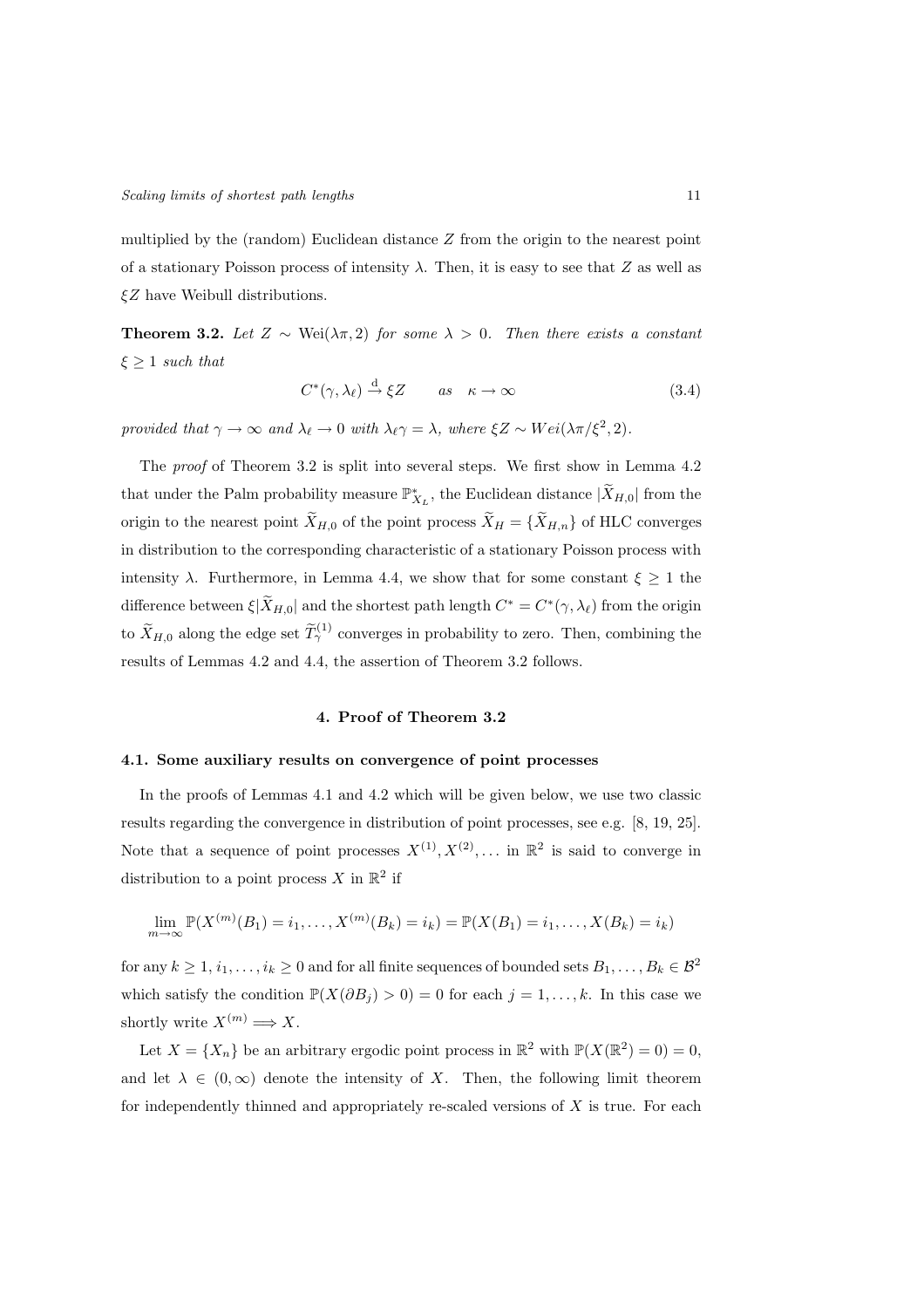multiplied by the (random) Euclidean distance $Z$ from the origin to the nearest point of a stationary Poisson process of intensity $\lambda$. Then, it is easy to see that $Z$ as well as $\xi Z$ have Weibull distributions.

**Theorem 3.2.** *Let $Z \sim \mathrm{Wei}(\lambda\pi, 2)$ for some $\lambda > 0$. Then there exists a constant $\xi \geq 1$ such that*

$$C^*(\gamma, \lambda_\ell) \xrightarrow{\mathrm{d}} \xi Z \qquad as \quad \kappa \to \infty \tag{3.4}$$

*provided that $\gamma \to \infty$ and $\lambda_\ell \to 0$ with $\lambda_\ell \gamma = \lambda$, where $\xi Z \sim Wei(\lambda\pi/\xi^2, 2)$.*

The *proof* of Theorem 3.2 is split into several steps. We first show in Lemma 4.2 that under the Palm probability measure $\mathbb{P}^*_{X_L}$, the Euclidean distance $|\widetilde{X}_{H,0}|$ from the origin to the nearest point $\widetilde{X}_{H,0}$ of the point process $\widetilde{X}_H = \{\widetilde{X}_{H,n}\}$ of HLC converges in distribution to the corresponding characteristic of a stationary Poisson process with intensity $\lambda$. Furthermore, in Lemma 4.4, we show that for some constant $\xi \geq 1$ the difference between $\xi|\widetilde{X}_{H,0}|$ and the shortest path length $C^* = C^*(\gamma, \lambda_\ell)$ from the origin to $\widetilde{X}_{H,0}$ along the edge set $\widetilde{T}^{(1)}_\gamma$ converges in probability to zero. Then, combining the results of Lemmas 4.2 and 4.4, the assertion of Theorem 3.2 follows.

## 4. Proof of Theorem 3.2

### 4.1. Some auxiliary results on convergence of point processes

In the proofs of Lemmas 4.1 and 4.2 which will be given below, we use two classic results regarding the convergence in distribution of point processes, see e.g. [8, 19, 25]. Note that a sequence of point processes $X^{(1)}, X^{(2)}, \ldots$ in $\mathbb{R}^2$ is said to converge in distribution to a point process $X$ in $\mathbb{R}^2$ if

$$\lim_{m\to\infty} \mathbb{P}(X^{(m)}(B_1) = i_1, \ldots, X^{(m)}(B_k) = i_k) = \mathbb{P}(X(B_1) = i_1, \ldots, X(B_k) = i_k)$$

for any $k \geq 1, i_1, \ldots, i_k \geq 0$ and for all finite sequences of bounded sets $B_1, \ldots, B_k \in \mathcal{B}^2$ which satisfy the condition $\mathbb{P}(X(\partial B_j) > 0) = 0$ for each $j = 1, \ldots, k$. In this case we shortly write $X^{(m)} \Longrightarrow X$.

Let $X = \{X_n\}$ be an arbitrary ergodic point process in $\mathbb{R}^2$ with $\mathbb{P}(X(\mathbb{R}^2) = 0) = 0$, and let $\lambda \in (0, \infty)$ denote the intensity of $X$. Then, the following limit theorem for independently thinned and appropriately re-scaled versions of $X$ is true. For each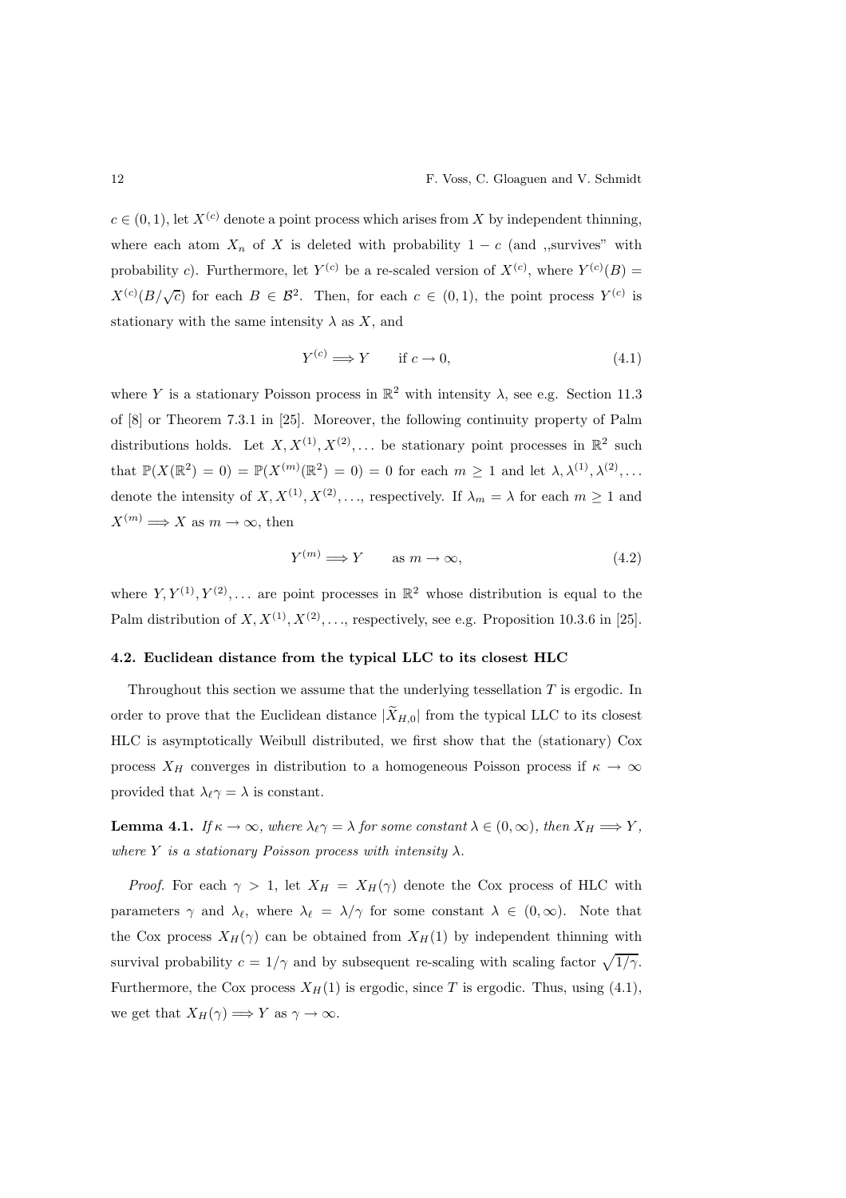$c \in (0,1)$, let $X^{(c)}$ denote a point process which arises from $X$ by independent thinning, where each atom $X_n$ of $X$ is deleted with probability $1-c$ (and ,,survives" with probability $c$). Furthermore, let $Y^{(c)}$ be a re-scaled version of $X^{(c)}$, where $Y^{(c)}(B) = X^{(c)}(B/\sqrt{c})$ for each $B \in \mathcal{B}^2$. Then, for each $c \in (0,1)$, the point process $Y^{(c)}$ is stationary with the same intensity $\lambda$ as $X$, and

$$Y^{(c)} \Longrightarrow Y \qquad \text{if } c \to 0, \tag{4.1}$$

where $Y$ is a stationary Poisson process in $\mathbb{R}^2$ with intensity $\lambda$, see e.g. Section 11.3 of [8] or Theorem 7.3.1 in [25]. Moreover, the following continuity property of Palm distributions holds. Let $X, X^{(1)}, X^{(2)}, \ldots$ be stationary point processes in $\mathbb{R}^2$ such that $\mathbb{P}(X(\mathbb{R}^2) = 0) = \mathbb{P}(X^{(m)}(\mathbb{R}^2) = 0) = 0$ for each $m \geq 1$ and let $\lambda, \lambda^{(1)}, \lambda^{(2)}, \ldots$ denote the intensity of $X, X^{(1)}, X^{(2)}, \ldots$, respectively. If $\lambda_m = \lambda$ for each $m \geq 1$ and $X^{(m)} \Longrightarrow X$ as $m \to \infty$, then

$$Y^{(m)} \Longrightarrow Y \qquad \text{as } m \to \infty, \tag{4.2}$$

where $Y, Y^{(1)}, Y^{(2)}, \ldots$ are point processes in $\mathbb{R}^2$ whose distribution is equal to the Palm distribution of $X, X^{(1)}, X^{(2)}, \ldots$, respectively, see e.g. Proposition 10.3.6 in [25].

### 4.2. Euclidean distance from the typical LLC to its closest HLC

Throughout this section we assume that the underlying tessellation $T$ is ergodic. In order to prove that the Euclidean distance $|\widetilde{X}_{H,0}|$ from the typical LLC to its closest HLC is asymptotically Weibull distributed, we first show that the (stationary) Cox process $X_H$ converges in distribution to a homogeneous Poisson process if $\kappa \to \infty$ provided that $\lambda_\ell \gamma = \lambda$ is constant.

**Lemma 4.1.** *If $\kappa \to \infty$, where $\lambda_\ell \gamma = \lambda$ for some constant $\lambda \in (0,\infty)$, then $X_H \Longrightarrow Y$, where $Y$ is a stationary Poisson process with intensity $\lambda$.*

*Proof.* For each $\gamma > 1$, let $X_H = X_H(\gamma)$ denote the Cox process of HLC with parameters $\gamma$ and $\lambda_\ell$, where $\lambda_\ell = \lambda/\gamma$ for some constant $\lambda \in (0,\infty)$. Note that the Cox process $X_H(\gamma)$ can be obtained from $X_H(1)$ by independent thinning with survival probability $c = 1/\gamma$ and by subsequent re-scaling with scaling factor $\sqrt{1/\gamma}$. Furthermore, the Cox process $X_H(1)$ is ergodic, since $T$ is ergodic. Thus, using (4.1), we get that $X_H(\gamma) \Longrightarrow Y$ as $\gamma \to \infty$.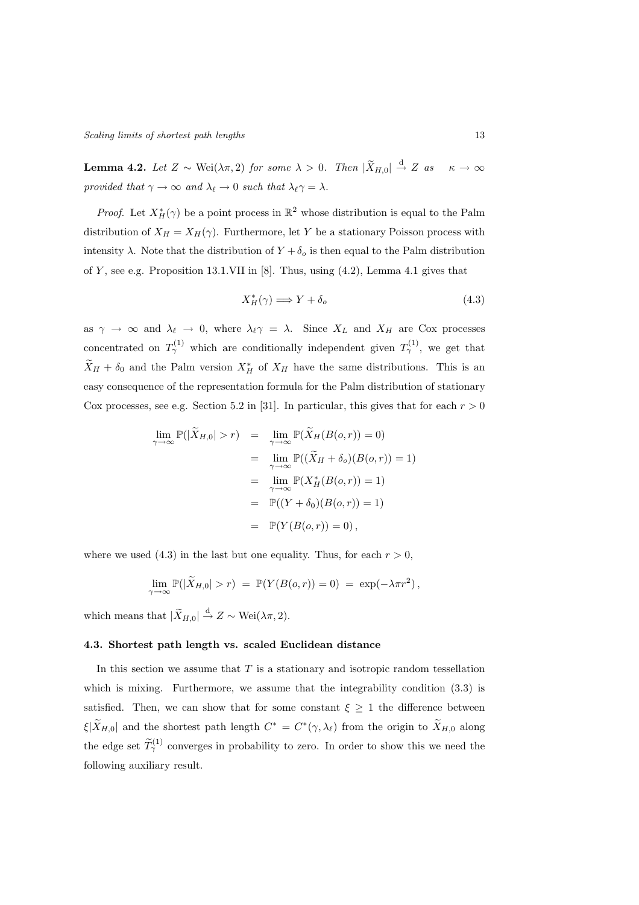**Lemma 4.2.** *Let $Z \sim \mathrm{Wei}(\lambda\pi, 2)$ for some $\lambda > 0$. Then $|\widetilde{X}_{H,0}| \xrightarrow{\mathrm{d}} Z$ as $\kappa \to \infty$ provided that $\gamma \to \infty$ and $\lambda_\ell \to 0$ such that $\lambda_\ell \gamma = \lambda$.*

*Proof.* Let $X_H^*(\gamma)$ be a point process in $\mathbb{R}^2$ whose distribution is equal to the Palm distribution of $X_H = X_H(\gamma)$. Furthermore, let $Y$ be a stationary Poisson process with intensity $\lambda$. Note that the distribution of $Y + \delta_o$ is then equal to the Palm distribution of $Y$, see e.g. Proposition 13.1.VII in [8]. Thus, using (4.2), Lemma 4.1 gives that

$$X_H^*(\gamma) \Longrightarrow Y + \delta_o \tag{4.3}$$

as $\gamma \to \infty$ and $\lambda_\ell \to 0$, where $\lambda_\ell \gamma = \lambda$. Since $X_L$ and $X_H$ are Cox processes concentrated on $T_\gamma^{(1)}$ which are conditionally independent given $T_\gamma^{(1)}$, we get that $\widetilde{X}_H + \delta_0$ and the Palm version $X_H^*$ of $X_H$ have the same distributions. This is an easy consequence of the representation formula for the Palm distribution of stationary Cox processes, see e.g. Section 5.2 in [31]. In particular, this gives that for each $r > 0$

$$\begin{aligned}
\lim_{\gamma\to\infty} \mathbb{P}(|\widetilde{X}_{H,0}| > r) &= \lim_{\gamma\to\infty} \mathbb{P}(\widetilde{X}_H(B(o,r)) = 0) \\
&= \lim_{\gamma\to\infty} \mathbb{P}((\widetilde{X}_H + \delta_o)(B(o,r)) = 1) \\
&= \lim_{\gamma\to\infty} \mathbb{P}(X_H^*(B(o,r)) = 1) \\
&= \mathbb{P}((Y + \delta_0)(B(o,r)) = 1) \\
&= \mathbb{P}(Y(B(o,r)) = 0)\,,
\end{aligned}$$

where we used (4.3) in the last but one equality. Thus, for each $r > 0$,

$$\lim_{\gamma\to\infty} \mathbb{P}(|\widetilde{X}_{H,0}| > r) \;=\; \mathbb{P}(Y(B(o,r)) = 0) \;=\; \exp(-\lambda\pi r^2)\,,$$

which means that $|\widetilde{X}_{H,0}| \xrightarrow{\mathrm{d}} Z \sim \mathrm{Wei}(\lambda\pi, 2)$.

### 4.3. Shortest path length vs. scaled Euclidean distance

In this section we assume that $T$ is a stationary and isotropic random tessellation which is mixing. Furthermore, we assume that the integrability condition (3.3) is satisfied. Then, we can show that for some constant $\xi \geq 1$ the difference between $\xi|\widetilde{X}_{H,0}|$ and the shortest path length $C^* = C^*(\gamma, \lambda_\ell)$ from the origin to $\widetilde{X}_{H,0}$ along the edge set $\widetilde{T}_\gamma^{(1)}$ converges in probability to zero. In order to show this we need the following auxiliary result.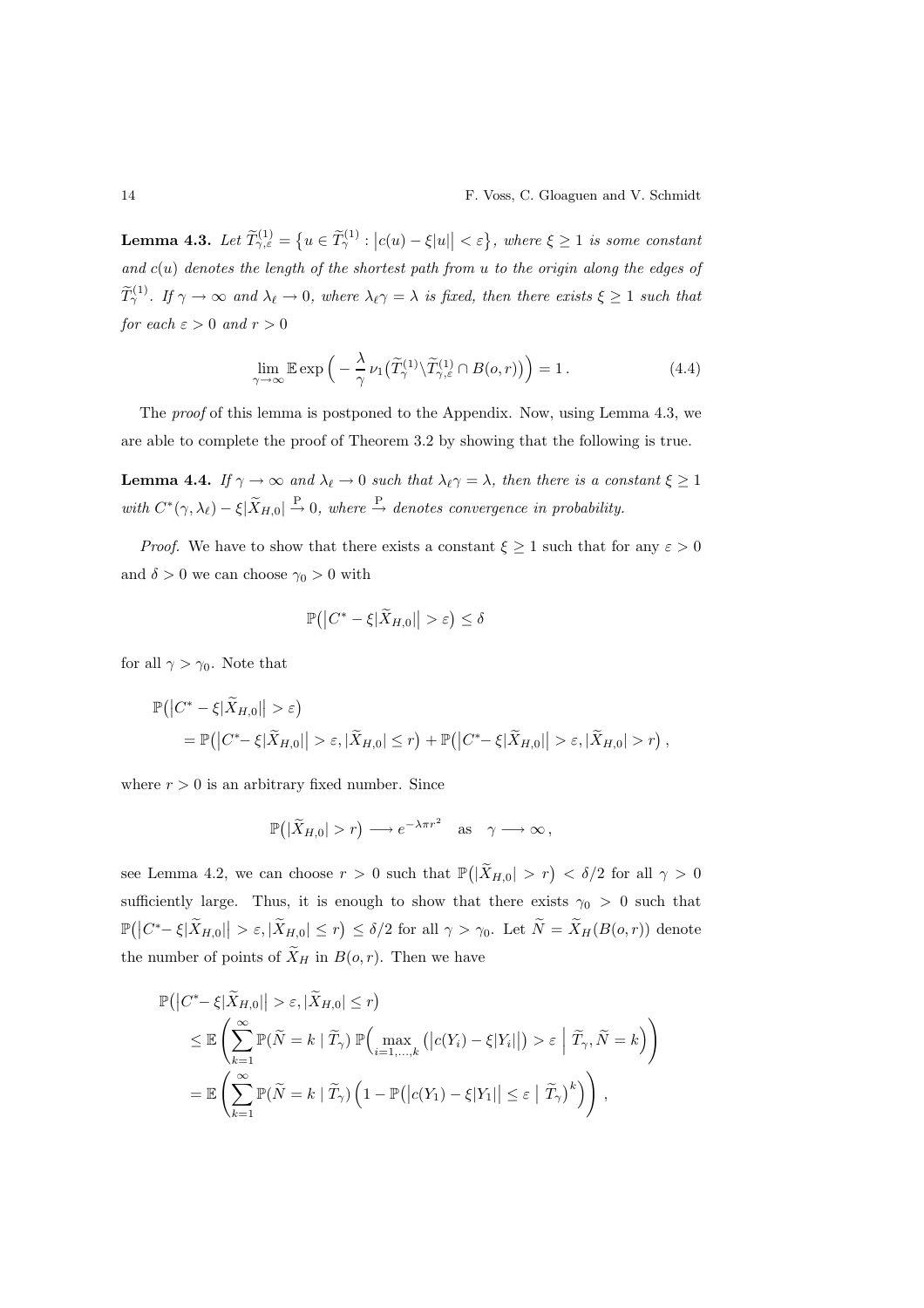**Lemma 4.3.** *Let $\widetilde{T}^{(1)}_{\gamma,\varepsilon} = \{u \in \widetilde{T}^{(1)}_\gamma : \big|c(u) - \xi|u|\big| < \varepsilon\}$, where $\xi \geq 1$ is some constant and $c(u)$ denotes the length of the shortest path from $u$ to the origin along the edges of $\widetilde{T}^{(1)}_\gamma$. If $\gamma \to \infty$ and $\lambda_\ell \to 0$, where $\lambda_\ell \gamma = \lambda$ is fixed, then there exists $\xi \geq 1$ such that for each $\varepsilon > 0$ and $r > 0$*

$$\lim_{\gamma\to\infty} \mathbb{E} \exp\Big( -\frac{\lambda}{\gamma}\, \nu_1\big(\widetilde{T}^{(1)}_\gamma \backslash \widetilde{T}^{(1)}_{\gamma,\varepsilon} \cap B(o,r)\big)\Big) = 1\,. \tag{4.4}$$

The *proof* of this lemma is postponed to the Appendix. Now, using Lemma 4.3, we are able to complete the proof of Theorem 3.2 by showing that the following is true.

**Lemma 4.4.** *If $\gamma \to \infty$ and $\lambda_\ell \to 0$ such that $\lambda_\ell\gamma = \lambda$, then there is a constant $\xi \geq 1$ with $C^*(\gamma,\lambda_\ell) - \xi|\widetilde{X}_{H,0}| \xrightarrow{\mathrm{P}} 0$, where $\xrightarrow{\mathrm{P}}$ denotes convergence in probability.*

*Proof.* We have to show that there exists a constant $\xi \geq 1$ such that for any $\varepsilon > 0$ and $\delta > 0$ we can choose $\gamma_0 > 0$ with

$$\mathbb{P}\big(\big|C^* - \xi|\widetilde{X}_{H,0}|\big| > \varepsilon\big) \leq \delta$$

for all $\gamma > \gamma_0$. Note that

$$\begin{aligned}
&\mathbb{P}\big(\big|C^* - \xi|\widetilde{X}_{H,0}|\big| > \varepsilon\big) \\
&\qquad = \mathbb{P}\big(\big|C^* - \xi|\widetilde{X}_{H,0}|\big| > \varepsilon, |\widetilde{X}_{H,0}| \leq r\big) + \mathbb{P}\big(\big|C^* - \xi|\widetilde{X}_{H,0}|\big| > \varepsilon, |\widetilde{X}_{H,0}| > r\big)\,,
\end{aligned}$$

where $r > 0$ is an arbitrary fixed number. Since

$$\mathbb{P}\big(|\widetilde{X}_{H,0}| > r\big) \longrightarrow e^{-\lambda\pi r^2} \quad \text{as} \quad \gamma \longrightarrow \infty\,,$$

see Lemma 4.2, we can choose $r > 0$ such that $\mathbb{P}\big(|\widetilde{X}_{H,0}| > r\big) < \delta/2$ for all $\gamma > 0$ sufficiently large. Thus, it is enough to show that there exists $\gamma_0 > 0$ such that $\mathbb{P}\big(\big|C^* - \xi|\widetilde{X}_{H,0}|\big| > \varepsilon, |\widetilde{X}_{H,0}| \leq r\big) \leq \delta/2$ for all $\gamma > \gamma_0$. Let $\widetilde{N} = \widetilde{X}_H(B(o,r))$ denote the number of points of $\widetilde{X}_H$ in $B(o,r)$. Then we have

$$\begin{aligned}
&\mathbb{P}\big(\big|C^* - \xi|\widetilde{X}_{H,0}|\big| > \varepsilon, |\widetilde{X}_{H,0}| \leq r\big) \\
&\qquad \leq \mathbb{E}\left( \sum_{k=1}^\infty \mathbb{P}(\widetilde{N} = k \mid \widetilde{T}_\gamma)\, \mathbb{P}\Big( \max_{i=1,\ldots,k} \big(\big|c(Y_i) - \xi|Y_i|\big|\big) > \varepsilon \;\Big|\; \widetilde{T}_\gamma, \widetilde{N} = k\Big)\right) \\
&\qquad = \mathbb{E}\left( \sum_{k=1}^\infty \mathbb{P}(\widetilde{N} = k \mid \widetilde{T}_\gamma)\Big(1 - \mathbb{P}\big(\big|c(Y_1) - \xi|Y_1|\big| \leq \varepsilon \;\big|\; \widetilde{T}_\gamma\big)^k\Big)\right)\,,
\end{aligned}$$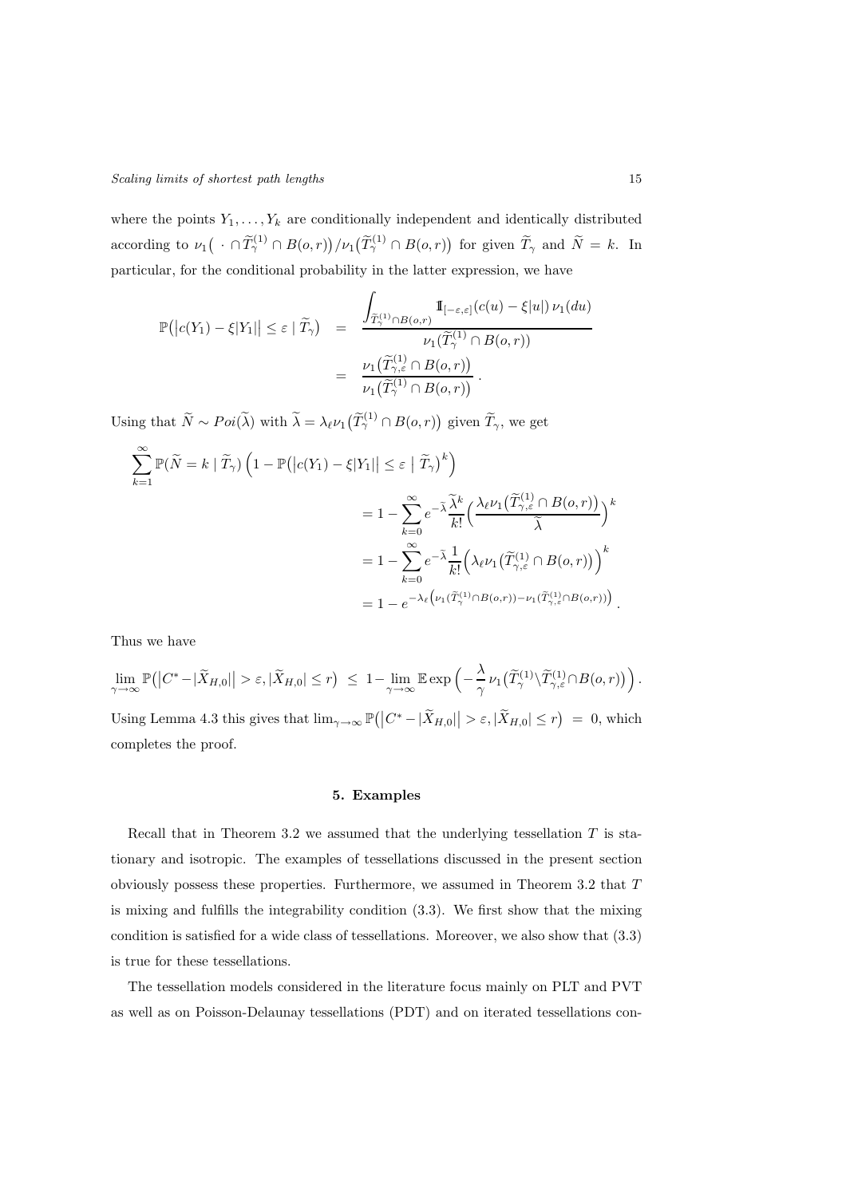where the points $Y_1, \ldots, Y_k$ are conditionally independent and identically distributed according to $\nu_1\big(\,\cdot\,\cap \widetilde{T}_\gamma^{(1)} \cap B(o,r)\big)/\nu_1\big(\widetilde{T}_\gamma^{(1)} \cap B(o,r)\big)$ for given $\widetilde{T}_\gamma$ and $\widetilde{N} = k$. In particular, for the conditional probability in the latter expression, we have

$$
\begin{aligned}
\mathbb{P}\big(\big|c(Y_1) - \xi|Y_1|\big| \le \varepsilon \mid \widetilde{T}_\gamma\big) &= \frac{\displaystyle\int_{\widetilde{T}_\gamma^{(1)} \cap B(o,r)} \mathbb{1}_{[-\varepsilon,\varepsilon]}(c(u) - \xi|u|)\, \nu_1(du)}{\nu_1\big(\widetilde{T}_\gamma^{(1)} \cap B(o,r)\big)} \\
&= \frac{\nu_1\big(\widetilde{T}_{\gamma,\varepsilon}^{(1)} \cap B(o,r)\big)}{\nu_1\big(\widetilde{T}_\gamma^{(1)} \cap B(o,r)\big)}\,.
\end{aligned}
$$

Using that $\widetilde{N} \sim Poi(\widetilde{\lambda})$ with $\widetilde{\lambda} = \lambda_\ell \nu_1\big(\widetilde{T}_\gamma^{(1)} \cap B(o,r)\big)$ given $\widetilde{T}_\gamma$, we get

$$
\begin{aligned}
\sum_{k=1}^{\infty} \mathbb{P}(\widetilde{N} = k \mid \widetilde{T}_\gamma)\Big(1 - \mathbb{P}\big(\big|c(Y_1) - \xi|Y_1|\big| \le \varepsilon \mid \widetilde{T}_\gamma\big)^k\Big)& \\
&= 1 - \sum_{k=0}^{\infty} e^{-\widetilde{\lambda}} \frac{\widetilde{\lambda}^k}{k!}\Big(\frac{\lambda_\ell \nu_1\big(\widetilde{T}_{\gamma,\varepsilon}^{(1)} \cap B(o,r)\big)}{\widetilde{\lambda}}\Big)^k \\
&= 1 - \sum_{k=0}^{\infty} e^{-\widetilde{\lambda}} \frac{1}{k!}\Big(\lambda_\ell \nu_1\big(\widetilde{T}_{\gamma,\varepsilon}^{(1)} \cap B(o,r)\big)\Big)^k \\
&= 1 - e^{-\lambda_\ell\big(\nu_1(\widetilde{T}_\gamma^{(1)} \cap B(o,r)) - \nu_1(\widetilde{T}_{\gamma,\varepsilon}^{(1)} \cap B(o,r))\big)}\,.
\end{aligned}
$$

Thus we have

$$
\lim_{\gamma\to\infty} \mathbb{P}\big(\big|C^* - |\widetilde{X}_{H,0}|\big| > \varepsilon, |\widetilde{X}_{H,0}| \le r\big) \;\le\; 1 - \lim_{\gamma\to\infty} \mathbb{E}\exp\Big(-\frac{\lambda}{\gamma}\,\nu_1\big(\widetilde{T}_\gamma^{(1)} \setminus \widetilde{T}_{\gamma,\varepsilon}^{(1)} \cap B(o,r)\big)\Big)\,.
$$

Using Lemma 4.3 this gives that $\lim_{\gamma\to\infty} \mathbb{P}\big(\big|C^* - |\widetilde{X}_{H,0}|\big| > \varepsilon, |\widetilde{X}_{H,0}| \le r\big) \;=\; 0$, which completes the proof.

## 5. Examples

Recall that in Theorem 3.2 we assumed that the underlying tessellation $T$ is stationary and isotropic. The examples of tessellations discussed in the present section obviously possess these properties. Furthermore, we assumed in Theorem 3.2 that $T$ is mixing and fulfills the integrability condition (3.3). We first show that the mixing condition is satisfied for a wide class of tessellations. Moreover, we also show that (3.3) is true for these tessellations.

The tessellation models considered in the literature focus mainly on PLT and PVT as well as on Poisson-Delaunay tessellations (PDT) and on iterated tessellations con-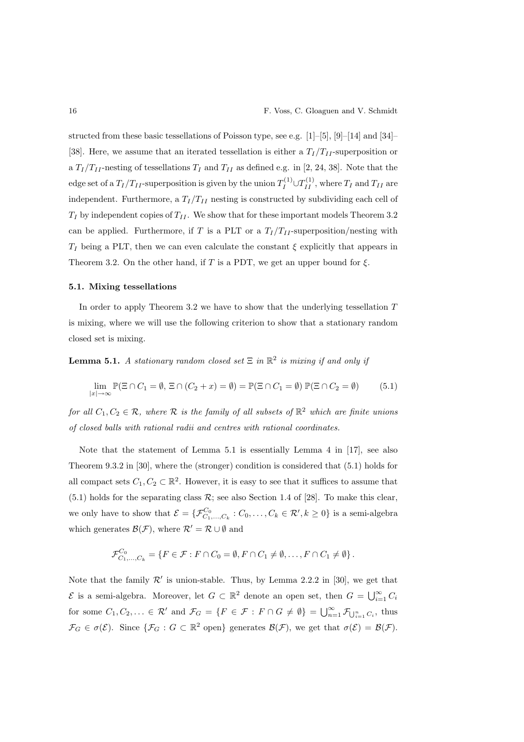structed from these basic tessellations of Poisson type, see e.g. [1]–[5], [9]–[14] and [34]–[38]. Here, we assume that an iterated tessellation is either a $T_I/T_{II}$-superposition or a $T_I/T_{II}$-nesting of tessellations $T_I$ and $T_{II}$ as defined e.g. in [2, 24, 38]. Note that the edge set of a $T_I/T_{II}$-superposition is given by the union $T_I^{(1)} \cup T_{II}^{(1)}$, where $T_I$ and $T_{II}$ are independent. Furthermore, a $T_I/T_{II}$ nesting is constructed by subdividing each cell of $T_I$ by independent copies of $T_{II}$. We show that for these important models Theorem 3.2 can be applied. Furthermore, if $T$ is a PLT or a $T_I/T_{II}$-superposition/nesting with $T_I$ being a PLT, then we can even calculate the constant $\xi$ explicitly that appears in Theorem 3.2. On the other hand, if $T$ is a PDT, we get an upper bound for $\xi$.

### 5.1. Mixing tessellations

In order to apply Theorem 3.2 we have to show that the underlying tessellation $T$ is mixing, where we will use the following criterion to show that a stationary random closed set is mixing.

**Lemma 5.1.** *A stationary random closed set $\Xi$ in $\mathbb{R}^2$ is mixing if and only if*

$$\lim_{|x|\to\infty} \mathbb{P}(\Xi \cap C_1 = \emptyset, \Xi \cap (C_2 + x) = \emptyset) = \mathbb{P}(\Xi \cap C_1 = \emptyset)\, \mathbb{P}(\Xi \cap C_2 = \emptyset) \tag{5.1}$$

*for all $C_1, C_2 \in \mathcal{R}$, where $\mathcal{R}$ is the family of all subsets of $\mathbb{R}^2$ which are finite unions of closed balls with rational radii and centres with rational coordinates.*

Note that the statement of Lemma 5.1 is essentially Lemma 4 in [17], see also Theorem 9.3.2 in [30], where the (stronger) condition is considered that (5.1) holds for all compact sets $C_1, C_2 \subset \mathbb{R}^2$. However, it is easy to see that it suffices to assume that (5.1) holds for the separating class $\mathcal{R}$; see also Section 1.4 of [28]. To make this clear, we only have to show that $\mathcal{E} = \{\mathcal{F}^{C_0}_{C_1,\ldots,C_k} : C_0, \ldots, C_k \in \mathcal{R}', k \geq 0\}$ is a semi-algebra which generates $\mathcal{B}(\mathcal{F})$, where $\mathcal{R}' = \mathcal{R} \cup \emptyset$ and

$$\mathcal{F}^{C_0}_{C_1,\ldots,C_k} = \{F \in \mathcal{F} : F \cap C_0 = \emptyset, F \cap C_1 \neq \emptyset, \ldots, F \cap C_1 \neq \emptyset\}\,.$$

Note that the family $\mathcal{R}'$ is union-stable. Thus, by Lemma 2.2.2 in [30], we get that $\mathcal{E}$ is a semi-algebra. Moreover, let $G \subset \mathbb{R}^2$ denote an open set, then $G = \bigcup_{i=1}^{\infty} C_i$ for some $C_1, C_2, \ldots \in \mathcal{R}'$ and $\mathcal{F}_G = \{F \in \mathcal{F} : F \cap G \neq \emptyset\} = \bigcup_{n=1}^{\infty} \mathcal{F}_{\bigcup_{i=1}^{n} C_i}$, thus $\mathcal{F}_G \in \sigma(\mathcal{E})$. Since $\{\mathcal{F}_G : G \subset \mathbb{R}^2 \text{ open}\}$ generates $\mathcal{B}(\mathcal{F})$, we get that $\sigma(\mathcal{E}) = \mathcal{B}(\mathcal{F})$.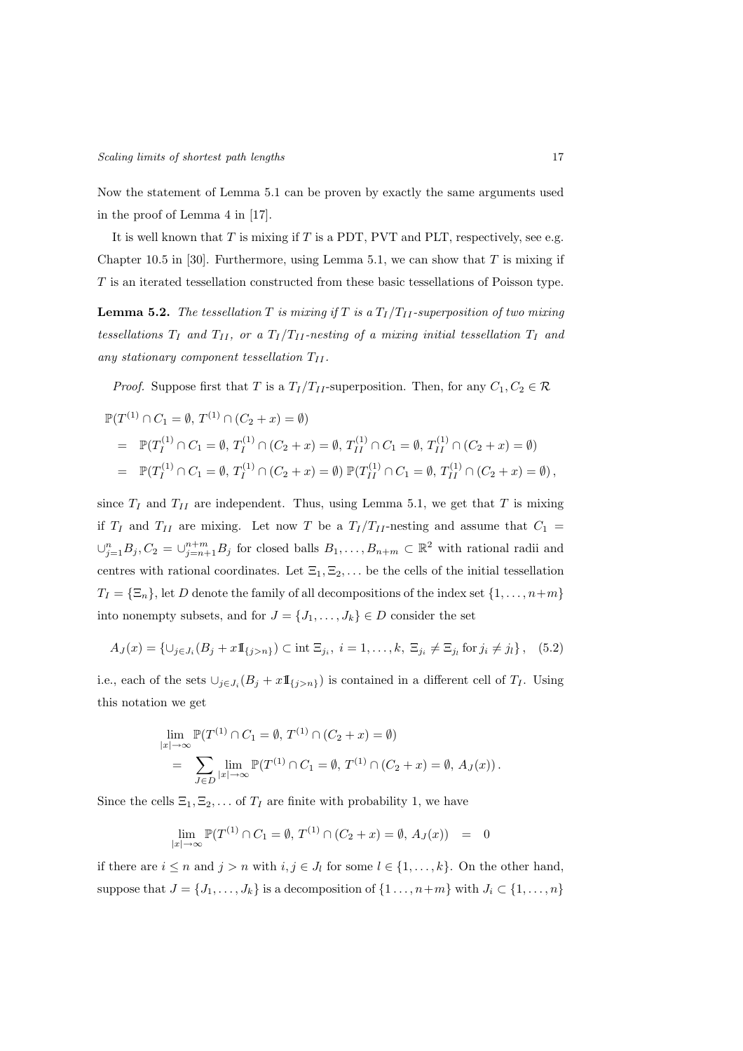Now the statement of Lemma 5.1 can be proven by exactly the same arguments used in the proof of Lemma 4 in [17].

It is well known that $T$ is mixing if $T$ is a PDT, PVT and PLT, respectively, see e.g. Chapter 10.5 in [30]. Furthermore, using Lemma 5.1, we can show that $T$ is mixing if $T$ is an iterated tessellation constructed from these basic tessellations of Poisson type.

**Lemma 5.2.** *The tessellation $T$ is mixing if $T$ is a $T_I/T_{II}$-superposition of two mixing tessellations $T_I$ and $T_{II}$, or a $T_I/T_{II}$-nesting of a mixing initial tessellation $T_I$ and any stationary component tessellation $T_{II}$.*

*Proof.* Suppose first that $T$ is a $T_I/T_{II}$-superposition. Then, for any $C_1, C_2 \in \mathcal{R}$

$$
\begin{aligned}
&\mathbb{P}(T^{(1)} \cap C_1 = \emptyset,\, T^{(1)} \cap (C_2 + x) = \emptyset) \\
&\quad = \mathbb{P}(T_I^{(1)} \cap C_1 = \emptyset,\, T_I^{(1)} \cap (C_2 + x) = \emptyset,\, T_{II}^{(1)} \cap C_1 = \emptyset,\, T_{II}^{(1)} \cap (C_2 + x) = \emptyset) \\
&\quad = \mathbb{P}(T_I^{(1)} \cap C_1 = \emptyset,\, T_I^{(1)} \cap (C_2 + x) = \emptyset)\, \mathbb{P}(T_{II}^{(1)} \cap C_1 = \emptyset,\, T_{II}^{(1)} \cap (C_2 + x) = \emptyset)\,,
\end{aligned}
$$

since $T_I$ and $T_{II}$ are independent. Thus, using Lemma 5.1, we get that $T$ is mixing if $T_I$ and $T_{II}$ are mixing. Let now $T$ be a $T_I/T_{II}$-nesting and assume that $C_1 = \cup_{j=1}^n B_j, C_2 = \cup_{j=n+1}^{n+m} B_j$ for closed balls $B_1, \ldots, B_{n+m} \subset \mathbb{R}^2$ with rational radii and centres with rational coordinates. Let $\Xi_1, \Xi_2, \ldots$ be the cells of the initial tessellation $T_I = \{\Xi_n\}$, let $D$ denote the family of all decompositions of the index set $\{1, \ldots, n+m\}$ into nonempty subsets, and for $J = \{J_1, \ldots, J_k\} \in D$ consider the set

$$
A_J(x) = \{\cup_{j \in J_i} (B_j + x \mathbb{1}_{\{j > n\}}) \subset \operatorname{int} \Xi_{j_i},\ i = 1, \ldots, k,\ \Xi_{j_i} \neq \Xi_{j_l} \text{ for } j_i \neq j_l\}\,, \quad (5.2)
$$

i.e., each of the sets $\cup_{j \in J_i} (B_j + x \mathbb{1}_{\{j > n\}})$ is contained in a different cell of $T_I$. Using this notation we get

$$
\begin{aligned}
&\lim_{|x| \to \infty} \mathbb{P}(T^{(1)} \cap C_1 = \emptyset,\, T^{(1)} \cap (C_2 + x) = \emptyset) \\
&\quad = \sum_{J \in D} \lim_{|x| \to \infty} \mathbb{P}(T^{(1)} \cap C_1 = \emptyset,\, T^{(1)} \cap (C_2 + x) = \emptyset,\, A_J(x))\,.
\end{aligned}
$$

Since the cells $\Xi_1, \Xi_2, \ldots$ of $T_I$ are finite with probability 1, we have

$$
\lim_{|x| \to \infty} \mathbb{P}(T^{(1)} \cap C_1 = \emptyset,\, T^{(1)} \cap (C_2 + x) = \emptyset,\, A_J(x)) \quad = \quad 0
$$

if there are $i \leq n$ and $j > n$ with $i, j \in J_l$ for some $l \in \{1, \ldots, k\}$. On the other hand, suppose that $J = \{J_1, \ldots, J_k\}$ is a decomposition of $\{1 \ldots, n+m\}$ with $J_i \subset \{1, \ldots, n\}$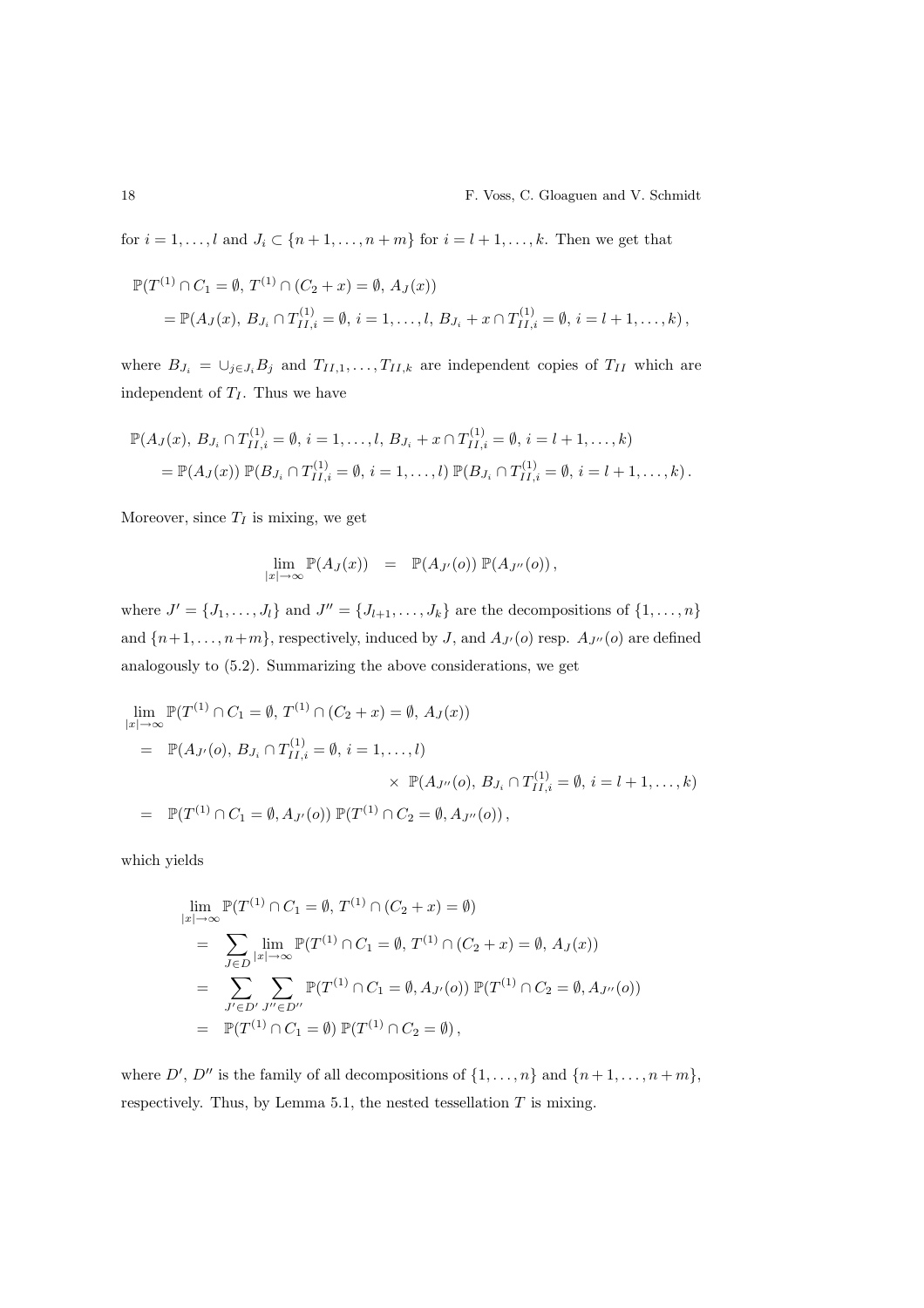for $i = 1, \ldots, l$ and $J_i \subset \{n+1, \ldots, n+m\}$ for $i = l+1, \ldots, k$. Then we get that

$$
\begin{aligned}
&\mathbb{P}(T^{(1)} \cap C_1 = \emptyset,\, T^{(1)} \cap (C_2 + x) = \emptyset,\, A_J(x)) \\
&\quad = \mathbb{P}(A_J(x),\, B_{J_i} \cap T^{(1)}_{II,i} = \emptyset,\, i = 1, \ldots, l,\, B_{J_i} + x \cap T^{(1)}_{II,i} = \emptyset,\, i = l+1, \ldots, k)\,,
\end{aligned}
$$

where $B_{J_i} = \cup_{j \in J_i} B_j$ and $T_{II,1}, \ldots, T_{II,k}$ are independent copies of $T_{II}$ which are independent of $T_I$. Thus we have

$$
\begin{aligned}
&\mathbb{P}(A_J(x),\, B_{J_i} \cap T^{(1)}_{II,i} = \emptyset,\, i = 1, \ldots, l,\, B_{J_i} + x \cap T^{(1)}_{II,i} = \emptyset,\, i = l+1, \ldots, k) \\
&\quad = \mathbb{P}(A_J(x))\, \mathbb{P}(B_{J_i} \cap T^{(1)}_{II,i} = \emptyset,\, i = 1, \ldots, l)\, \mathbb{P}(B_{J_i} \cap T^{(1)}_{II,i} = \emptyset,\, i = l+1, \ldots, k)\,.
\end{aligned}
$$

Moreover, since $T_I$ is mixing, we get

$$
\lim_{|x| \to \infty} \mathbb{P}(A_J(x)) \;=\; \mathbb{P}(A_{J'}(o))\, \mathbb{P}(A_{J''}(o))\,,
$$

where $J' = \{J_1, \ldots, J_l\}$ and $J'' = \{J_{l+1}, \ldots, J_k\}$ are the decompositions of $\{1, \ldots, n\}$ and $\{n+1, \ldots, n+m\}$, respectively, induced by $J$, and $A_{J'}(o)$ resp. $A_{J''}(o)$ are defined analogously to (5.2). Summarizing the above considerations, we get

$$
\begin{aligned}
&\lim_{|x| \to \infty} \mathbb{P}(T^{(1)} \cap C_1 = \emptyset,\, T^{(1)} \cap (C_2 + x) = \emptyset,\, A_J(x)) \\
&\quad = \mathbb{P}(A_{J'}(o),\, B_{J_i} \cap T^{(1)}_{II,i} = \emptyset,\, i = 1, \ldots, l) \\
&\qquad\qquad\qquad \times\; \mathbb{P}(A_{J''}(o),\, B_{J_i} \cap T^{(1)}_{II,i} = \emptyset,\, i = l+1, \ldots, k) \\
&\quad = \mathbb{P}(T^{(1)} \cap C_1 = \emptyset, A_{J'}(o))\, \mathbb{P}(T^{(1)} \cap C_2 = \emptyset, A_{J''}(o))\,,
\end{aligned}
$$

which yields

$$
\begin{aligned}
&\lim_{|x| \to \infty} \mathbb{P}(T^{(1)} \cap C_1 = \emptyset,\, T^{(1)} \cap (C_2 + x) = \emptyset) \\
&\quad = \sum_{J \in D} \lim_{|x| \to \infty} \mathbb{P}(T^{(1)} \cap C_1 = \emptyset,\, T^{(1)} \cap (C_2 + x) = \emptyset,\, A_J(x)) \\
&\quad = \sum_{J' \in D'} \sum_{J'' \in D''} \mathbb{P}(T^{(1)} \cap C_1 = \emptyset, A_{J'}(o))\, \mathbb{P}(T^{(1)} \cap C_2 = \emptyset, A_{J''}(o)) \\
&\quad = \mathbb{P}(T^{(1)} \cap C_1 = \emptyset)\, \mathbb{P}(T^{(1)} \cap C_2 = \emptyset)\,,
\end{aligned}
$$

where $D'$, $D''$ is the family of all decompositions of $\{1, \ldots, n\}$ and $\{n+1, \ldots, n+m\}$, respectively. Thus, by Lemma 5.1, the nested tessellation $T$ is mixing.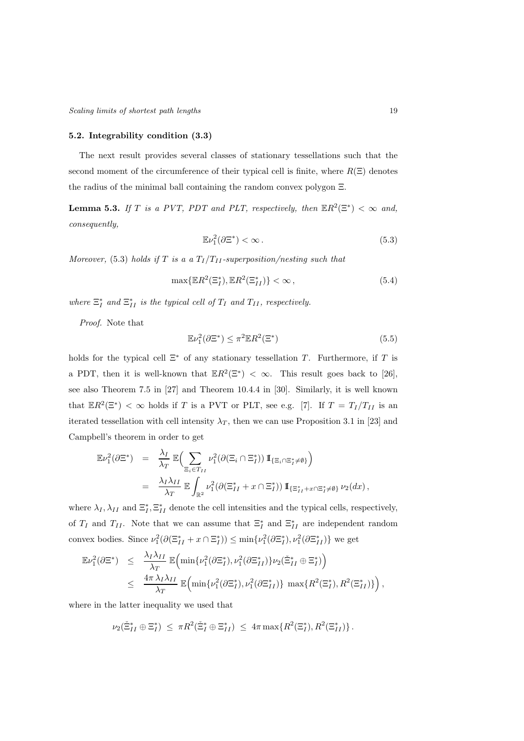### 5.2. Integrability condition (3.3)

The next result provides several classes of stationary tessellations such that the second moment of the circumference of their typical cell is finite, where $R(\Xi)$ denotes the radius of the minimal ball containing the random convex polygon $\Xi$.

**Lemma 5.3.** *If $T$ is a PVT, PDT and PLT, respectively, then $\mathbb{E}R^2(\Xi^*) < \infty$ and, consequently,*

$$\mathbb{E}\nu_1^2(\partial\Xi^*) < \infty\,. \tag{5.3}$$

*Moreover,* (5.3) *holds if $T$ is a a $T_I/T_{II}$-superposition/nesting such that*

$$\max\{\mathbb{E}R^2(\Xi_I^*), \mathbb{E}R^2(\Xi_{II}^*)\} < \infty\,, \tag{5.4}$$

*where $\Xi_I^*$ and $\Xi_{II}^*$ is the typical cell of $T_I$ and $T_{II}$, respectively.*

*Proof.* Note that

$$\mathbb{E}\nu_1^2(\partial\Xi^*) \le \pi^2\mathbb{E}R^2(\Xi^*) \tag{5.5}$$

holds for the typical cell $\Xi^*$ of any stationary tessellation $T$. Furthermore, if $T$ is a PDT, then it is well-known that $\mathbb{E}R^2(\Xi^*) < \infty$. This result goes back to [26], see also Theorem 7.5 in [27] and Theorem 10.4.4 in [30]. Similarly, it is well known that $\mathbb{E}R^2(\Xi^*) < \infty$ holds if $T$ is a PVT or PLT, see e.g. [7]. If $T = T_I/T_{II}$ is an iterated tessellation with cell intensity $\lambda_T$, then we can use Proposition 3.1 in [23] and Campbell's theorem in order to get

$$\begin{aligned}
\mathbb{E}\nu_1^2(\partial\Xi^*) &= \frac{\lambda_I}{\lambda_T}\,\mathbb{E}\Big(\sum_{\Xi_i\in T_{II}} \nu_1^2(\partial(\Xi_i\cap\Xi_I^*))\,\mathbb{1}_{\{\Xi_i\cap\Xi_I^*\neq\emptyset\}}\Big)\\
&= \frac{\lambda_I\lambda_{II}}{\lambda_T}\,\mathbb{E}\int_{\mathbb{R}^2}\nu_1^2(\partial(\Xi_{II}^*+x\cap\Xi_I^*))\,\mathbb{1}_{\{\Xi_{II}^*+x\cap\Xi_I^*\neq\emptyset\}}\,\nu_2(dx)\,,
\end{aligned}$$

where $\lambda_I, \lambda_{II}$ and $\Xi_I^*, \Xi_{II}^*$ denote the cell intensities and the typical cells, respectively, of $T_I$ and $T_{II}$. Note that we can assume that $\Xi_I^*$ and $\Xi_{II}^*$ are independent random convex bodies. Since $\nu_1^2(\partial(\Xi_{II}^*+x\cap\Xi_I^*)) \le \min\{\nu_1^2(\partial\Xi_I^*), \nu_1^2(\partial\Xi_{II}^*)\}$ we get

$$\begin{aligned}
\mathbb{E}\nu_1^2(\partial\Xi^*) &\le \frac{\lambda_I\lambda_{II}}{\lambda_T}\,\mathbb{E}\Big(\min\{\nu_1^2(\partial\Xi_I^*), \nu_1^2(\partial\Xi_{II}^*)\}\nu_2(\check{\Xi}_{II}^*\oplus\Xi_I^*)\Big)\\
&\le \frac{4\pi\,\lambda_I\lambda_{II}}{\lambda_T}\,\mathbb{E}\Big(\min\{\nu_1^2(\partial\Xi_I^*), \nu_1^2(\partial\Xi_{II}^*)\}\,\max\{R^2(\Xi_I^*), R^2(\Xi_{II}^*)\}\Big)\,,
\end{aligned}$$

where in the latter inequality we used that

$$\nu_2(\check{\Xi}_{II}^*\oplus\Xi_I^*) \;\le\; \pi R^2(\check{\Xi}_I^*\oplus\Xi_{II}^*) \;\le\; 4\pi\max\{R^2(\Xi_I^*), R^2(\Xi_{II}^*)\}\,.$$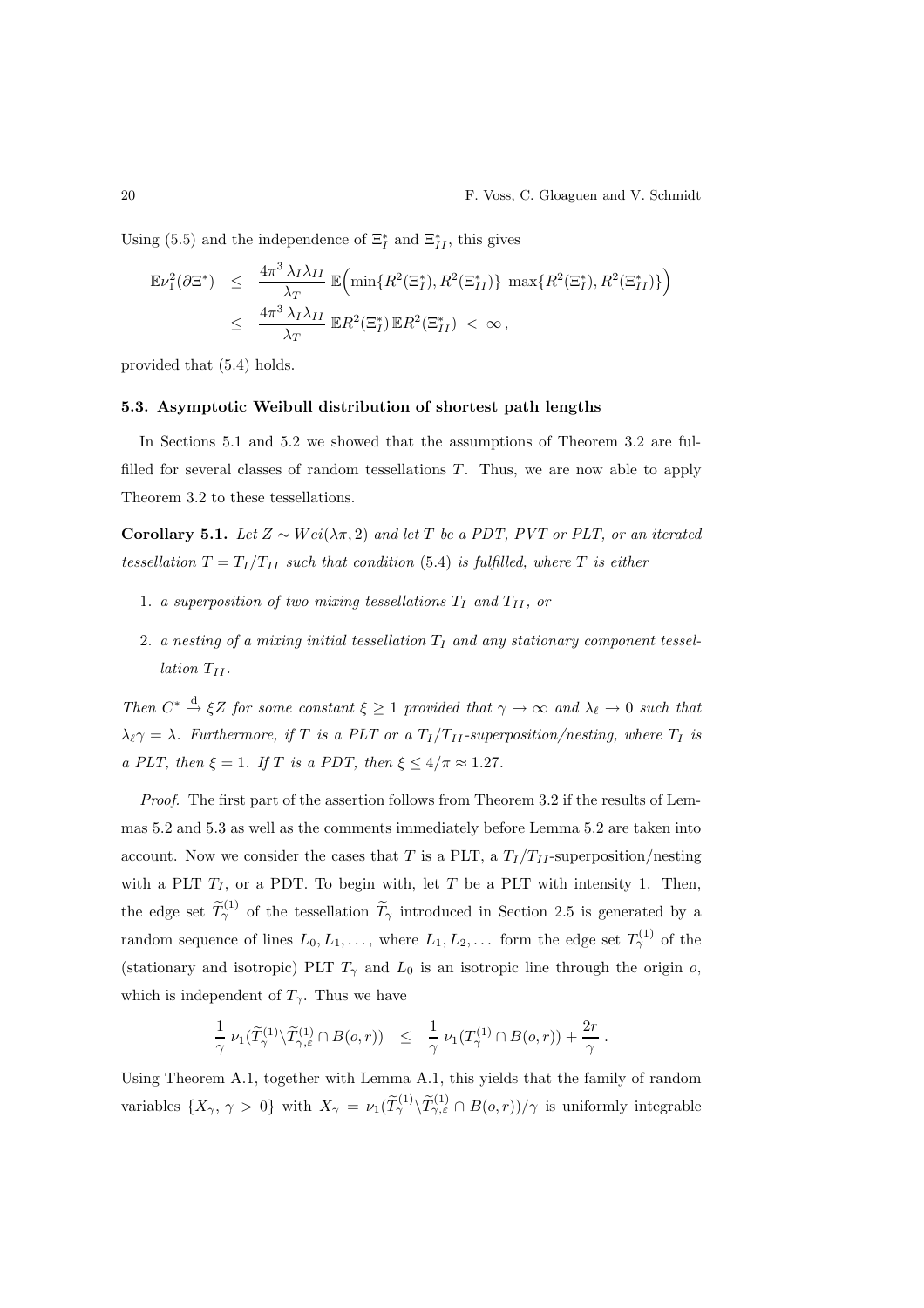Using (5.5) and the independence of $\Xi_I^*$ and $\Xi_{II}^*$, this gives

$$
\begin{aligned}
\mathbb{E}\nu_1^2(\partial\Xi^*) &\leq \frac{4\pi^3\,\lambda_I\lambda_{II}}{\lambda_T}\,\mathbb{E}\Big(\min\{R^2(\Xi_I^*),R^2(\Xi_{II}^*)\}\,\max\{R^2(\Xi_I^*),R^2(\Xi_{II}^*)\}\Big)\\
&\leq \frac{4\pi^3\,\lambda_I\lambda_{II}}{\lambda_T}\,\mathbb{E}R^2(\Xi_I^*)\,\mathbb{E}R^2(\Xi_{II}^*)\;<\;\infty\,,
\end{aligned}
$$

provided that (5.4) holds.

### 5.3. Asymptotic Weibull distribution of shortest path lengths

In Sections 5.1 and 5.2 we showed that the assumptions of Theorem 3.2 are fulfilled for several classes of random tessellations $T$. Thus, we are now able to apply Theorem 3.2 to these tessellations.

**Corollary 5.1.** *Let $Z \sim Wei(\lambda\pi, 2)$ and let $T$ be a PDT, PVT or PLT, or an iterated tessellation $T = T_I/T_{II}$ such that condition (5.4) is fulfilled, where $T$ is either*

1. *a superposition of two mixing tessellations $T_I$ and $T_{II}$, or*
2. *a nesting of a mixing initial tessellation $T_I$ and any stationary component tessellation $T_{II}$.*

*Then $C^* \xrightarrow{\text{d}} \xi Z$ for some constant $\xi \geq 1$ provided that $\gamma \to \infty$ and $\lambda_\ell \to 0$ such that $\lambda_\ell\gamma = \lambda$. Furthermore, if $T$ is a PLT or a $T_I/T_{II}$-superposition/nesting, where $T_I$ is a PLT, then $\xi = 1$. If $T$ is a PDT, then $\xi \leq 4/\pi \approx 1.27$.*

*Proof.* The first part of the assertion follows from Theorem 3.2 if the results of Lemmas 5.2 and 5.3 as well as the comments immediately before Lemma 5.2 are taken into account. Now we consider the cases that $T$ is a PLT, a $T_I/T_{II}$-superposition/nesting with a PLT $T_I$, or a PDT. To begin with, let $T$ be a PLT with intensity 1. Then, the edge set $\widetilde{T}_\gamma^{(1)}$ of the tessellation $\widetilde{T}_\gamma$ introduced in Section 2.5 is generated by a random sequence of lines $L_0, L_1, \ldots$, where $L_1, L_2, \ldots$ form the edge set $T_\gamma^{(1)}$ of the (stationary and isotropic) PLT $T_\gamma$ and $L_0$ is an isotropic line through the origin $o$, which is independent of $T_\gamma$. Thus we have

$$
\frac{1}{\gamma}\,\nu_1(\widetilde{T}_\gamma^{(1)}\backslash\widetilde{T}_{\gamma,\varepsilon}^{(1)}\cap B(o,r)) \quad\leq\quad \frac{1}{\gamma}\,\nu_1(T_\gamma^{(1)}\cap B(o,r)) + \frac{2r}{\gamma}\,.
$$

Using Theorem A.1, together with Lemma A.1, this yields that the family of random variables $\{X_\gamma, \gamma > 0\}$ with $X_\gamma = \nu_1(\widetilde{T}_\gamma^{(1)}\backslash\widetilde{T}_{\gamma,\varepsilon}^{(1)}\cap B(o,r))/\gamma$ is uniformly integrable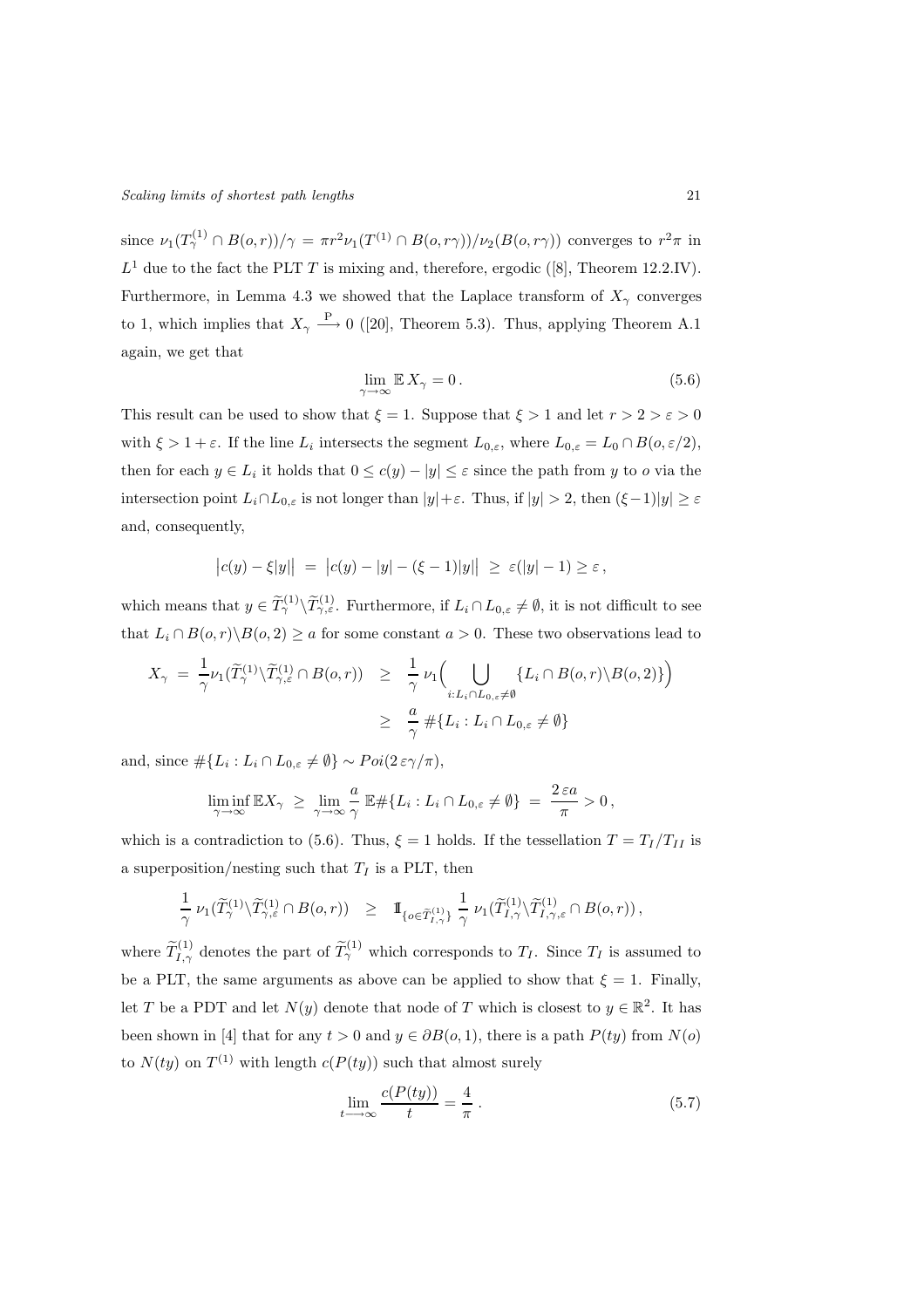since $\nu_1(T_\gamma^{(1)} \cap B(o,r))/\gamma = \pi r^2 \nu_1(T^{(1)} \cap B(o, r\gamma))/\nu_2(B(o,r\gamma))$ converges to $r^2\pi$ in $L^1$ due to the fact the PLT $T$ is mixing and, therefore, ergodic ([8], Theorem 12.2.IV). Furthermore, in Lemma 4.3 we showed that the Laplace transform of $X_\gamma$ converges to 1, which implies that $X_\gamma \overset{\text{P}}{\longrightarrow} 0$ ([20], Theorem 5.3). Thus, applying Theorem A.1 again, we get that

$$\lim_{\gamma \to \infty} \mathbb{E}\, X_\gamma = 0\,. \tag{5.6}$$

This result can be used to show that $\xi = 1$. Suppose that $\xi > 1$ and let $r > 2 > \varepsilon > 0$ with $\xi > 1 + \varepsilon$. If the line $L_i$ intersects the segment $L_{0,\varepsilon}$, where $L_{0,\varepsilon} = L_0 \cap B(o, \varepsilon/2)$, then for each $y \in L_i$ it holds that $0 \le c(y) - |y| \le \varepsilon$ since the path from $y$ to $o$ via the intersection point $L_i \cap L_{0,\varepsilon}$ is not longer than $|y| + \varepsilon$. Thus, if $|y| > 2$, then $(\xi - 1)|y| \ge \varepsilon$ and, consequently,

$$\big|c(y) - \xi |y|\big| \;=\; \big|c(y) - |y| - (\xi-1)|y|\big| \;\ge\; \varepsilon(|y| - 1) \ge \varepsilon\,,$$

which means that $y \in \widetilde{T}_\gamma^{(1)} \backslash \widetilde{T}_{\gamma,\varepsilon}^{(1)}$. Furthermore, if $L_i \cap L_{0,\varepsilon} \neq \emptyset$, it is not difficult to see that $L_i \cap B(o,r) \backslash B(o,2) \ge a$ for some constant $a > 0$. These two observations lead to

$$\begin{aligned} X_\gamma \;=\; \frac{1}{\gamma} \nu_1(\widetilde{T}_\gamma^{(1)} \backslash \widetilde{T}_{\gamma,\varepsilon}^{(1)} \cap B(o,r)) \;&\ge\; \frac{1}{\gamma}\, \nu_1\Big( \bigcup_{i: L_i \cap L_{0,\varepsilon} \neq \emptyset} \{L_i \cap B(o,r) \backslash B(o,2)\}\Big) \\ &\ge\; \frac{a}{\gamma}\, \#\{L_i : L_i \cap L_{0,\varepsilon} \neq \emptyset\} \end{aligned}$$

and, since $\#\{L_i : L_i \cap L_{0,\varepsilon} \neq \emptyset\} \sim Poi(2\,\varepsilon\gamma/\pi)$,

$$\liminf_{\gamma \to \infty} \mathbb{E} X_\gamma \;\ge\; \lim_{\gamma \to \infty} \frac{a}{\gamma}\, \mathbb{E}\#\{L_i : L_i \cap L_{0,\varepsilon} \neq \emptyset\} \;=\; \frac{2\,\varepsilon a}{\pi} > 0\,,$$

which is a contradiction to (5.6). Thus, $\xi = 1$ holds. If the tessellation $T = T_I / T_{II}$ is a superposition/nesting such that $T_I$ is a PLT, then

$$\frac{1}{\gamma}\, \nu_1(\widetilde{T}_\gamma^{(1)} \backslash \widetilde{T}_{\gamma,\varepsilon}^{(1)} \cap B(o,r)) \quad\ge\quad \mathbb{1}_{\{o \in \widetilde{T}_{I,\gamma}^{(1)}\}}\, \frac{1}{\gamma}\, \nu_1(\widetilde{T}_{I,\gamma}^{(1)} \backslash \widetilde{T}_{I,\gamma,\varepsilon}^{(1)} \cap B(o,r))\,,$$

where $\widetilde{T}_{I,\gamma}^{(1)}$ denotes the part of $\widetilde{T}_\gamma^{(1)}$ which corresponds to $T_I$. Since $T_I$ is assumed to be a PLT, the same arguments as above can be applied to show that $\xi = 1$. Finally, let $T$ be a PDT and let $N(y)$ denote that node of $T$ which is closest to $y \in \mathbb{R}^2$. It has been shown in [4] that for any $t > 0$ and $y \in \partial B(o,1)$, there is a path $P(ty)$ from $N(o)$ to $N(ty)$ on $T^{(1)}$ with length $c(P(ty))$ such that almost surely

$$\lim_{t \longrightarrow \infty} \frac{c(P(ty))}{t} = \frac{4}{\pi}\,. \tag{5.7}$$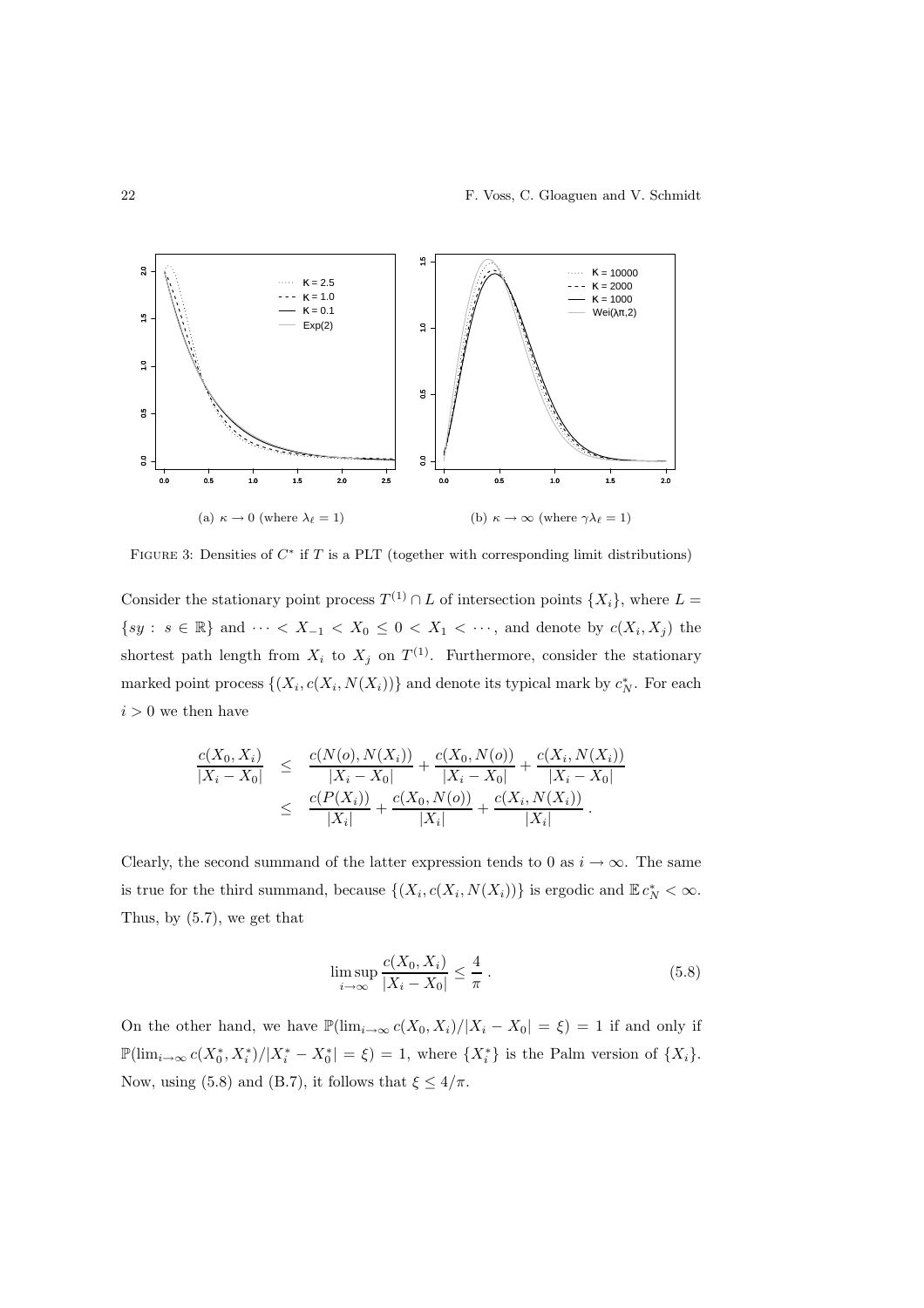(a) $\kappa \to 0$ (where $\lambda_\ell = 1$)

(b) $\kappa \to \infty$ (where $\gamma\lambda_\ell = 1$)

FIGURE 3: Densities of $C^*$ if $T$ is a PLT (together with corresponding limit distributions)

Consider the stationary point process $T^{(1)} \cap L$ of intersection points $\{X_i\}$, where $L = \{sy : s \in \mathbb{R}\}$ and $\cdots < X_{-1} < X_0 \leq 0 < X_1 < \cdots$, and denote by $c(X_i, X_j)$ the shortest path length from $X_i$ to $X_j$ on $T^{(1)}$. Furthermore, consider the stationary marked point process $\{(X_i, c(X_i, N(X_i))\}$ and denote its typical mark by $c_N^*$. For each $i > 0$ we then have

$$
\begin{aligned}
\frac{c(X_0, X_i)}{|X_i - X_0|} &\leq \frac{c(N(o), N(X_i))}{|X_i - X_0|} + \frac{c(X_0, N(o))}{|X_i - X_0|} + \frac{c(X_i, N(X_i))}{|X_i - X_0|} \\
&\leq \frac{c(P(X_i))}{|X_i|} + \frac{c(X_0, N(o))}{|X_i|} + \frac{c(X_i, N(X_i))}{|X_i|} \,.
\end{aligned}
$$

Clearly, the second summand of the latter expression tends to 0 as $i \to \infty$. The same is true for the third summand, because $\{(X_i, c(X_i, N(X_i))\}$ is ergodic and $\mathbb{E}\, c_N^* < \infty$. Thus, by (5.7), we get that

$$
\limsup_{i \to \infty} \frac{c(X_0, X_i)}{|X_i - X_0|} \leq \frac{4}{\pi} \,. \tag{5.8}
$$

On the other hand, we have $\mathbb{P}(\lim_{i\to\infty} c(X_0, X_i)/|X_i - X_0| = \xi) = 1$ if and only if $\mathbb{P}(\lim_{i\to\infty} c(X_0^*, X_i^*)/|X_i^* - X_0^*| = \xi) = 1$, where $\{X_i^*\}$ is the Palm version of $\{X_i\}$. Now, using (5.8) and (B.7), it follows that $\xi \leq 4/\pi$.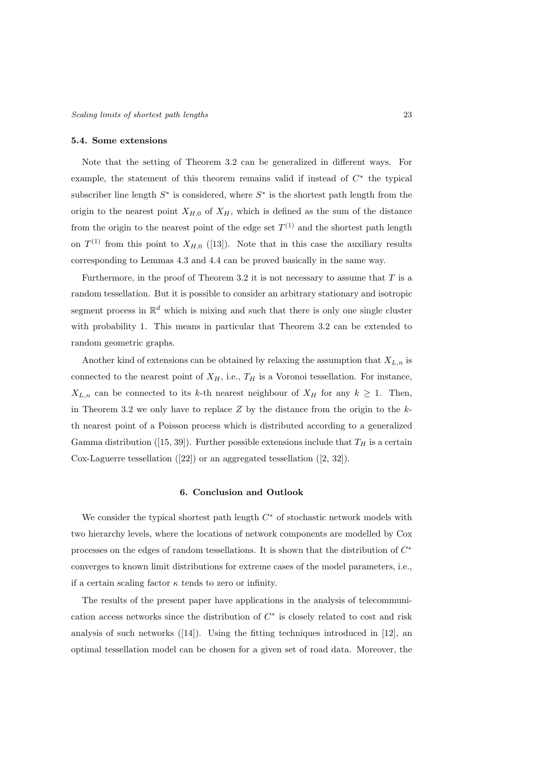### 5.4. Some extensions

Note that the setting of Theorem 3.2 can be generalized in different ways. For example, the statement of this theorem remains valid if instead of $C^*$ the typical subscriber line length $S^*$ is considered, where $S^*$ is the shortest path length from the origin to the nearest point $X_{H,0}$ of $X_H$, which is defined as the sum of the distance from the origin to the nearest point of the edge set $T^{(1)}$ and the shortest path length on $T^{(1)}$ from this point to $X_{H,0}$ ([13]). Note that in this case the auxiliary results corresponding to Lemmas 4.3 and 4.4 can be proved basically in the same way.

Furthermore, in the proof of Theorem 3.2 it is not necessary to assume that $T$ is a random tessellation. But it is possible to consider an arbitrary stationary and isotropic segment process in $\mathbb{R}^d$ which is mixing and such that there is only one single cluster with probability 1. This means in particular that Theorem 3.2 can be extended to random geometric graphs.

Another kind of extensions can be obtained by relaxing the assumption that $X_{L,n}$ is connected to the nearest point of $X_H$, i.e., $T_H$ is a Voronoi tessellation. For instance, $X_{L,n}$ can be connected to its $k$-th nearest neighbour of $X_H$ for any $k \geq 1$. Then, in Theorem 3.2 we only have to replace $Z$ by the distance from the origin to the $k$-th nearest point of a Poisson process which is distributed according to a generalized Gamma distribution ([15, 39]). Further possible extensions include that $T_H$ is a certain Cox-Laguerre tessellation ([22]) or an aggregated tessellation ([2, 32]).

## 6. Conclusion and Outlook

We consider the typical shortest path length $C^*$ of stochastic network models with two hierarchy levels, where the locations of network components are modelled by Cox processes on the edges of random tessellations. It is shown that the distribution of $C^*$ converges to known limit distributions for extreme cases of the model parameters, i.e., if a certain scaling factor $\kappa$ tends to zero or infinity.

The results of the present paper have applications in the analysis of telecommunication access networks since the distribution of $C^*$ is closely related to cost and risk analysis of such networks ([14]). Using the fitting techniques introduced in [12], an optimal tessellation model can be chosen for a given set of road data. Moreover, the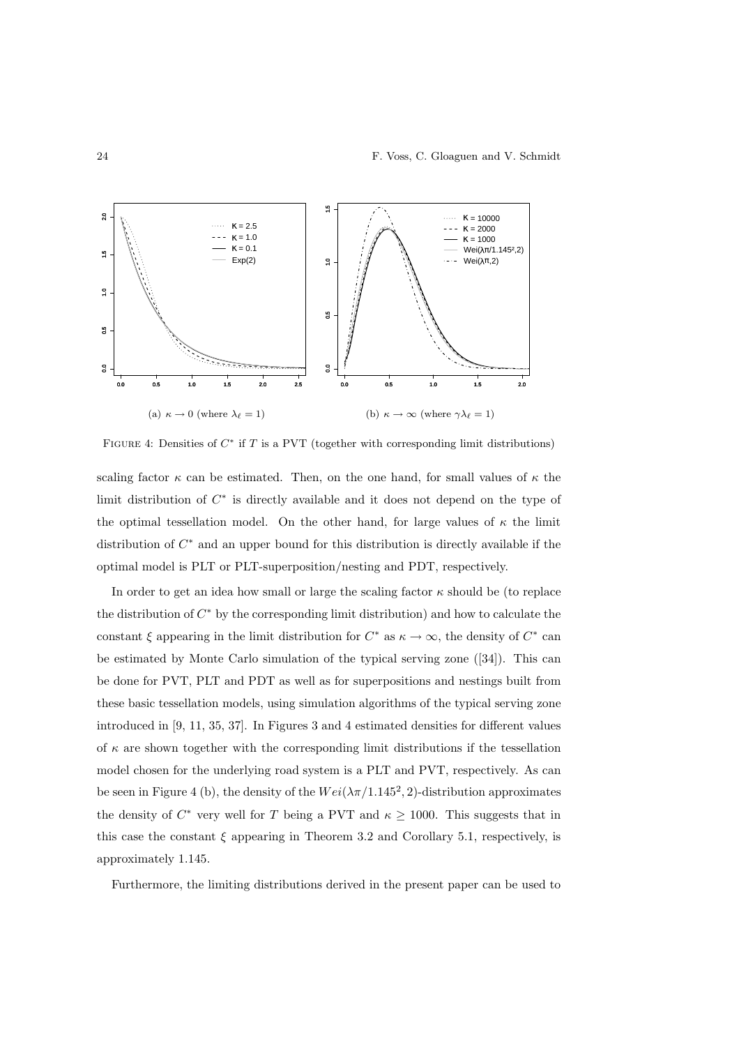(a) $\kappa \to 0$ (where $\lambda_\ell = 1$)

(b) $\kappa \to \infty$ (where $\gamma\lambda_\ell = 1$)

FIGURE 4: Densities of $C^*$ if $T$ is a PVT (together with corresponding limit distributions)

scaling factor $\kappa$ can be estimated. Then, on the one hand, for small values of $\kappa$ the limit distribution of $C^*$ is directly available and it does not depend on the type of the optimal tessellation model. On the other hand, for large values of $\kappa$ the limit distribution of $C^*$ and an upper bound for this distribution is directly available if the optimal model is PLT or PLT-superposition/nesting and PDT, respectively.

In order to get an idea how small or large the scaling factor $\kappa$ should be (to replace the distribution of $C^*$ by the corresponding limit distribution) and how to calculate the constant $\xi$ appearing in the limit distribution for $C^*$ as $\kappa \to \infty$, the density of $C^*$ can be estimated by Monte Carlo simulation of the typical serving zone ([34]). This can be done for PVT, PLT and PDT as well as for superpositions and nestings built from these basic tessellation models, using simulation algorithms of the typical serving zone introduced in [9, 11, 35, 37]. In Figures 3 and 4 estimated densities for different values of $\kappa$ are shown together with the corresponding limit distributions if the tessellation model chosen for the underlying road system is a PLT and PVT, respectively. As can be seen in Figure 4 (b), the density of the $Wei(\lambda\pi/1.145^2, 2)$-distribution approximates the density of $C^*$ very well for $T$ being a PVT and $\kappa \geq 1000$. This suggests that in this case the constant $\xi$ appearing in Theorem 3.2 and Corollary 5.1, respectively, is approximately 1.145.

Furthermore, the limiting distributions derived in the present paper can be used to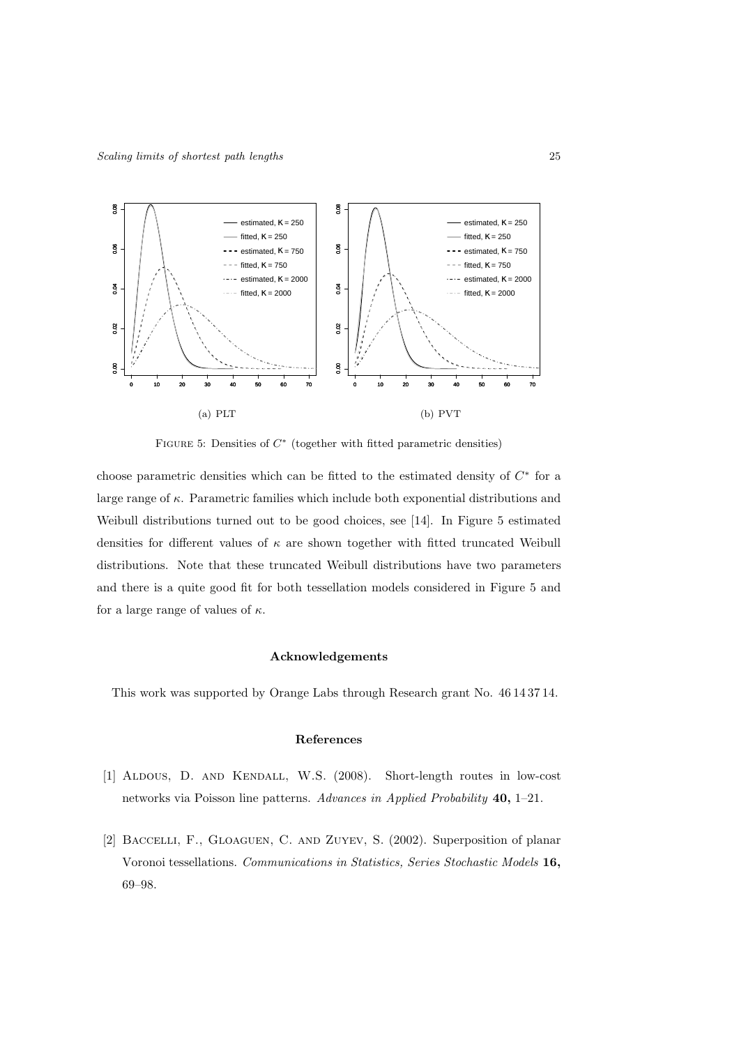(a) PLT

(b) PVT

FIGURE 5: Densities of $C^*$ (together with fitted parametric densities)

choose parametric densities which can be fitted to the estimated density of $C^*$ for a large range of $\kappa$. Parametric families which include both exponential distributions and Weibull distributions turned out to be good choices, see [14]. In Figure 5 estimated densities for different values of $\kappa$ are shown together with fitted truncated Weibull distributions. Note that these truncated Weibull distributions have two parameters and there is a quite good fit for both tessellation models considered in Figure 5 and for a large range of values of $\kappa$.

### Acknowledgements

This work was supported by Orange Labs through Research grant No. 46 14 37 14.

### References

[1] Aldous, D. and Kendall, W.S. (2008). Short-length routes in low-cost networks via Poisson line patterns. *Advances in Applied Probability* **40,** 1–21.

[2] Baccelli, F., Gloaguen, C. and Zuyev, S. (2002). Superposition of planar Voronoi tessellations. *Communications in Statistics, Series Stochastic Models* **16,** 69–98.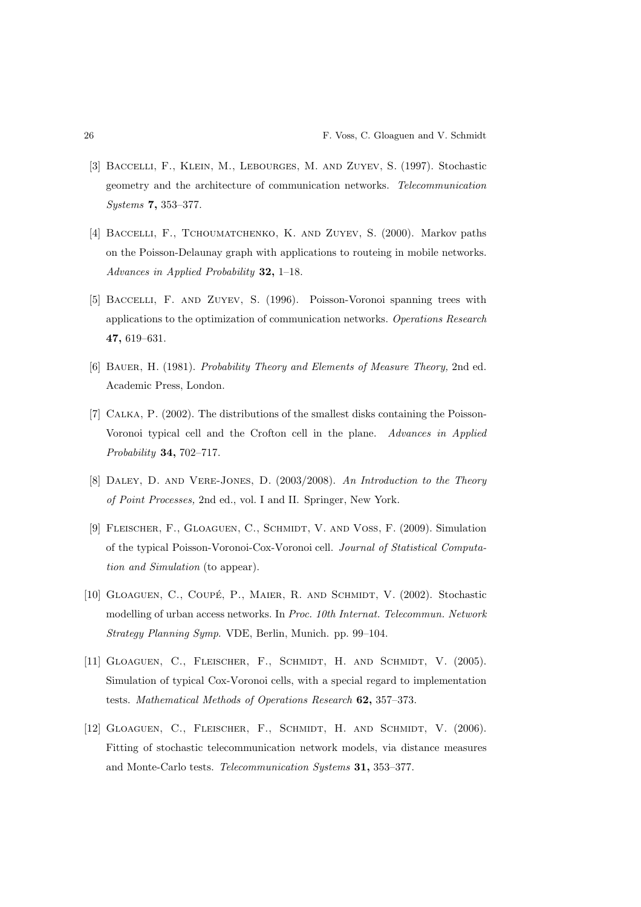[3] Baccelli, F., Klein, M., Lebourges, M. and Zuyev, S. (1997). Stochastic geometry and the architecture of communication networks. *Telecommunication Systems* **7,** 353–377.

[4] Baccelli, F., Tchoumatchenko, K. and Zuyev, S. (2000). Markov paths on the Poisson-Delaunay graph with applications to routeing in mobile networks. *Advances in Applied Probability* **32,** 1–18.

[5] Baccelli, F. and Zuyev, S. (1996). Poisson-Voronoi spanning trees with applications to the optimization of communication networks. *Operations Research* **47,** 619–631.

[6] Bauer, H. (1981). *Probability Theory and Elements of Measure Theory,* 2nd ed. Academic Press, London.

[7] Calka, P. (2002). The distributions of the smallest disks containing the Poisson-Voronoi typical cell and the Crofton cell in the plane. *Advances in Applied Probability* **34,** 702–717.

[8] Daley, D. and Vere-Jones, D. (2003/2008). *An Introduction to the Theory of Point Processes,* 2nd ed., vol. I and II. Springer, New York.

[9] Fleischer, F., Gloaguen, C., Schmidt, V. and Voss, F. (2009). Simulation of the typical Poisson-Voronoi-Cox-Voronoi cell. *Journal of Statistical Computation and Simulation* (to appear).

[10] Gloaguen, C., Coupé, P., Maier, R. and Schmidt, V. (2002). Stochastic modelling of urban access networks. In *Proc. 10th Internat. Telecommun. Network Strategy Planning Symp*. VDE, Berlin, Munich. pp. 99–104.

[11] Gloaguen, C., Fleischer, F., Schmidt, H. and Schmidt, V. (2005). Simulation of typical Cox-Voronoi cells, with a special regard to implementation tests. *Mathematical Methods of Operations Research* **62,** 357–373.

[12] Gloaguen, C., Fleischer, F., Schmidt, H. and Schmidt, V. (2006). Fitting of stochastic telecommunication network models, via distance measures and Monte-Carlo tests. *Telecommunication Systems* **31,** 353–377.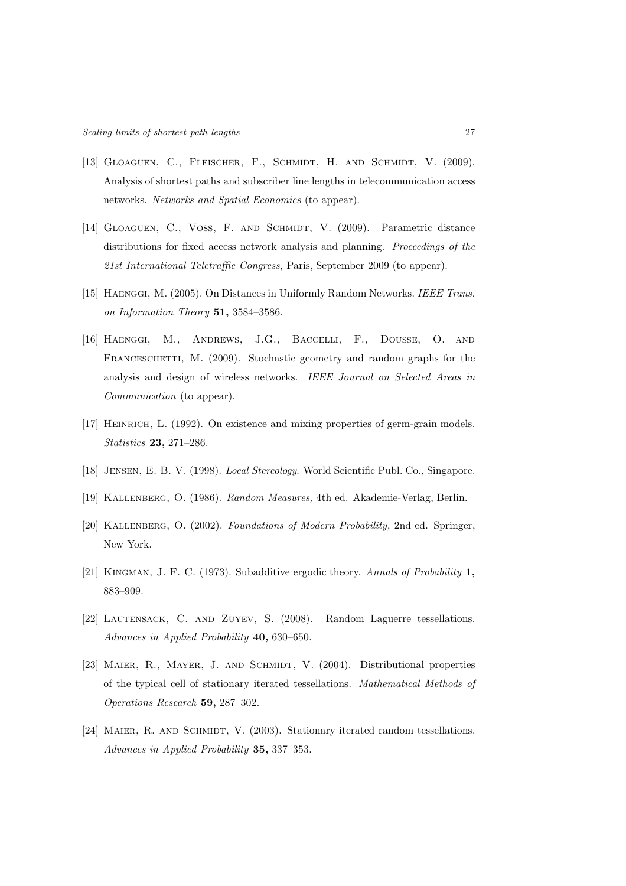[13] Gloaguen, C., Fleischer, F., Schmidt, H. and Schmidt, V. (2009). Analysis of shortest paths and subscriber line lengths in telecommunication access networks. *Networks and Spatial Economics* (to appear).

[14] Gloaguen, C., Voss, F. and Schmidt, V. (2009). Parametric distance distributions for fixed access network analysis and planning. *Proceedings of the 21st International Teletraffic Congress,* Paris, September 2009 (to appear).

[15] Haenggi, M. (2005). On Distances in Uniformly Random Networks. *IEEE Trans. on Information Theory* **51,** 3584–3586.

[16] Haenggi, M., Andrews, J.G., Baccelli, F., Dousse, O. and Franceschetti, M. (2009). Stochastic geometry and random graphs for the analysis and design of wireless networks. *IEEE Journal on Selected Areas in Communication* (to appear).

[17] Heinrich, L. (1992). On existence and mixing properties of germ-grain models. *Statistics* **23,** 271–286.

[18] Jensen, E. B. V. (1998). *Local Stereology.* World Scientific Publ. Co., Singapore.

[19] Kallenberg, O. (1986). *Random Measures,* 4th ed. Akademie-Verlag, Berlin.

[20] Kallenberg, O. (2002). *Foundations of Modern Probability,* 2nd ed. Springer, New York.

[21] Kingman, J. F. C. (1973). Subadditive ergodic theory. *Annals of Probability* **1,** 883–909.

[22] Lautensack, C. and Zuyev, S. (2008). Random Laguerre tessellations. *Advances in Applied Probability* **40,** 630–650.

[23] Maier, R., Mayer, J. and Schmidt, V. (2004). Distributional properties of the typical cell of stationary iterated tessellations. *Mathematical Methods of Operations Research* **59,** 287–302.

[24] Maier, R. and Schmidt, V. (2003). Stationary iterated random tessellations. *Advances in Applied Probability* **35,** 337–353.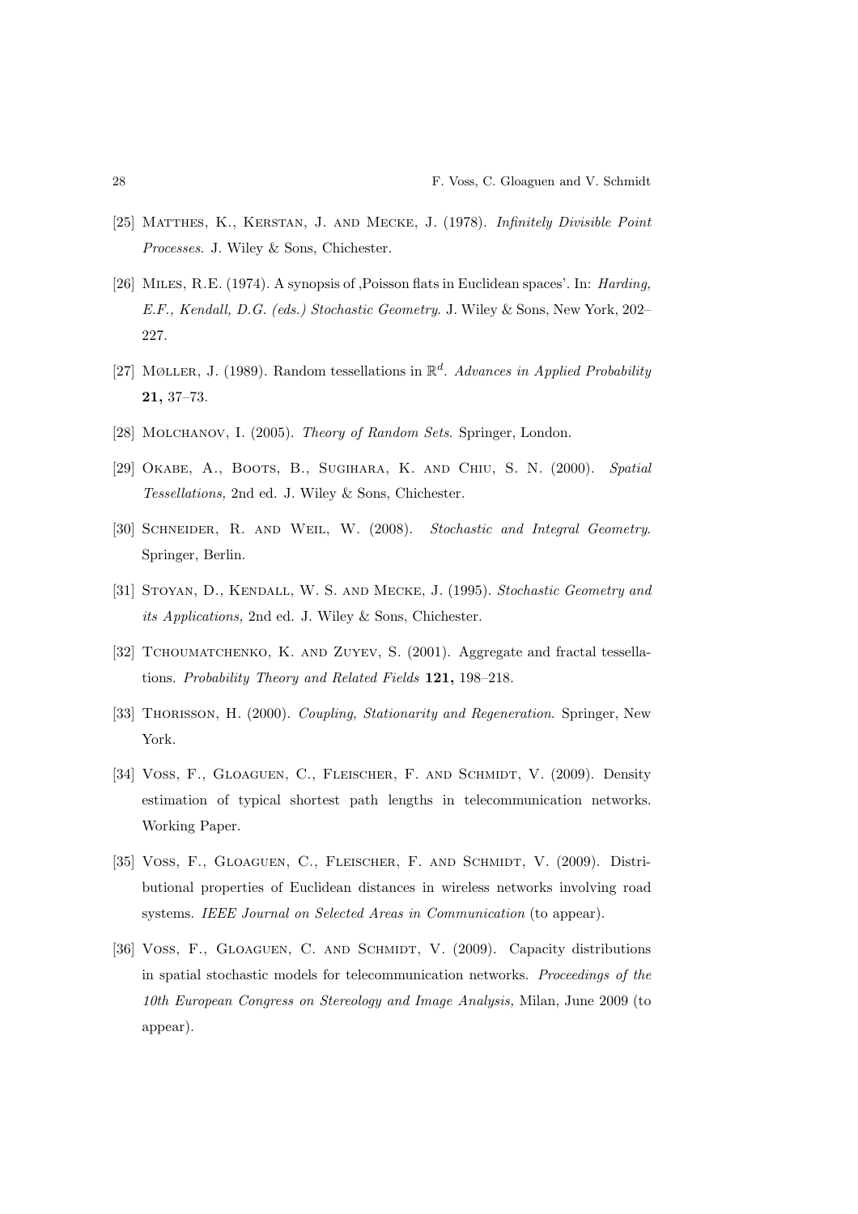[25] Matthes, K., Kerstan, J. and Mecke, J. (1978). *Infinitely Divisible Point Processes*. J. Wiley & Sons, Chichester.

[26] Miles, R.E. (1974). A synopsis of ,Poisson flats in Euclidean spaces'. In: *Harding, E.F., Kendall, D.G. (eds.) Stochastic Geometry*. J. Wiley & Sons, New York, 202–227.

[27] Møller, J. (1989). Random tessellations in $\mathbb{R}^d$. *Advances in Applied Probability* **21,** 37–73.

[28] Molchanov, I. (2005). *Theory of Random Sets*. Springer, London.

[29] Okabe, A., Boots, B., Sugihara, K. and Chiu, S. N. (2000). *Spatial Tessellations,* 2nd ed. J. Wiley & Sons, Chichester.

[30] Schneider, R. and Weil, W. (2008). *Stochastic and Integral Geometry*. Springer, Berlin.

[31] Stoyan, D., Kendall, W. S. and Mecke, J. (1995). *Stochastic Geometry and its Applications,* 2nd ed. J. Wiley & Sons, Chichester.

[32] Tchoumatchenko, K. and Zuyev, S. (2001). Aggregate and fractal tessellations. *Probability Theory and Related Fields* **121,** 198–218.

[33] Thorisson, H. (2000). *Coupling, Stationarity and Regeneration*. Springer, New York.

[34] Voss, F., Gloaguen, C., Fleischer, F. and Schmidt, V. (2009). Density estimation of typical shortest path lengths in telecommunication networks. Working Paper.

[35] Voss, F., Gloaguen, C., Fleischer, F. and Schmidt, V. (2009). Distributional properties of Euclidean distances in wireless networks involving road systems. *IEEE Journal on Selected Areas in Communication* (to appear).

[36] Voss, F., Gloaguen, C. and Schmidt, V. (2009). Capacity distributions in spatial stochastic models for telecommunication networks. *Proceedings of the 10th European Congress on Stereology and Image Analysis,* Milan, June 2009 (to appear).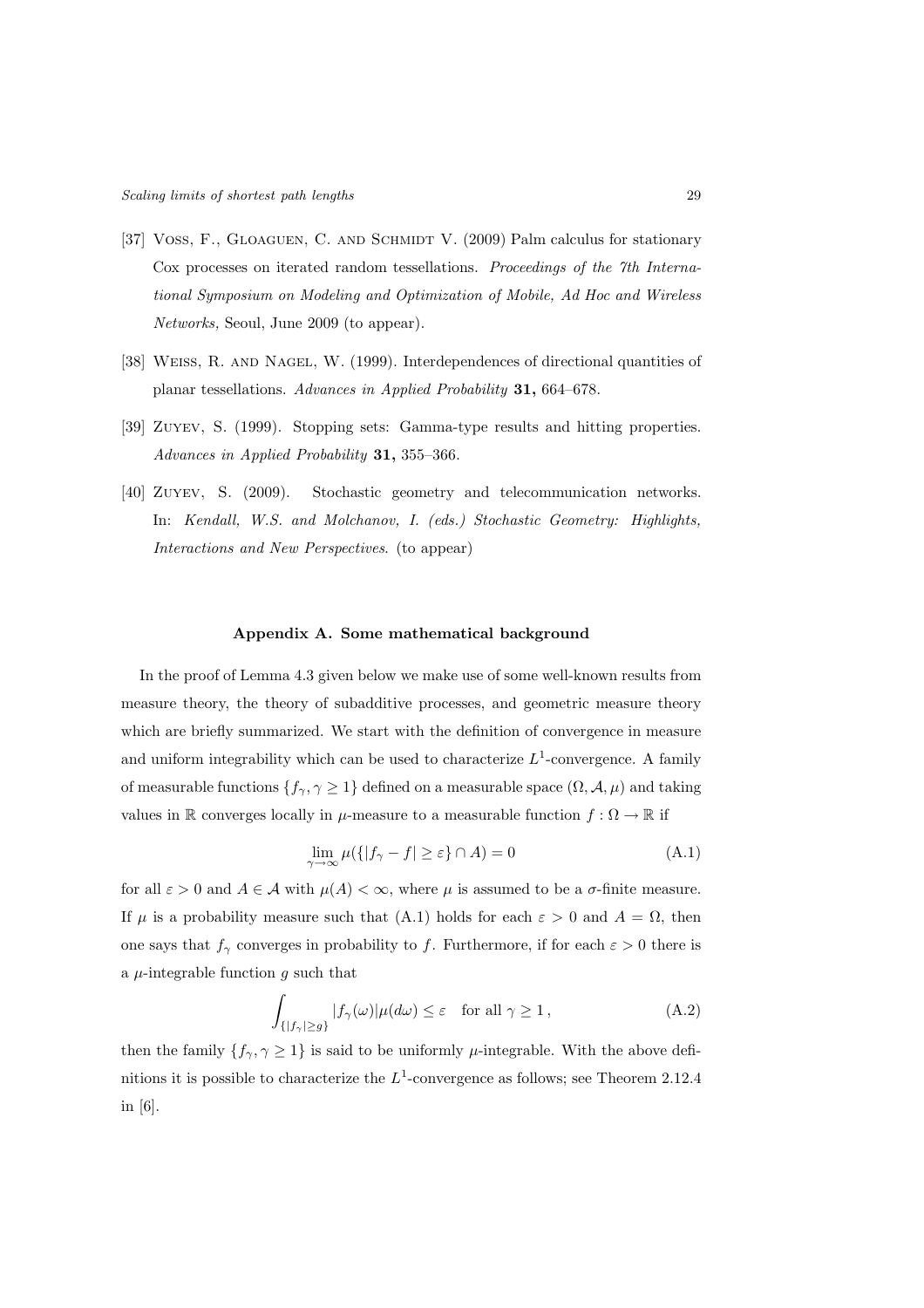[37] Voss, F., Gloaguen, C. and Schmidt V. (2009) Palm calculus for stationary Cox processes on iterated random tessellations. *Proceedings of the 7th International Symposium on Modeling and Optimization of Mobile, Ad Hoc and Wireless Networks,* Seoul, June 2009 (to appear).

[38] Weiss, R. and Nagel, W. (1999). Interdependences of directional quantities of planar tessellations. *Advances in Applied Probability* **31,** 664–678.

[39] Zuyev, S. (1999). Stopping sets: Gamma-type results and hitting properties. *Advances in Applied Probability* **31,** 355–366.

[40] Zuyev, S. (2009). Stochastic geometry and telecommunication networks. In: *Kendall, W.S. and Molchanov, I. (eds.) Stochastic Geometry: Highlights, Interactions and New Perspectives*. (to appear)

## Appendix A. Some mathematical background

In the proof of Lemma 4.3 given below we make use of some well-known results from measure theory, the theory of subadditive processes, and geometric measure theory which are briefly summarized. We start with the definition of convergence in measure and uniform integrability which can be used to characterize $L^1$-convergence. A family of measurable functions $\{f_\gamma, \gamma \geq 1\}$ defined on a measurable space $(\Omega, \mathcal{A}, \mu)$ and taking values in $\mathbb{R}$ converges locally in $\mu$-measure to a measurable function $f : \Omega \to \mathbb{R}$ if

$$\lim_{\gamma \to \infty} \mu(\{|f_\gamma - f| \geq \varepsilon\} \cap A) = 0 \tag{A.1}$$

for all $\varepsilon > 0$ and $A \in \mathcal{A}$ with $\mu(A) < \infty$, where $\mu$ is assumed to be a $\sigma$-finite measure. If $\mu$ is a probability measure such that (A.1) holds for each $\varepsilon > 0$ and $A = \Omega$, then one says that $f_\gamma$ converges in probability to $f$. Furthermore, if for each $\varepsilon > 0$ there is a $\mu$-integrable function $g$ such that

$$\int_{\{|f_\gamma| \geq g\}} |f_\gamma(\omega)| \mu(d\omega) \leq \varepsilon \quad \text{for all } \gamma \geq 1\,, \tag{A.2}$$

then the family $\{f_\gamma, \gamma \geq 1\}$ is said to be uniformly $\mu$-integrable. With the above definitions it is possible to characterize the $L^1$-convergence as follows; see Theorem 2.12.4 in [6].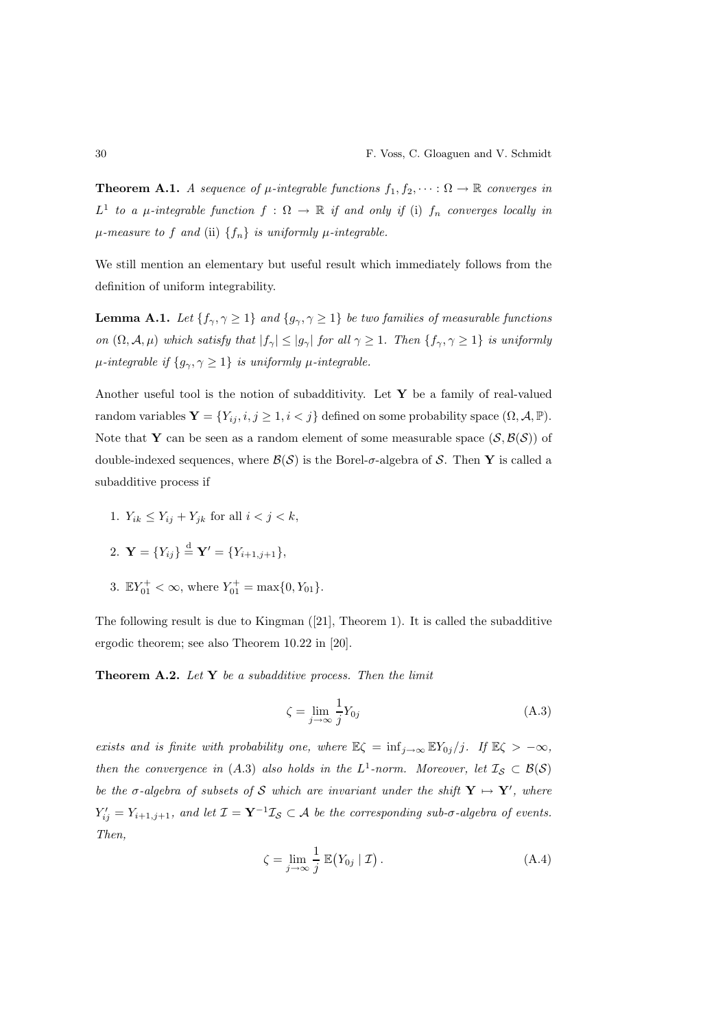**Theorem A.1.** *A sequence of $\mu$-integrable functions $f_1, f_2, \dots : \Omega \to \mathbb{R}$ converges in $L^1$ to a $\mu$-integrable function $f : \Omega \to \mathbb{R}$ if and only if* (i) *$f_n$ converges locally in $\mu$-measure to $f$ and* (ii) *$\{f_n\}$ is uniformly $\mu$-integrable.*

We still mention an elementary but useful result which immediately follows from the definition of uniform integrability.

**Lemma A.1.** *Let $\{f_\gamma, \gamma \geq 1\}$ and $\{g_\gamma, \gamma \geq 1\}$ be two families of measurable functions on $(\Omega, \mathcal{A}, \mu)$ which satisfy that $|f_\gamma| \leq |g_\gamma|$ for all $\gamma \geq 1$. Then $\{f_\gamma, \gamma \geq 1\}$ is uniformly $\mu$-integrable if $\{g_\gamma, \gamma \geq 1\}$ is uniformly $\mu$-integrable.*

Another useful tool is the notion of subadditivity. Let $\mathbf{Y}$ be a family of real-valued random variables $\mathbf{Y} = \{Y_{ij}, i, j \geq 1, i < j\}$ defined on some probability space $(\Omega, \mathcal{A}, \mathbb{P})$. Note that $\mathbf{Y}$ can be seen as a random element of some measurable space $(\mathcal{S}, \mathcal{B}(\mathcal{S}))$ of double-indexed sequences, where $\mathcal{B}(\mathcal{S})$ is the Borel-$\sigma$-algebra of $\mathcal{S}$. Then $\mathbf{Y}$ is called a subadditive process if

1. $Y_{ik} \leq Y_{ij} + Y_{jk}$ for all $i < j < k$,
2. $\mathbf{Y} = \{Y_{ij}\} \stackrel{\mathrm{d}}{=} \mathbf{Y}' = \{Y_{i+1,j+1}\}$,
3. $\mathbb{E}Y_{01}^+ < \infty$, where $Y_{01}^+ = \max\{0, Y_{01}\}$.

The following result is due to Kingman ([21], Theorem 1). It is called the subadditive ergodic theorem; see also Theorem 10.22 in [20].

**Theorem A.2.** *Let $\mathbf{Y}$ be a subadditive process. Then the limit*

$$\zeta = \lim_{j \to \infty} \frac{1}{j} Y_{0j} \tag{A.3}$$

*exists and is finite with probability one, where $\mathbb{E}\zeta = \inf_{j \to \infty} \mathbb{E}Y_{0j}/j$. If $\mathbb{E}\zeta > -\infty$, then the convergence in* (A.3) *also holds in the $L^1$-norm. Moreover, let $\mathcal{I}_\mathcal{S} \subset \mathcal{B}(\mathcal{S})$ be the $\sigma$-algebra of subsets of $\mathcal{S}$ which are invariant under the shift $\mathbf{Y} \mapsto \mathbf{Y}'$, where $Y'_{ij} = Y_{i+1,j+1}$, and let $\mathcal{I} = \mathbf{Y}^{-1}\mathcal{I}_\mathcal{S} \subset \mathcal{A}$ be the corresponding sub-$\sigma$-algebra of events. Then,*

$$\zeta = \lim_{j \to \infty} \frac{1}{j} \, \mathbb{E}\big(Y_{0j} \mid \mathcal{I}\big) \,. \tag{A.4}$$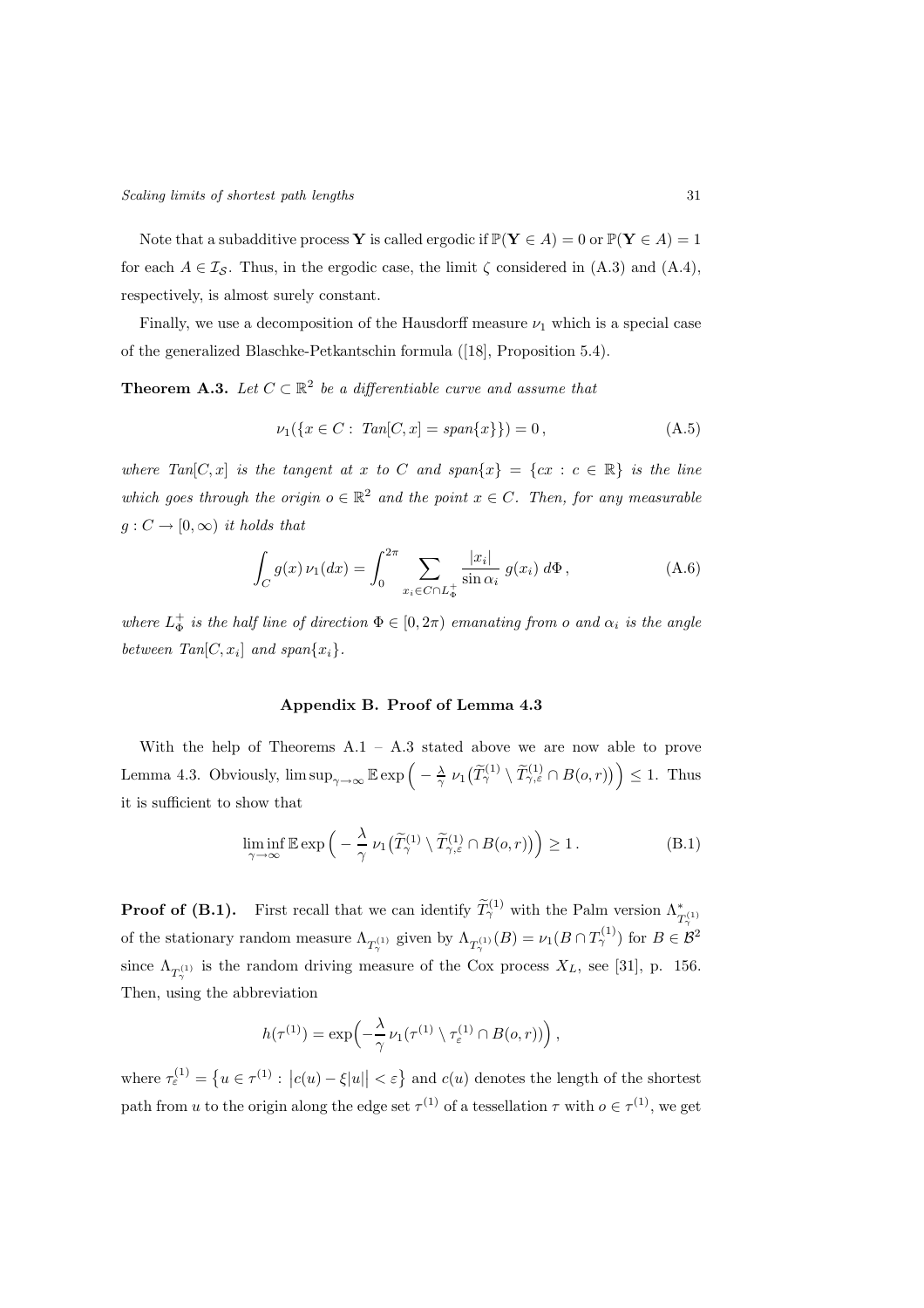Note that a subadditive process $\mathbf{Y}$ is called ergodic if $\mathbb{P}(\mathbf{Y} \in A) = 0$ or $\mathbb{P}(\mathbf{Y} \in A) = 1$ for each $A \in \mathcal{I}_{\mathcal{S}}$. Thus, in the ergodic case, the limit $\zeta$ considered in (A.3) and (A.4), respectively, is almost surely constant.

Finally, we use a decomposition of the Hausdorff measure $\nu_1$ which is a special case of the generalized Blaschke-Petkantschin formula ([18], Proposition 5.4).

**Theorem A.3.** *Let $C \subset \mathbb{R}^2$ be a differentiable curve and assume that*

$$\nu_1(\{x \in C : \; Tan[C, x] = span\{x\}\}) = 0\,, \tag{A.5}$$

*where $Tan[C, x]$ is the tangent at $x$ to $C$ and $span\{x\} = \{cx : c \in \mathbb{R}\}$ is the line which goes through the origin $o \in \mathbb{R}^2$ and the point $x \in C$. Then, for any measurable $g : C \to [0, \infty)$ it holds that*

$$\int_C g(x)\, \nu_1(dx) = \int_0^{2\pi} \sum_{x_i \in C \cap L_\Phi^+} \frac{|x_i|}{\sin \alpha_i}\, g(x_i)\, d\Phi\,, \tag{A.6}$$

*where $L_\Phi^+$ is the half line of direction $\Phi \in [0, 2\pi)$ emanating from $o$ and $\alpha_i$ is the angle between $Tan[C, x_i]$ and $span\{x_i\}$.*

## Appendix B. Proof of Lemma 4.3

With the help of Theorems A.1 – A.3 stated above we are now able to prove Lemma 4.3. Obviously, $\limsup_{\gamma\to\infty} \mathbb{E} \exp\Big( -\frac{\lambda}{\gamma}\, \nu_1\big(\widetilde{T}_\gamma^{(1)} \setminus \widetilde{T}_{\gamma,\varepsilon}^{(1)} \cap B(o, r)\big)\Big) \leq 1$. Thus it is sufficient to show that

$$\liminf_{\gamma\to\infty} \mathbb{E} \exp\Big( -\frac{\lambda}{\gamma}\, \nu_1\big(\widetilde{T}_\gamma^{(1)} \setminus \widetilde{T}_{\gamma,\varepsilon}^{(1)} \cap B(o, r)\big)\Big) \geq 1\,. \tag{B.1}$$

**Proof of (B.1).** First recall that we can identify $\widetilde{T}_\gamma^{(1)}$ with the Palm version $\Lambda^*_{T_\gamma^{(1)}}$ of the stationary random measure $\Lambda_{T_\gamma^{(1)}}$ given by $\Lambda_{T_\gamma^{(1)}}(B) = \nu_1(B \cap T_\gamma^{(1)})$ for $B \in \mathcal{B}^2$ since $\Lambda_{T_\gamma^{(1)}}$ is the random driving measure of the Cox process $X_L$, see [31], p. 156. Then, using the abbreviation

$$h(\tau^{(1)}) = \exp\Big( -\frac{\lambda}{\gamma}\, \nu_1(\tau^{(1)} \setminus \tau_\varepsilon^{(1)} \cap B(o, r))\Big)\,,$$

where $\tau_\varepsilon^{(1)} = \big\{u \in \tau^{(1)} : \big|c(u) - \xi|u|\big| < \varepsilon\big\}$ and $c(u)$ denotes the length of the shortest path from $u$ to the origin along the edge set $\tau^{(1)}$ of a tessellation $\tau$ with $o \in \tau^{(1)}$, we get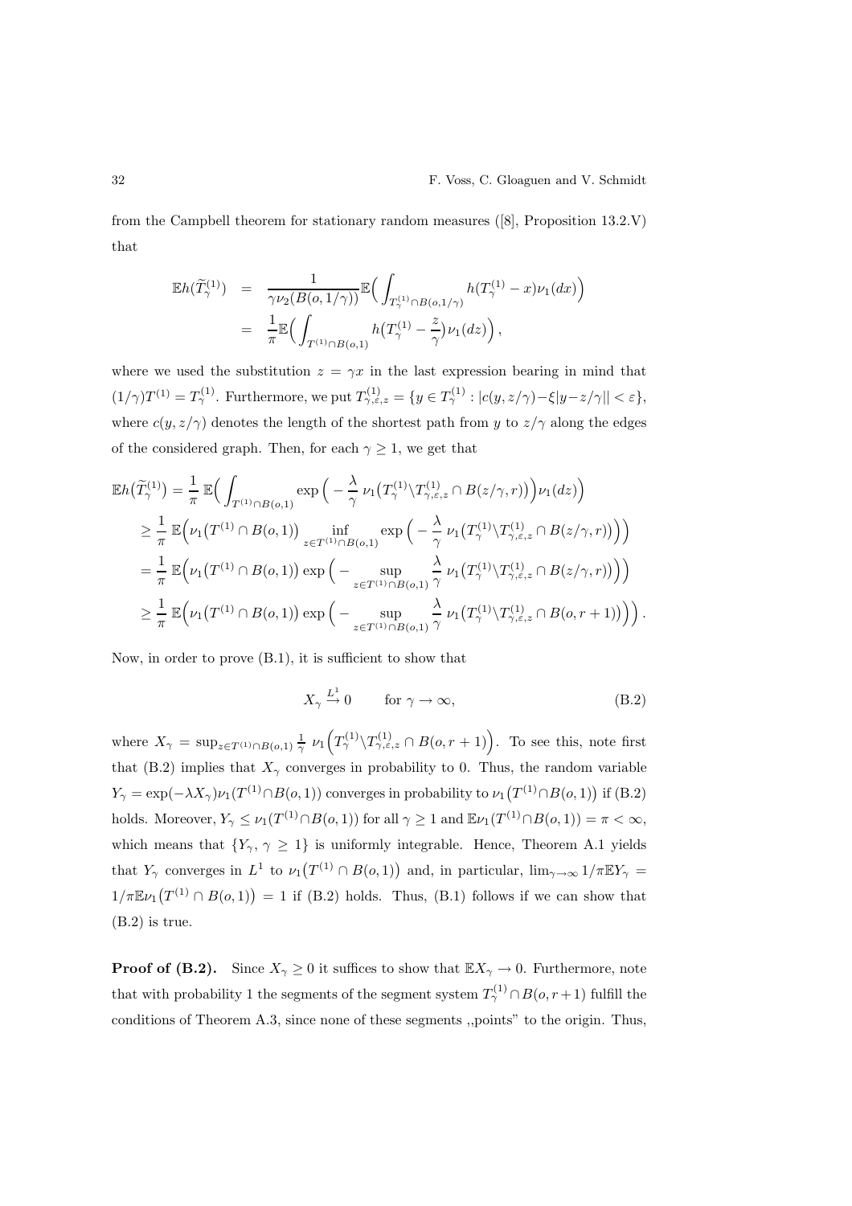from the Campbell theorem for stationary random measures ([8], Proposition 13.2.V) that

$$
\begin{aligned}
\mathbb{E}h(\widetilde{T}_\gamma^{(1)}) &= \frac{1}{\gamma \nu_2(B(o,1/\gamma))} \mathbb{E}\Big( \int_{T_\gamma^{(1)} \cap B(o,1/\gamma)} h(T_\gamma^{(1)} - x) \nu_1(dx) \Big) \\
&= \frac{1}{\pi} \mathbb{E}\Big( \int_{T^{(1)} \cap B(o,1)} h\big(T_\gamma^{(1)} - \frac{z}{\gamma}\big) \nu_1(dz) \Big),
\end{aligned}
$$

where we used the substitution $z = \gamma x$ in the last expression bearing in mind that $(1/\gamma)T^{(1)} = T_\gamma^{(1)}$. Furthermore, we put $T_{\gamma,\varepsilon,z}^{(1)} = \{y \in T_\gamma^{(1)} : |c(y, z/\gamma) - \xi |y - z/\gamma|| < \varepsilon\}$, where $c(y, z/\gamma)$ denotes the length of the shortest path from $y$ to $z/\gamma$ along the edges of the considered graph. Then, for each $\gamma \geq 1$, we get that

$$
\begin{aligned}
\mathbb{E}h\big(\widetilde{T}_\gamma^{(1)}\big) &= \frac{1}{\pi}\, \mathbb{E}\Big( \int_{T^{(1)} \cap B(o,1)} \exp\Big( -\frac{\lambda}{\gamma}\, \nu_1\big(T_\gamma^{(1)} \backslash T_{\gamma,\varepsilon,z}^{(1)} \cap B(z/\gamma, r)\big)\Big) \nu_1(dz) \Big) \\
&\geq \frac{1}{\pi}\, \mathbb{E}\Big( \nu_1\big(T^{(1)} \cap B(o,1)\big) \inf_{z \in T^{(1)} \cap B(o,1)} \exp\Big( -\frac{\lambda}{\gamma}\, \nu_1\big(T_\gamma^{(1)} \backslash T_{\gamma,\varepsilon,z}^{(1)} \cap B(z/\gamma, r)\big)\Big) \Big) \\
&= \frac{1}{\pi}\, \mathbb{E}\Big( \nu_1\big(T^{(1)} \cap B(o,1)\big) \exp\Big( -\sup_{z \in T^{(1)} \cap B(o,1)} \frac{\lambda}{\gamma}\, \nu_1\big(T_\gamma^{(1)} \backslash T_{\gamma,\varepsilon,z}^{(1)} \cap B(z/\gamma, r)\big)\Big) \Big) \\
&\geq \frac{1}{\pi}\, \mathbb{E}\Big( \nu_1\big(T^{(1)} \cap B(o,1)\big) \exp\Big( -\sup_{z \in T^{(1)} \cap B(o,1)} \frac{\lambda}{\gamma}\, \nu_1\big(T_\gamma^{(1)} \backslash T_{\gamma,\varepsilon,z}^{(1)} \cap B(o, r+1)\big)\Big) \Big).
\end{aligned}
$$

Now, in order to prove (B.1), it is sufficient to show that

$$
X_\gamma \xrightarrow{L^1} 0 \qquad \text{for } \gamma \to \infty, \tag{B.2}
$$

where $X_\gamma = \sup_{z \in T^{(1)} \cap B(o,1)} \frac{1}{\gamma}\, \nu_1\Big(T_\gamma^{(1)} \backslash T_{\gamma,\varepsilon,z}^{(1)} \cap B(o, r+1)\Big)$. To see this, note first that (B.2) implies that $X_\gamma$ converges in probability to 0. Thus, the random variable $Y_\gamma = \exp(-\lambda X_\gamma)\nu_1(T^{(1)} \cap B(o,1))$ converges in probability to $\nu_1\big(T^{(1)} \cap B(o,1)\big)$ if (B.2) holds. Moreover, $Y_\gamma \leq \nu_1(T^{(1)} \cap B(o,1))$ for all $\gamma \geq 1$ and $\mathbb{E}\nu_1(T^{(1)} \cap B(o,1)) = \pi < \infty$, which means that $\{Y_\gamma, \gamma \geq 1\}$ is uniformly integrable. Hence, Theorem A.1 yields that $Y_\gamma$ converges in $L^1$ to $\nu_1\big(T^{(1)} \cap B(o,1)\big)$ and, in particular, $\lim_{\gamma \to \infty} 1/\pi \mathbb{E} Y_\gamma = 1/\pi \mathbb{E}\nu_1\big(T^{(1)} \cap B(o,1)\big) = 1$ if (B.2) holds. Thus, (B.1) follows if we can show that (B.2) is true.

**Proof of (B.2).** Since $X_\gamma \geq 0$ it suffices to show that $\mathbb{E}X_\gamma \to 0$. Furthermore, note that with probability 1 the segments of the segment system $T_\gamma^{(1)} \cap B(o, r+1)$ fulfill the conditions of Theorem A.3, since none of these segments ,,points" to the origin. Thus,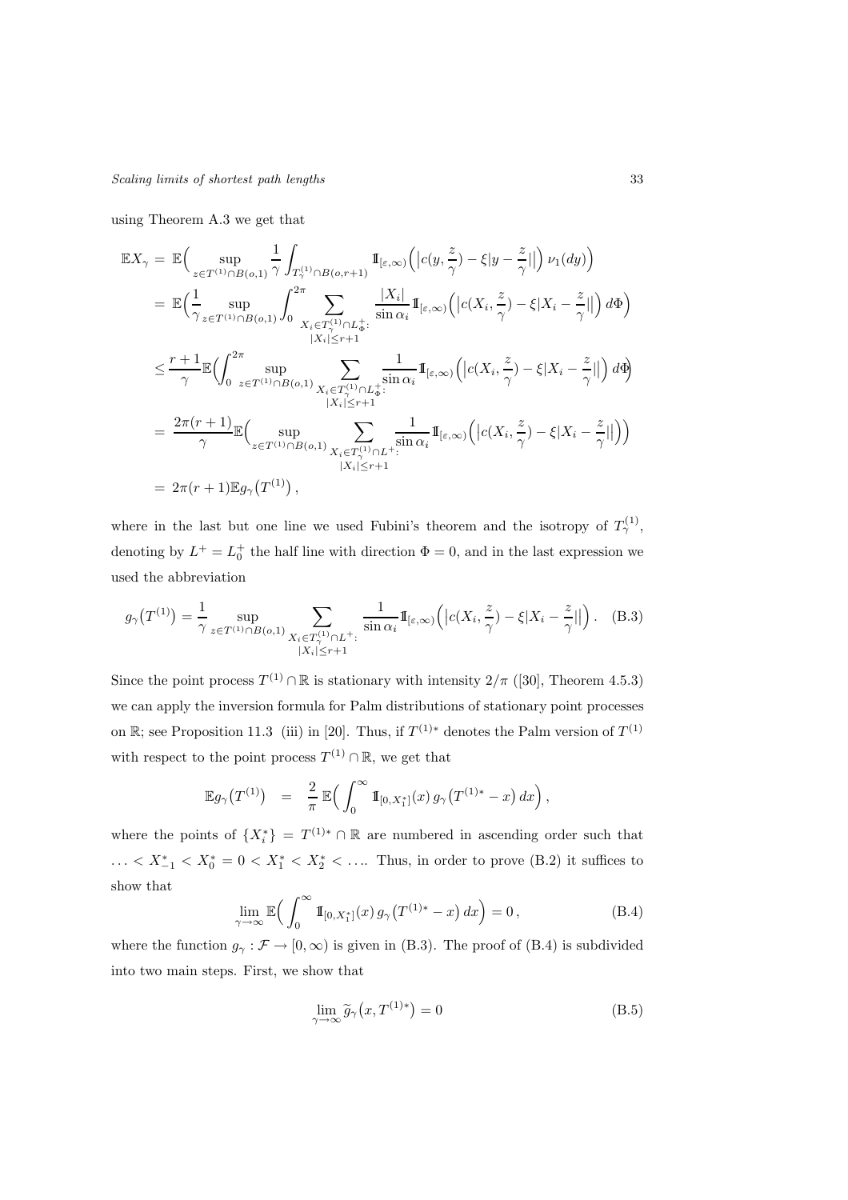using Theorem A.3 we get that

$$
\begin{aligned}
\mathbb{E}X_\gamma &= \mathbb{E}\Big( \sup_{z \in T^{(1)} \cap B(o,1)} \frac{1}{\gamma} \int_{T_\gamma^{(1)} \cap B(o,r+1)} \mathbb{1}_{[\varepsilon,\infty)}\Big( \big| c(y, \frac{z}{\gamma}) - \xi |y - \frac{z}{\gamma}|\big| \Big)\, \nu_1(dy) \Big) \\
&= \mathbb{E}\Big( \frac{1}{\gamma} \sup_{z \in T^{(1)} \cap B(o,1)} \int_0^{2\pi} \sum_{\substack{X_i \in T_\gamma^{(1)} \cap L_\Phi^+ : \\ |X_i| \le r+1}} \frac{|X_i|}{\sin \alpha_i} \mathbb{1}_{[\varepsilon,\infty)}\Big( \big| c(X_i, \frac{z}{\gamma}) - \xi |X_i - \frac{z}{\gamma}|\big| \Big)\, d\Phi \Big) \\
&\le \frac{r+1}{\gamma} \mathbb{E}\Big( \int_0^{2\pi} \sup_{z \in T^{(1)} \cap B(o,1)} \sum_{\substack{X_i \in T_\gamma^{(1)} \cap L_\Phi^+ : \\ |X_i| \le r+1}} \frac{1}{\sin \alpha_i} \mathbb{1}_{[\varepsilon,\infty)}\Big( \big| c(X_i, \frac{z}{\gamma}) - \xi |X_i - \frac{z}{\gamma}|\big| \Big)\, d\Phi \Big) \\
&= \frac{2\pi(r+1)}{\gamma} \mathbb{E}\Big( \sup_{z \in T^{(1)} \cap B(o,1)} \sum_{\substack{X_i \in T_\gamma^{(1)} \cap L^+ : \\ |X_i| \le r+1}} \frac{1}{\sin \alpha_i} \mathbb{1}_{[\varepsilon,\infty)}\Big( \big| c(X_i, \frac{z}{\gamma}) - \xi |X_i - \frac{z}{\gamma}|\big| \Big) \Big) \\
&= 2\pi(r+1) \mathbb{E} g_\gamma\big(T^{(1)}\big) \,,
\end{aligned}
$$

where in the last but one line we used Fubini's theorem and the isotropy of $T_\gamma^{(1)}$, denoting by $L^+ = L_0^+$ the half line with direction $\Phi = 0$, and in the last expression we used the abbreviation

$$
g_\gamma\big(T^{(1)}\big) = \frac{1}{\gamma} \sup_{z \in T^{(1)} \cap B(o,1)} \sum_{\substack{X_i \in T_\gamma^{(1)} \cap L^+ : \\ |X_i| \le r+1}} \frac{1}{\sin \alpha_i} \mathbb{1}_{[\varepsilon,\infty)}\Big( \big| c(X_i, \frac{z}{\gamma}) - \xi |X_i - \frac{z}{\gamma}|\big| \Big) \,. \tag{B.3}
$$

Since the point process $T^{(1)} \cap \mathbb{R}$ is stationary with intensity $2/\pi$ ([30], Theorem 4.5.3) we can apply the inversion formula for Palm distributions of stationary point processes on $\mathbb{R}$; see Proposition 11.3 (iii) in [20]. Thus, if $T^{(1)*}$ denotes the Palm version of $T^{(1)}$ with respect to the point process $T^{(1)} \cap \mathbb{R}$, we get that

$$
\mathbb{E} g_\gamma\big(T^{(1)}\big) \quad = \quad \frac{2}{\pi}\, \mathbb{E}\Big( \int_0^\infty \mathbb{1}_{[0, X_1^*]}(x)\, g_\gamma\big(T^{(1)*} - x\big)\, dx \Big) \,,
$$

where the points of $\{X_i^*\} = T^{(1)*} \cap \mathbb{R}$ are numbered in ascending order such that $\ldots < X_{-1}^* < X_0^* = 0 < X_1^* < X_2^* < \ldots$. Thus, in order to prove (B.2) it suffices to show that

$$
\lim_{\gamma \to \infty} \mathbb{E}\Big( \int_0^\infty \mathbb{1}_{[0, X_1^*]}(x)\, g_\gamma\big(T^{(1)*} - x\big)\, dx \Big) = 0 \,, \tag{B.4}
$$

where the function $g_\gamma : \mathcal{F} \to [0, \infty)$ is given in (B.3). The proof of (B.4) is subdivided into two main steps. First, we show that

$$
\lim_{\gamma \to \infty} \widetilde{g}_\gamma\big(x, T^{(1)*}\big) = 0 \tag{B.5}
$$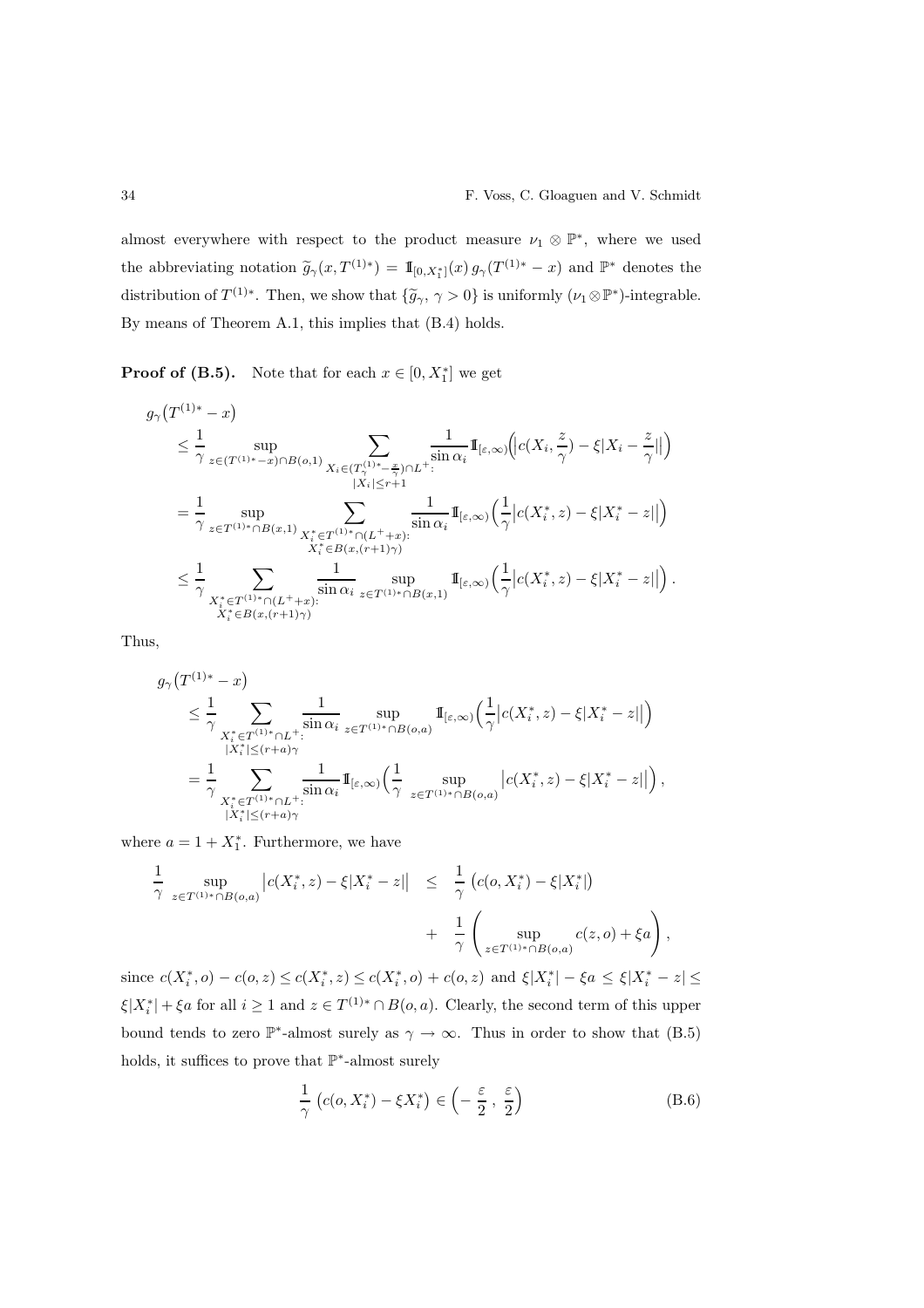almost everywhere with respect to the product measure $\nu_1 \otimes \mathbb{P}^*$, where we used the abbreviating notation $\widetilde{g}_\gamma(x, T^{(1)*}) = 1\!\!1_{[0,X_1^*]}(x)\, g_\gamma(T^{(1)*} - x)$ and $\mathbb{P}^*$ denotes the distribution of $T^{(1)*}$. Then, we show that $\{\widetilde{g}_\gamma, \gamma > 0\}$ is uniformly $(\nu_1 \otimes \mathbb{P}^*)$-integrable. By means of Theorem A.1, this implies that (B.4) holds.

**Proof of (B.5).** Note that for each $x \in [0, X_1^*]$ we get

$$
\begin{aligned}
& g_\gamma\big(T^{(1)*} - x\big) \\
& \quad \le \frac{1}{\gamma} \sup_{z \in (T^{(1)*}-x) \cap B(o,1)} \sum_{\substack{X_i \in (T_\gamma^{(1)*} - \frac{x}{\gamma}) \cap L^+: \\ |X_i| \le r+1}} \frac{1}{\sin \alpha_i} 1\!\!1_{[\varepsilon,\infty)}\Big(\big|c(X_i, \tfrac{z}{\gamma}) - \xi |X_i - \tfrac{z}{\gamma}|\big|\Big) \\
& \quad = \frac{1}{\gamma} \sup_{z \in T^{(1)*} \cap B(x,1)} \sum_{\substack{X_i^* \in T^{(1)*} \cap (L^+ + x): \\ X_i^* \in B(x,(r+1)\gamma)}} \frac{1}{\sin \alpha_i} 1\!\!1_{[\varepsilon,\infty)}\Big(\frac{1}{\gamma}\big|c(X_i^*, z) - \xi |X_i^* - z|\big|\Big) \\
& \quad \le \frac{1}{\gamma} \sum_{\substack{X_i^* \in T^{(1)*} \cap (L^+ + x): \\ X_i^* \in B(x,(r+1)\gamma)}} \frac{1}{\sin \alpha_i} \sup_{z \in T^{(1)*} \cap B(x,1)} 1\!\!1_{[\varepsilon,\infty)}\Big(\frac{1}{\gamma}\big|c(X_i^*, z) - \xi |X_i^* - z|\big|\Big).
\end{aligned}
$$

Thus,

$$
\begin{aligned}
& g_\gamma\big(T^{(1)*} - x\big) \\
& \quad \le \frac{1}{\gamma} \sum_{\substack{X_i^* \in T^{(1)*} \cap L^+: \\ |X_i^*| \le (r+a)\gamma}} \frac{1}{\sin \alpha_i} \sup_{z \in T^{(1)*} \cap B(o,a)} 1\!\!1_{[\varepsilon,\infty)}\Big(\frac{1}{\gamma}\big|c(X_i^*, z) - \xi |X_i^* - z|\big|\Big) \\
& \quad = \frac{1}{\gamma} \sum_{\substack{X_i^* \in T^{(1)*} \cap L^+: \\ |X_i^*| \le (r+a)\gamma}} \frac{1}{\sin \alpha_i} 1\!\!1_{[\varepsilon,\infty)}\Big(\frac{1}{\gamma} \sup_{z \in T^{(1)*} \cap B(o,a)} \big|c(X_i^*, z) - \xi |X_i^* - z|\big|\Big),
\end{aligned}
$$

where $a = 1 + X_1^*$. Furthermore, we have

$$
\begin{aligned}
\frac{1}{\gamma} \sup_{z \in T^{(1)*} \cap B(o,a)} \big|c(X_i^*, z) - \xi |X_i^* - z|\big| \quad & \le \quad \frac{1}{\gamma}\, \big(c(o, X_i^*) - \xi |X_i^*|\big) \\
& \quad + \quad \frac{1}{\gamma} \left( \sup_{z \in T^{(1)*} \cap B(o,a)} c(z, o) + \xi a \right),
\end{aligned}
$$

since $c(X_i^*, o) - c(o, z) \le c(X_i^*, z) \le c(X_i^*, o) + c(o, z)$ and $\xi |X_i^*| - \xi a \le \xi |X_i^* - z| \le \xi |X_i^*| + \xi a$ for all $i \ge 1$ and $z \in T^{(1)*} \cap B(o, a)$. Clearly, the second term of this upper bound tends to zero $\mathbb{P}^*$-almost surely as $\gamma \to \infty$. Thus in order to show that (B.5) holds, it suffices to prove that $\mathbb{P}^*$-almost surely

$$
\frac{1}{\gamma}\, \big(c(o, X_i^*) - \xi X_i^*\big) \in \Big( -\frac{\varepsilon}{2}\,,\, \frac{\varepsilon}{2} \Big) \tag{B.6}
$$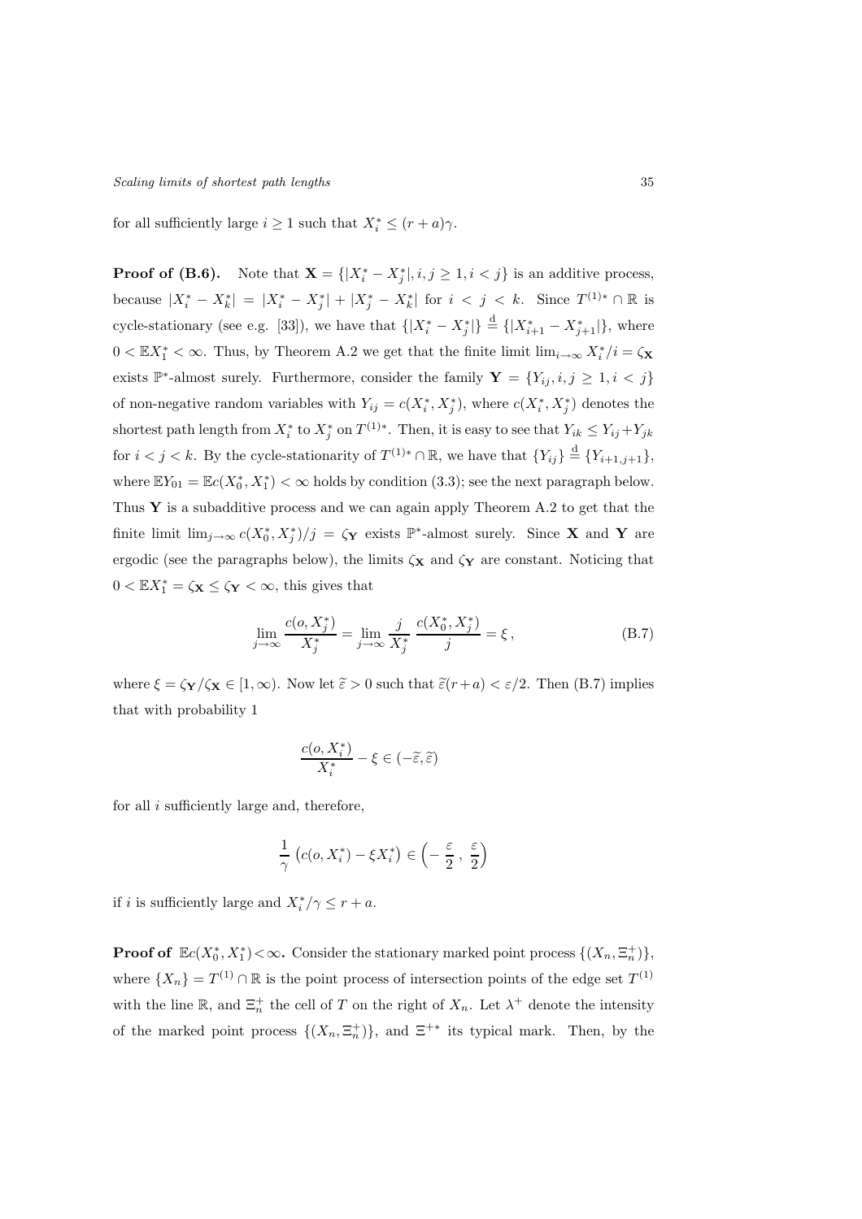for all sufficiently large $i \geq 1$ such that $X_i^* \leq (r+a)\gamma$.

**Proof of (B.6).** Note that $\mathbf{X} = \{|X_i^* - X_j^*|, i,j \geq 1, i < j\}$ is an additive process, because $|X_i^* - X_k^*| = |X_i^* - X_j^*| + |X_j^* - X_k^*|$ for $i < j < k$. Since $T^{(1)*} \cap \mathbb{R}$ is cycle-stationary (see e.g. [33]), we have that $\{|X_i^* - X_j^*|\} \stackrel{\mathrm{d}}{=} \{|X_{i+1}^* - X_{j+1}^*|\}$, where $0 < \mathbb{E}X_1^* < \infty$. Thus, by Theorem A.2 we get that the finite limit $\lim_{i\to\infty} X_i^*/i = \zeta_{\mathbf{X}}$ exists $\mathbb{P}^*$-almost surely. Furthermore, consider the family $\mathbf{Y} = \{Y_{ij}, i,j \geq 1, i < j\}$ of non-negative random variables with $Y_{ij} = c(X_i^*, X_j^*)$, where $c(X_i^*, X_j^*)$ denotes the shortest path length from $X_i^*$ to $X_j^*$ on $T^{(1)*}$. Then, it is easy to see that $Y_{ik} \leq Y_{ij} + Y_{jk}$ for $i < j < k$. By the cycle-stationarity of $T^{(1)*} \cap \mathbb{R}$, we have that $\{Y_{ij}\} \stackrel{\mathrm{d}}{=} \{Y_{i+1,j+1}\}$, where $\mathbb{E}Y_{01} = \mathbb{E}c(X_0^*, X_1^*) < \infty$ holds by condition (3.3); see the next paragraph below. Thus $\mathbf{Y}$ is a subadditive process and we can again apply Theorem A.2 to get that the finite limit $\lim_{j\to\infty} c(X_0^*, X_j^*)/j = \zeta_{\mathbf{Y}}$ exists $\mathbb{P}^*$-almost surely. Since $\mathbf{X}$ and $\mathbf{Y}$ are ergodic (see the paragraphs below), the limits $\zeta_{\mathbf{X}}$ and $\zeta_{\mathbf{Y}}$ are constant. Noticing that $0 < \mathbb{E}X_1^* = \zeta_{\mathbf{X}} \leq \zeta_{\mathbf{Y}} < \infty$, this gives that

$$\lim_{j\to\infty} \frac{c(o, X_j^*)}{X_j^*} = \lim_{j\to\infty} \frac{j}{X_j^*}\, \frac{c(X_0^*, X_j^*)}{j} = \xi\,, \tag{B.7}$$

where $\xi = \zeta_{\mathbf{Y}}/\zeta_{\mathbf{X}} \in [1, \infty)$. Now let $\widetilde{\varepsilon} > 0$ such that $\widetilde{\varepsilon}(r+a) < \varepsilon/2$. Then (B.7) implies that with probability 1

$$\frac{c(o, X_i^*)}{X_i^*} - \xi \in (-\widetilde{\varepsilon}, \widetilde{\varepsilon})$$

for all $i$ sufficiently large and, therefore,

$$\frac{1}{\gamma}\left(c(o, X_i^*) - \xi X_i^*\right) \in \left(-\frac{\varepsilon}{2}\,,\, \frac{\varepsilon}{2}\right)$$

if $i$ is sufficiently large and $X_i^*/\gamma \leq r + a$.

**Proof of $\mathbb{E}c(X_0^*, X_1^*) < \infty$.** Consider the stationary marked point process $\{(X_n, \Xi_n^+)\}$, where $\{X_n\} = T^{(1)} \cap \mathbb{R}$ is the point process of intersection points of the edge set $T^{(1)}$ with the line $\mathbb{R}$, and $\Xi_n^+$ the cell of $T$ on the right of $X_n$. Let $\lambda^+$ denote the intensity of the marked point process $\{(X_n, \Xi_n^+)\}$, and $\Xi^{+*}$ its typical mark. Then, by the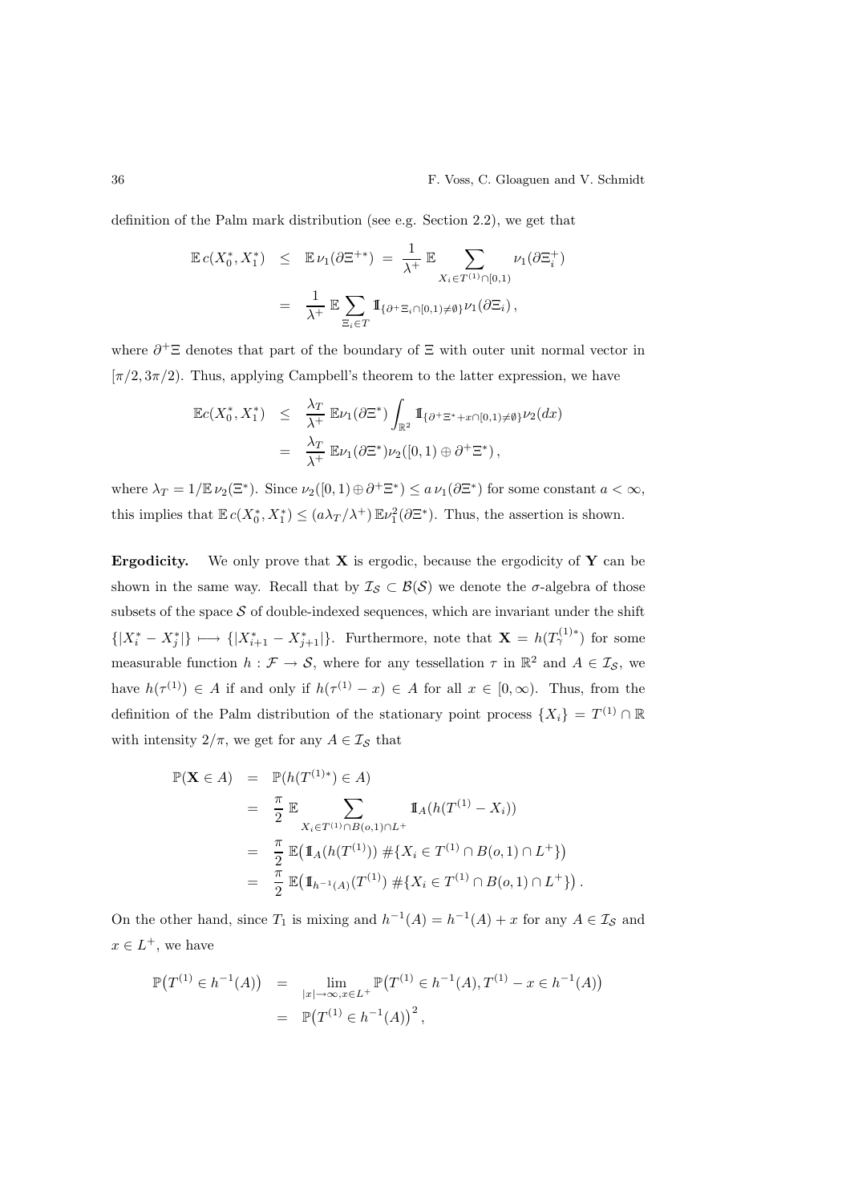definition of the Palm mark distribution (see e.g. Section 2.2), we get that

$$
\begin{aligned}
\mathbb{E}\, c(X_0^*, X_1^*) &\leq \mathbb{E}\, \nu_1(\partial \Xi^{+*}) = \frac{1}{\lambda^+}\, \mathbb{E} \sum_{X_i \in T^{(1)} \cap [0,1)} \nu_1(\partial \Xi_i^+) \\
&= \frac{1}{\lambda^+}\, \mathbb{E} \sum_{\Xi_i \in T} \mathbb{I}_{\{\partial^+ \Xi_i \cap [0,1) \neq \emptyset\}} \nu_1(\partial \Xi_i)\,,
\end{aligned}
$$

where $\partial^+ \Xi$ denotes that part of the boundary of $\Xi$ with outer unit normal vector in $[\pi/2, 3\pi/2)$. Thus, applying Campbell's theorem to the latter expression, we have

$$
\begin{aligned}
\mathbb{E} c(X_0^*, X_1^*) &\leq \frac{\lambda_T}{\lambda^+}\, \mathbb{E} \nu_1(\partial \Xi^*) \int_{\mathbb{R}^2} \mathbb{I}_{\{\partial^+ \Xi^* + x \cap [0,1) \neq \emptyset\}} \nu_2(dx) \\
&= \frac{\lambda_T}{\lambda^+}\, \mathbb{E} \nu_1(\partial \Xi^*) \nu_2([0,1) \oplus \partial^+ \Xi^*)\,,
\end{aligned}
$$

where $\lambda_T = 1/\mathbb{E}\, \nu_2(\Xi^*)$. Since $\nu_2([0,1) \oplus \partial^+ \Xi^*) \leq a\, \nu_1(\partial \Xi^*)$ for some constant $a < \infty$, this implies that $\mathbb{E}\, c(X_0^*, X_1^*) \leq (a \lambda_T / \lambda^+)\, \mathbb{E} \nu_1^2(\partial \Xi^*)$. Thus, the assertion is shown.

**Ergodicity.** We only prove that $\mathbf{X}$ is ergodic, because the ergodicity of $\mathbf{Y}$ can be shown in the same way. Recall that by $\mathcal{I}_\mathcal{S} \subset \mathcal{B}(\mathcal{S})$ we denote the $\sigma$-algebra of those subsets of the space $\mathcal{S}$ of double-indexed sequences, which are invariant under the shift $\{|X_i^* - X_j^*|\} \longmapsto \{|X_{i+1}^* - X_{j+1}^*|\}$. Furthermore, note that $\mathbf{X} = h(T_\gamma^{(1)*})$ for some measurable function $h : \mathcal{F} \to \mathcal{S}$, where for any tessellation $\tau$ in $\mathbb{R}^2$ and $A \in \mathcal{I}_\mathcal{S}$, we have $h(\tau^{(1)}) \in A$ if and only if $h(\tau^{(1)} - x) \in A$ for all $x \in [0, \infty)$. Thus, from the definition of the Palm distribution of the stationary point process $\{X_i\} = T^{(1)} \cap \mathbb{R}$ with intensity $2/\pi$, we get for any $A \in \mathcal{I}_\mathcal{S}$ that

$$
\begin{aligned}
\mathbb{P}(\mathbf{X} \in A) &= \mathbb{P}(h(T^{(1)*}) \in A) \\
&= \frac{\pi}{2}\, \mathbb{E} \sum_{X_i \in T^{(1)} \cap B(o,1) \cap L^+} \mathbb{I}_A(h(T^{(1)} - X_i)) \\
&= \frac{\pi}{2}\, \mathbb{E}\big(\mathbb{I}_A(h(T^{(1)}))\, \#\{X_i \in T^{(1)} \cap B(o,1) \cap L^+\}\big) \\
&= \frac{\pi}{2}\, \mathbb{E}\big(\mathbb{I}_{h^{-1}(A)}(T^{(1)})\, \#\{X_i \in T^{(1)} \cap B(o,1) \cap L^+\}\big)\,.
\end{aligned}
$$

On the other hand, since $T_1$ is mixing and $h^{-1}(A) = h^{-1}(A) + x$ for any $A \in \mathcal{I}_\mathcal{S}$ and $x \in L^+$, we have

$$
\begin{aligned}
\mathbb{P}\big(T^{(1)} \in h^{-1}(A)\big) &= \lim_{|x| \to \infty, x \in L^+} \mathbb{P}\big(T^{(1)} \in h^{-1}(A), T^{(1)} - x \in h^{-1}(A)\big) \\
&= \mathbb{P}\big(T^{(1)} \in h^{-1}(A)\big)^2\,,
\end{aligned}
$$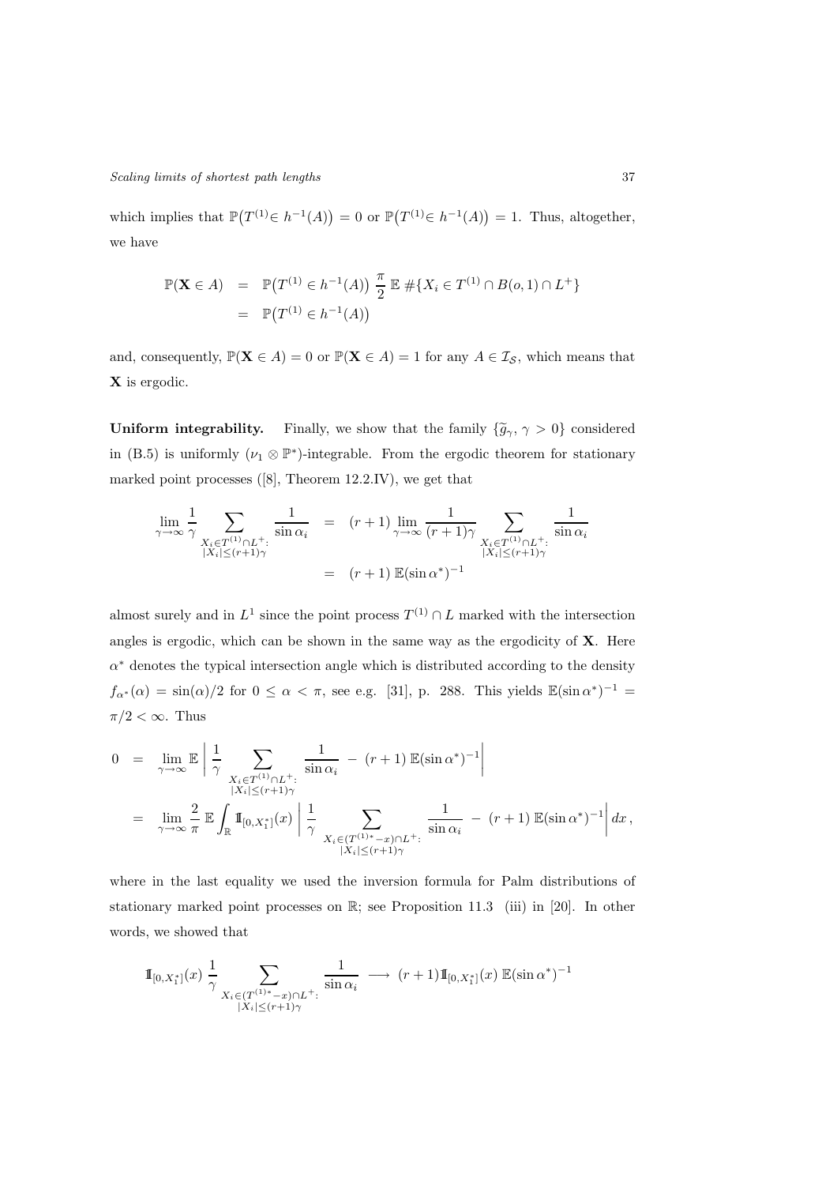which implies that $\mathbb{P}\big(T^{(1)} \in h^{-1}(A)\big) = 0$ or $\mathbb{P}\big(T^{(1)} \in h^{-1}(A)\big) = 1$. Thus, altogether, we have

$$
\begin{aligned}
\mathbb{P}(\mathbf{X} \in A) &= \mathbb{P}\big(T^{(1)} \in h^{-1}(A)\big) \, \frac{\pi}{2} \, \mathbb{E} \, \#\{X_i \in T^{(1)} \cap B(o,1) \cap L^+\} \\
&= \mathbb{P}\big(T^{(1)} \in h^{-1}(A)\big)
\end{aligned}
$$

and, consequently, $\mathbb{P}(\mathbf{X} \in A) = 0$ or $\mathbb{P}(\mathbf{X} \in A) = 1$ for any $A \in \mathcal{I}_{\mathcal{S}}$, which means that $\mathbf{X}$ is ergodic.

**Uniform integrability.** Finally, we show that the family $\{\widetilde{g}_\gamma, \gamma > 0\}$ considered in (B.5) is uniformly $(\nu_1 \otimes \mathbb{P}^*)$-integrable. From the ergodic theorem for stationary marked point processes ([8], Theorem 12.2.IV), we get that

$$
\begin{aligned}
\lim_{\gamma \to \infty} \frac{1}{\gamma} \sum_{\substack{X_i \in T^{(1)} \cap L^+: \\ |X_i| \le (r+1)\gamma}} \frac{1}{\sin \alpha_i} &= (r+1) \lim_{\gamma \to \infty} \frac{1}{(r+1)\gamma} \sum_{\substack{X_i \in T^{(1)} \cap L^+: \\ |X_i| \le (r+1)\gamma}} \frac{1}{\sin \alpha_i} \\
&= (r+1) \, \mathbb{E}(\sin \alpha^*)^{-1}
\end{aligned}
$$

almost surely and in $L^1$ since the point process $T^{(1)} \cap L$ marked with the intersection angles is ergodic, which can be shown in the same way as the ergodicity of $\mathbf{X}$. Here $\alpha^*$ denotes the typical intersection angle which is distributed according to the density $f_{\alpha^*}(\alpha) = \sin(\alpha)/2$ for $0 \le \alpha < \pi$, see e.g. [31], p. 288. This yields $\mathbb{E}(\sin \alpha^*)^{-1} = \pi/2 < \infty$. Thus

$$
\begin{aligned}
0 &= \lim_{\gamma \to \infty} \mathbb{E} \left| \frac{1}{\gamma} \sum_{\substack{X_i \in T^{(1)} \cap L^+: \\ |X_i| \le (r+1)\gamma}} \frac{1}{\sin \alpha_i} - (r+1) \, \mathbb{E}(\sin \alpha^*)^{-1} \right| \\
&= \lim_{\gamma \to \infty} \frac{2}{\pi} \, \mathbb{E} \int_{\mathbb{R}} \mathbb{I}_{[0, X_1^*]}(x) \left| \frac{1}{\gamma} \sum_{\substack{X_i \in (T^{(1)*} - x) \cap L^+: \\ |X_i| \le (r+1)\gamma}} \frac{1}{\sin \alpha_i} - (r+1) \, \mathbb{E}(\sin \alpha^*)^{-1} \right| dx \,,
\end{aligned}
$$

where in the last equality we used the inversion formula for Palm distributions of stationary marked point processes on $\mathbb{R}$; see Proposition 11.3 (iii) in [20]. In other words, we showed that

$$
\mathbb{I}_{[0, X_1^*]}(x) \, \frac{1}{\gamma} \sum_{\substack{X_i \in (T^{(1)*} - x) \cap L^+: \\ |X_i| \le (r+1)\gamma}} \frac{1}{\sin \alpha_i} \longrightarrow (r+1) \mathbb{I}_{[0, X_1^*]}(x) \, \mathbb{E}(\sin \alpha^*)^{-1}
$$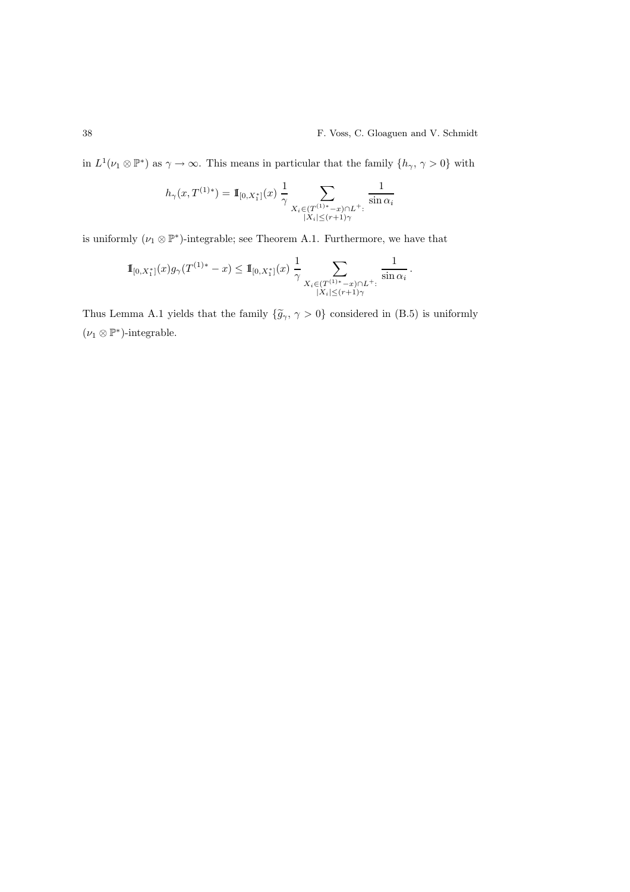in $L^1(\nu_1 \otimes \mathbb{P}^*)$ as $\gamma \to \infty$. This means in particular that the family $\{h_\gamma,\, \gamma > 0\}$ with

$$h_\gamma(x, T^{(1)*}) = \mathbb{1}_{[0,X_1^*]}(x)\, \frac{1}{\gamma} \sum_{\substack{X_i \in (T^{(1)*}-x)\cap L^+:\\ |X_i| \le (r+1)\gamma}} \frac{1}{\sin \alpha_i}$$

is uniformly $(\nu_1 \otimes \mathbb{P}^*)$-integrable; see Theorem A.1. Furthermore, we have that

$$\mathbb{1}_{[0,X_1^*]}(x) g_\gamma(T^{(1)*} - x) \le \mathbb{1}_{[0,X_1^*]}(x)\, \frac{1}{\gamma} \sum_{\substack{X_i \in (T^{(1)*}-x)\cap L^+:\\ |X_i| \le (r+1)\gamma}} \frac{1}{\sin \alpha_i}\,.$$

Thus Lemma A.1 yields that the family $\{\widetilde{g}_\gamma,\, \gamma > 0\}$ considered in (B.5) is uniformly $(\nu_1 \otimes \mathbb{P}^*)$-integrable.